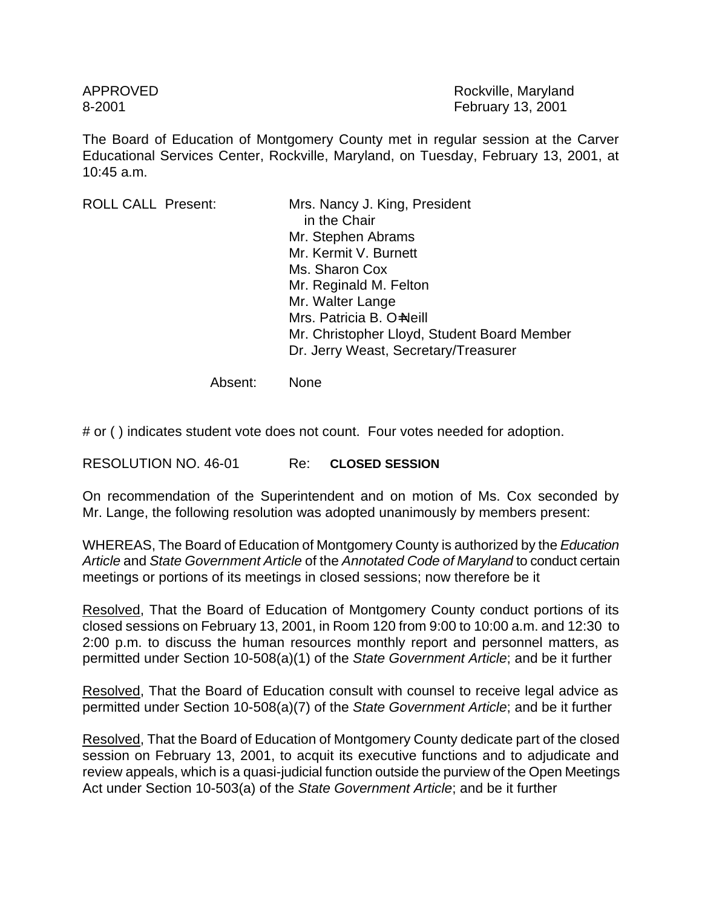APPROVED
8-2001

Rockville, Maryland
February 13, 2001

The Board of Education of Montgomery County met in regular session at the Carver Educational Services Center, Rockville, Maryland, on Tuesday, February 13, 2001, at 10:45 a.m.

ROLL CALL Present:

Mrs. Nancy J. King, President in the Chair
Mr. Stephen Abrams
Mr. Kermit V. Burnett
Ms. Sharon Cox
Mr. Reginald M. Felton
Mr. Walter Lange
Mrs. Patricia B. O=Neill
Mr. Christopher Lloyd, Student Board Member
Dr. Jerry Weast, Secretary/Treasurer

Absent: None

# or ( ) indicates student vote does not count. Four votes needed for adoption.

RESOLUTION NO. 46-01 Re: **CLOSED SESSION**

On recommendation of the Superintendent and on motion of Ms. Cox seconded by Mr. Lange, the following resolution was adopted unanimously by members present:

WHEREAS, The Board of Education of Montgomery County is authorized by the *Education Article* and *State Government Article* of the *Annotated Code of Maryland* to conduct certain meetings or portions of its meetings in closed sessions; now therefore be it

Resolved, That the Board of Education of Montgomery County conduct portions of its closed sessions on February 13, 2001, in Room 120 from 9:00 to 10:00 a.m. and 12:30 to 2:00 p.m. to discuss the human resources monthly report and personnel matters, as permitted under Section 10-508(a)(1) of the *State Government Article*; and be it further

Resolved, That the Board of Education consult with counsel to receive legal advice as permitted under Section 10-508(a)(7) of the *State Government Article*; and be it further

Resolved, That the Board of Education of Montgomery County dedicate part of the closed session on February 13, 2001, to acquit its executive functions and to adjudicate and review appeals, which is a quasi-judicial function outside the purview of the Open Meetings Act under Section 10-503(a) of the *State Government Article*; and be it further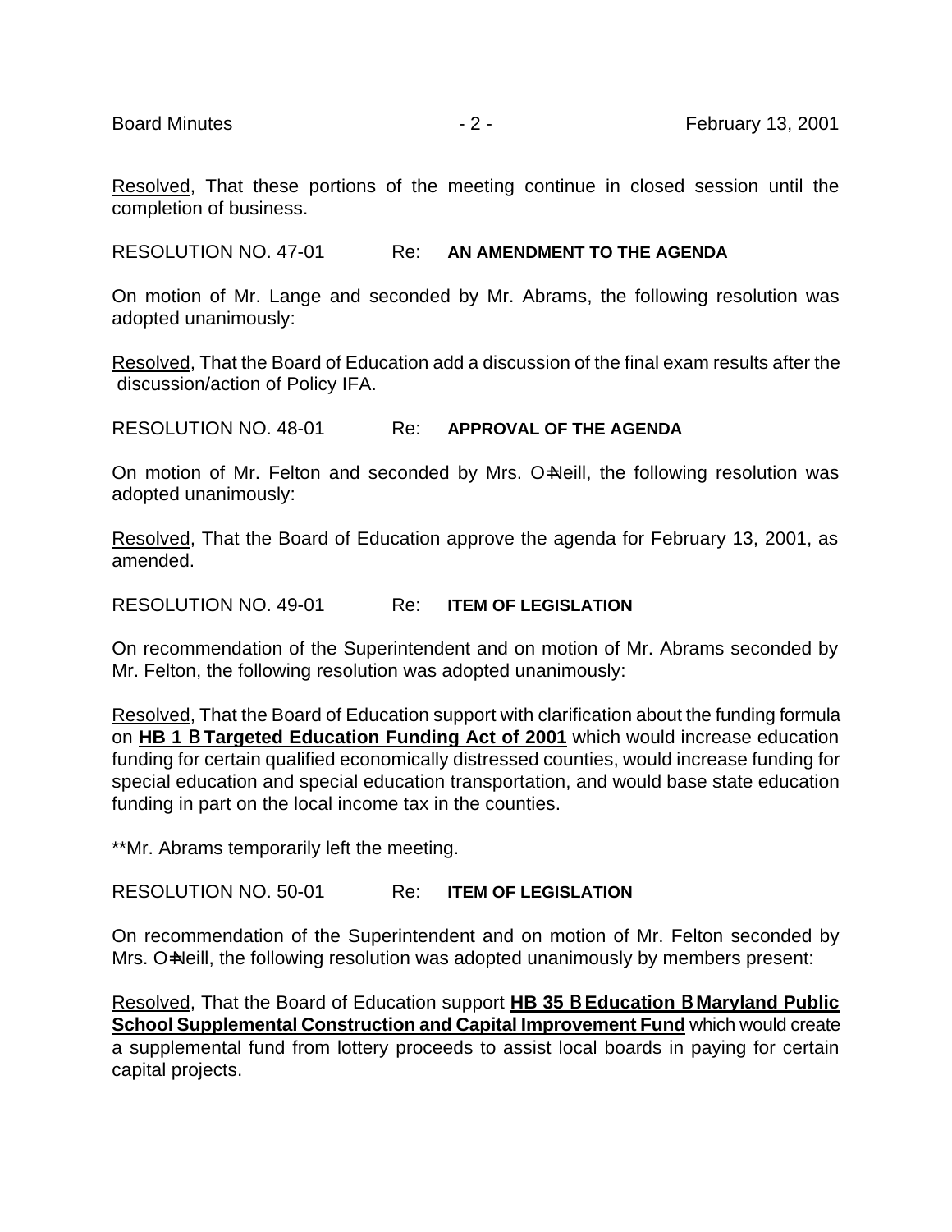Resolved, That these portions of the meeting continue in closed session until the completion of business.

RESOLUTION NO. 47-01 Re: **AN AMENDMENT TO THE AGENDA**

On motion of Mr. Lange and seconded by Mr. Abrams, the following resolution was adopted unanimously:

Resolved, That the Board of Education add a discussion of the final exam results after the discussion/action of Policy IFA.

RESOLUTION NO. 48-01 Re: **APPROVAL OF THE AGENDA**

On motion of Mr. Felton and seconded by Mrs. O=Neill, the following resolution was adopted unanimously:

Resolved, That the Board of Education approve the agenda for February 13, 2001, as amended.

RESOLUTION NO. 49-01 Re: **ITEM OF LEGISLATION**

On recommendation of the Superintendent and on motion of Mr. Abrams seconded by Mr. Felton, the following resolution was adopted unanimously:

Resolved, That the Board of Education support with clarification about the funding formula on **HB 1 B Targeted Education Funding Act of 2001** which would increase education funding for certain qualified economically distressed counties, would increase funding for special education and special education transportation, and would base state education funding in part on the local income tax in the counties.

**Mr. Abrams temporarily left the meeting.

RESOLUTION NO. 50-01 Re: **ITEM OF LEGISLATION**

On recommendation of the Superintendent and on motion of Mr. Felton seconded by Mrs. O=Neill, the following resolution was adopted unanimously by members present:

Resolved, That the Board of Education support **HB 35 B Education B Maryland Public School Supplemental Construction and Capital Improvement Fund** which would create a supplemental fund from lottery proceeds to assist local boards in paying for certain capital projects.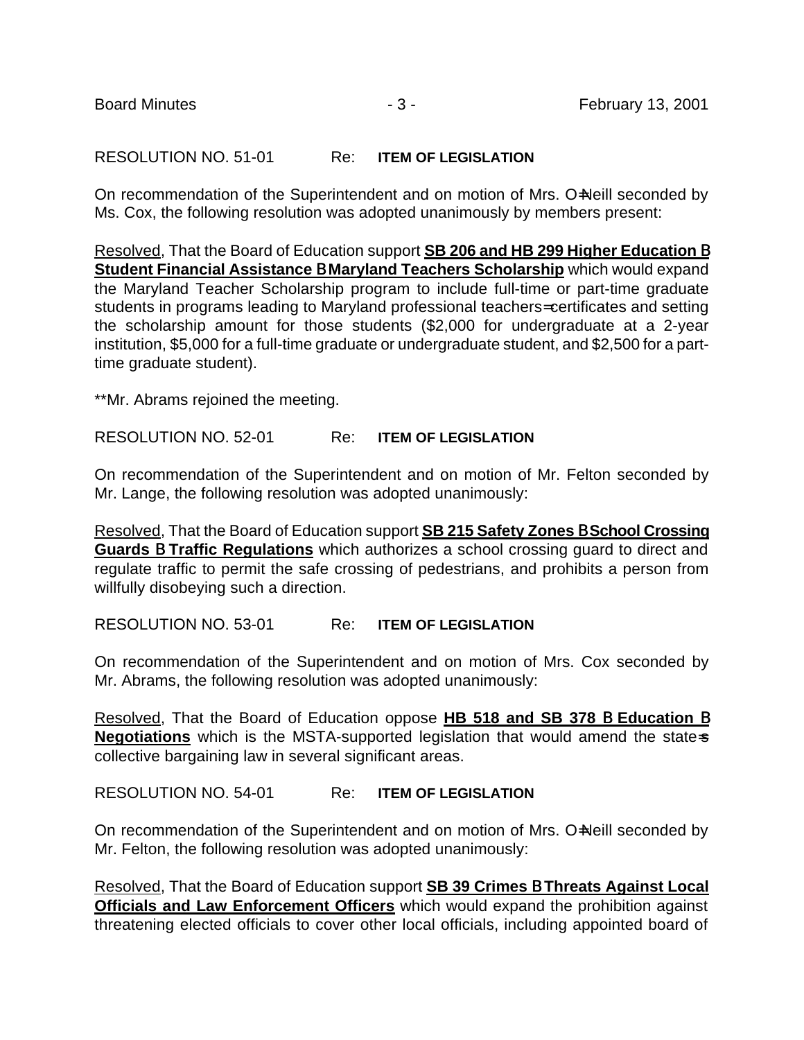RESOLUTION NO. 51-01 Re: **ITEM OF LEGISLATION**

On recommendation of the Superintendent and on motion of Mrs. O=Neill seconded by Ms. Cox, the following resolution was adopted unanimously by members present:

Resolved, That the Board of Education support **SB 206 and HB 299 Higher Education B Student Financial Assistance B Maryland Teachers Scholarship** which would expand the Maryland Teacher Scholarship program to include full-time or part-time graduate students in programs leading to Maryland professional teachers= certificates and setting the scholarship amount for those students ($2,000 for undergraduate at a 2-year institution, $5,000 for a full-time graduate or undergraduate student, and $2,500 for a part-time graduate student).

**Mr. Abrams rejoined the meeting.

RESOLUTION NO. 52-01 Re: **ITEM OF LEGISLATION**

On recommendation of the Superintendent and on motion of Mr. Felton seconded by Mr. Lange, the following resolution was adopted unanimously:

Resolved, That the Board of Education support **SB 215 Safety Zones B School Crossing Guards B Traffic Regulations** which authorizes a school crossing guard to direct and regulate traffic to permit the safe crossing of pedestrians, and prohibits a person from willfully disobeying such a direction.

RESOLUTION NO. 53-01 Re: **ITEM OF LEGISLATION**

On recommendation of the Superintendent and on motion of Mrs. Cox seconded by Mr. Abrams, the following resolution was adopted unanimously:

Resolved, That the Board of Education oppose **HB 518 and SB 378 B Education B Negotiations** which is the MSTA-supported legislation that would amend the state=s collective bargaining law in several significant areas.

RESOLUTION NO. 54-01 Re: **ITEM OF LEGISLATION**

On recommendation of the Superintendent and on motion of Mrs. O=Neill seconded by Mr. Felton, the following resolution was adopted unanimously:

Resolved, That the Board of Education support **SB 39 Crimes B Threats Against Local Officials and Law Enforcement Officers** which would expand the prohibition against threatening elected officials to cover other local officials, including appointed board of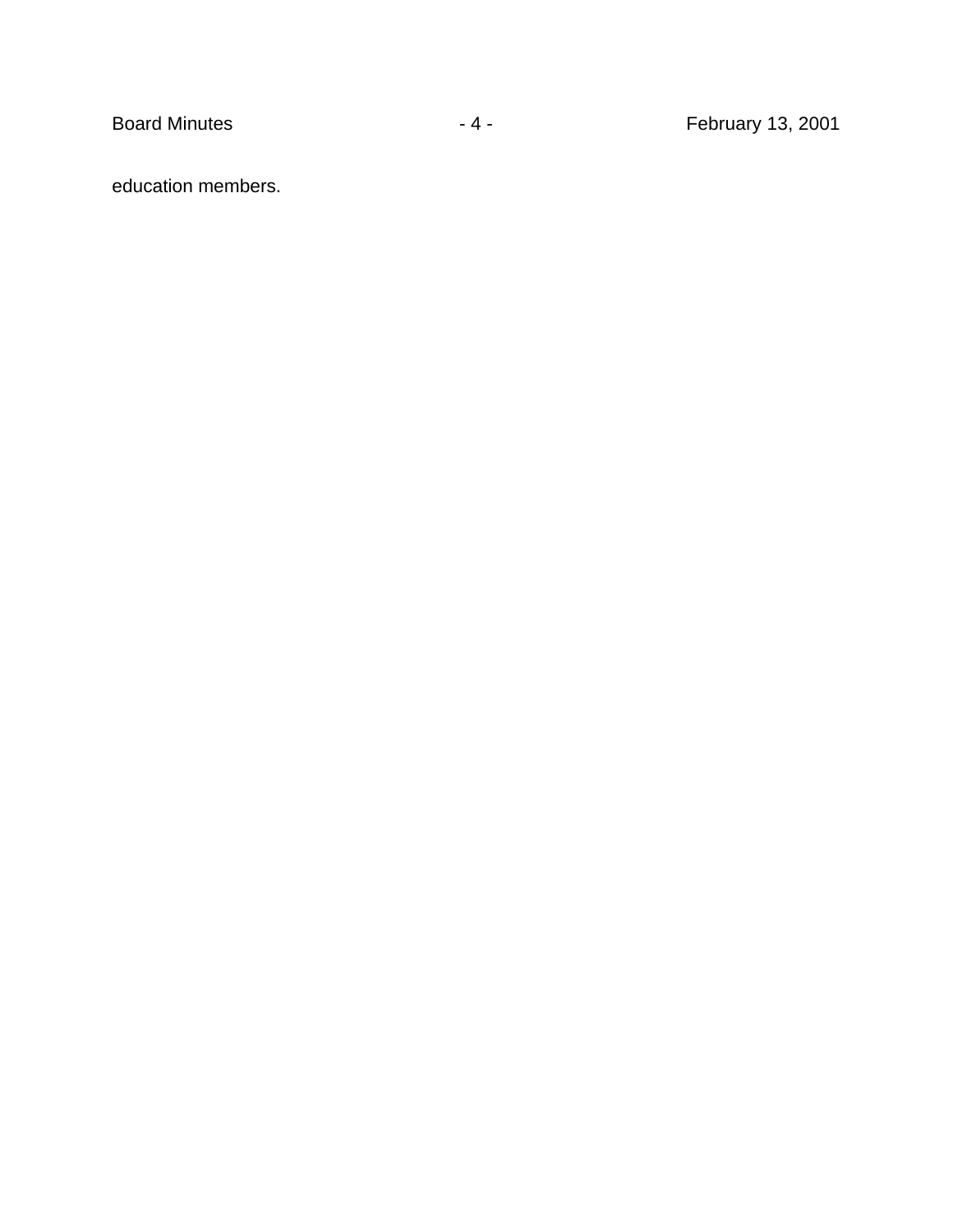education members.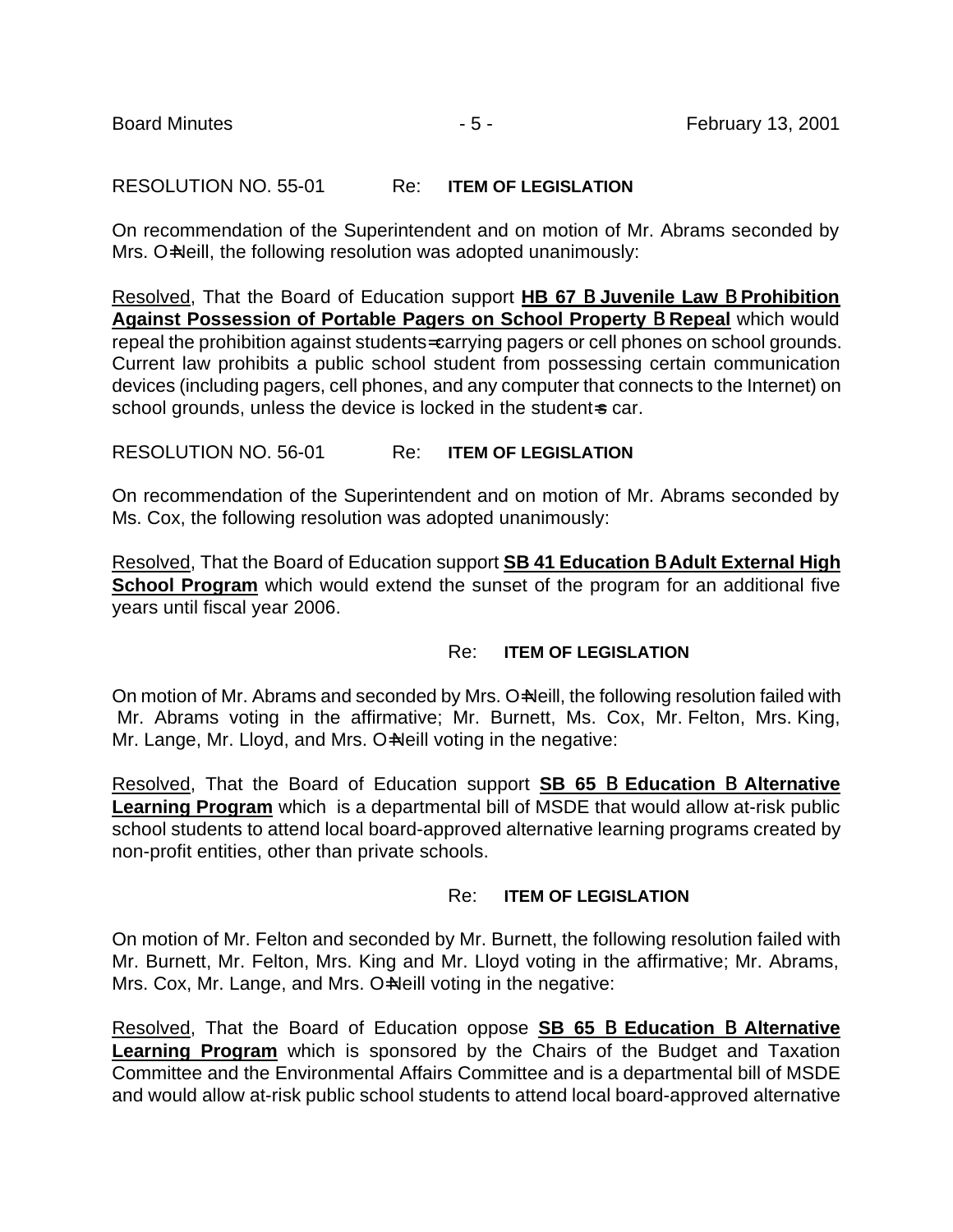RESOLUTION NO. 55-01 Re: **ITEM OF LEGISLATION**

On recommendation of the Superintendent and on motion of Mr. Abrams seconded by Mrs. O=Neill, the following resolution was adopted unanimously:

Resolved, That the Board of Education support **HB 67 B Juvenile Law B Prohibition Against Possession of Portable Pagers on School Property B Repeal** which would repeal the prohibition against students= carrying pagers or cell phones on school grounds. Current law prohibits a public school student from possessing certain communication devices (including pagers, cell phones, and any computer that connects to the Internet) on school grounds, unless the device is locked in the student=s car.

RESOLUTION NO. 56-01 Re: **ITEM OF LEGISLATION**

On recommendation of the Superintendent and on motion of Mr. Abrams seconded by Ms. Cox, the following resolution was adopted unanimously:

Resolved, That the Board of Education support **SB 41 Education B Adult External High School Program** which would extend the sunset of the program for an additional five years until fiscal year 2006.

Re: **ITEM OF LEGISLATION**

On motion of Mr. Abrams and seconded by Mrs. O=Neill, the following resolution failed with Mr. Abrams voting in the affirmative; Mr. Burnett, Ms. Cox, Mr. Felton, Mrs. King, Mr. Lange, Mr. Lloyd, and Mrs. O=Neill voting in the negative:

Resolved, That the Board of Education support **SB 65 B Education B Alternative Learning Program** which is a departmental bill of MSDE that would allow at-risk public school students to attend local board-approved alternative learning programs created by non-profit entities, other than private schools.

Re: **ITEM OF LEGISLATION**

On motion of Mr. Felton and seconded by Mr. Burnett, the following resolution failed with Mr. Burnett, Mr. Felton, Mrs. King and Mr. Lloyd voting in the affirmative; Mr. Abrams, Mrs. Cox, Mr. Lange, and Mrs. O=Neill voting in the negative:

Resolved, That the Board of Education oppose **SB 65 B Education B Alternative Learning Program** which is sponsored by the Chairs of the Budget and Taxation Committee and the Environmental Affairs Committee and is a departmental bill of MSDE and would allow at-risk public school students to attend local board-approved alternative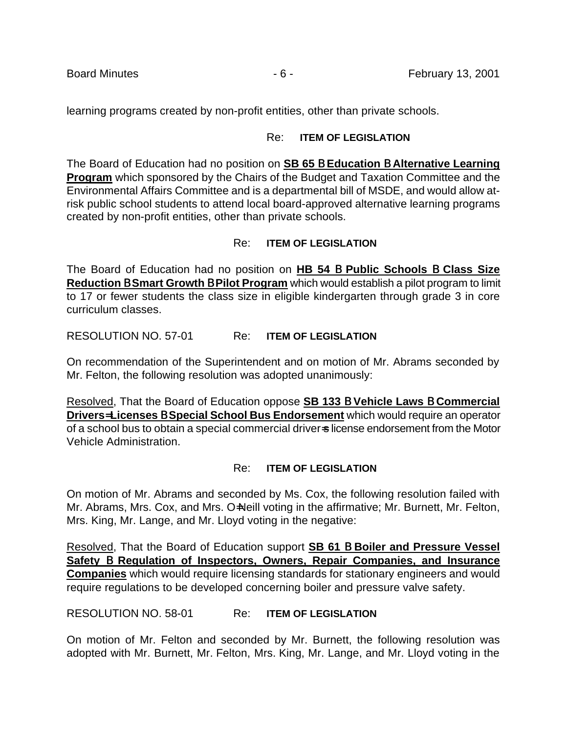learning programs created by non-profit entities, other than private schools.

Re: **ITEM OF LEGISLATION**

The Board of Education had no position on **SB 65 B Education B Alternative Learning Program** which sponsored by the Chairs of the Budget and Taxation Committee and the Environmental Affairs Committee and is a departmental bill of MSDE, and would allow at-risk public school students to attend local board-approved alternative learning programs created by non-profit entities, other than private schools.

Re: **ITEM OF LEGISLATION**

The Board of Education had no position on **HB 54 B Public Schools B Class Size Reduction B Smart Growth B Pilot Program** which would establish a pilot program to limit to 17 or fewer students the class size in eligible kindergarten through grade 3 in core curriculum classes.

RESOLUTION NO. 57-01 Re: **ITEM OF LEGISLATION**

On recommendation of the Superintendent and on motion of Mr. Abrams seconded by Mr. Felton, the following resolution was adopted unanimously:

Resolved, That the Board of Education oppose **SB 133 B Vehicle Laws B Commercial Drivers=Licenses B Special School Bus Endorsement** which would require an operator of a school bus to obtain a special commercial driver=s license endorsement from the Motor Vehicle Administration.

Re: **ITEM OF LEGISLATION**

On motion of Mr. Abrams and seconded by Ms. Cox, the following resolution failed with Mr. Abrams, Mrs. Cox, and Mrs. O=Neill voting in the affirmative; Mr. Burnett, Mr. Felton, Mrs. King, Mr. Lange, and Mr. Lloyd voting in the negative:

Resolved, That the Board of Education support **SB 61 B Boiler and Pressure Vessel Safety B Regulation of Inspectors, Owners, Repair Companies, and Insurance Companies** which would require licensing standards for stationary engineers and would require regulations to be developed concerning boiler and pressure valve safety.

RESOLUTION NO. 58-01 Re: **ITEM OF LEGISLATION**

On motion of Mr. Felton and seconded by Mr. Burnett, the following resolution was adopted with Mr. Burnett, Mr. Felton, Mrs. King, Mr. Lange, and Mr. Lloyd voting in the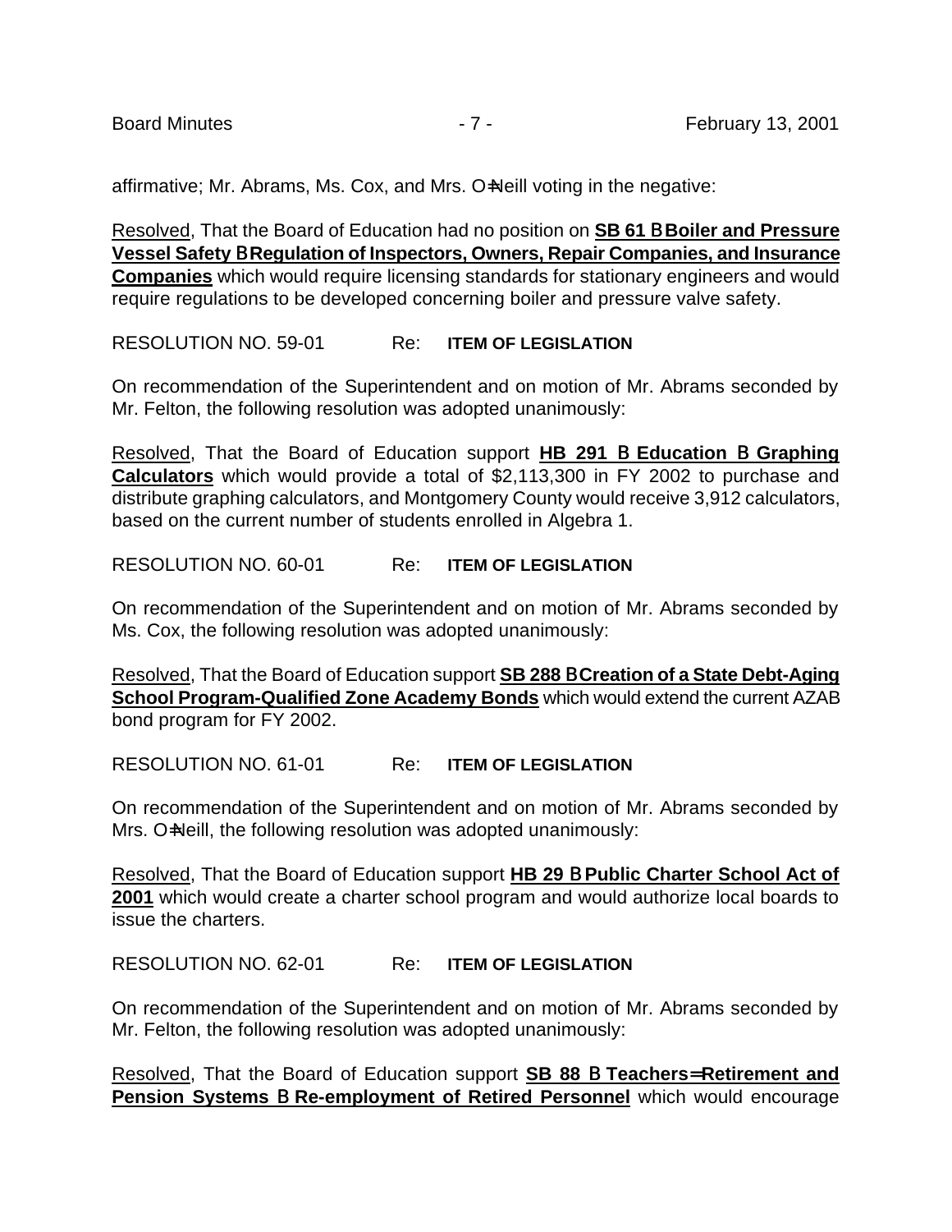affirmative; Mr. Abrams, Ms. Cox, and Mrs. O=Neill voting in the negative:

Resolved, That the Board of Education had no position on **SB 61 B Boiler and Pressure Vessel Safety B Regulation of Inspectors, Owners, Repair Companies, and Insurance Companies** which would require licensing standards for stationary engineers and would require regulations to be developed concerning boiler and pressure valve safety.

RESOLUTION NO. 59-01 Re: **ITEM OF LEGISLATION**

On recommendation of the Superintendent and on motion of Mr. Abrams seconded by Mr. Felton, the following resolution was adopted unanimously:

Resolved, That the Board of Education support **HB 291 B Education B Graphing Calculators** which would provide a total of $2,113,300 in FY 2002 to purchase and distribute graphing calculators, and Montgomery County would receive 3,912 calculators, based on the current number of students enrolled in Algebra 1.

RESOLUTION NO. 60-01 Re: **ITEM OF LEGISLATION**

On recommendation of the Superintendent and on motion of Mr. Abrams seconded by Ms. Cox, the following resolution was adopted unanimously:

Resolved, That the Board of Education support **SB 288 B Creation of a State Debt-Aging School Program-Qualified Zone Academy Bonds** which would extend the current AZAB bond program for FY 2002.

RESOLUTION NO. 61-01 Re: **ITEM OF LEGISLATION**

On recommendation of the Superintendent and on motion of Mr. Abrams seconded by Mrs. O=Neill, the following resolution was adopted unanimously:

Resolved, That the Board of Education support **HB 29 B Public Charter School Act of 2001** which would create a charter school program and would authorize local boards to issue the charters.

RESOLUTION NO. 62-01 Re: **ITEM OF LEGISLATION**

On recommendation of the Superintendent and on motion of Mr. Abrams seconded by Mr. Felton, the following resolution was adopted unanimously:

Resolved, That the Board of Education support **SB 88 B Teachers= Retirement and Pension Systems B Re-employment of Retired Personnel** which would encourage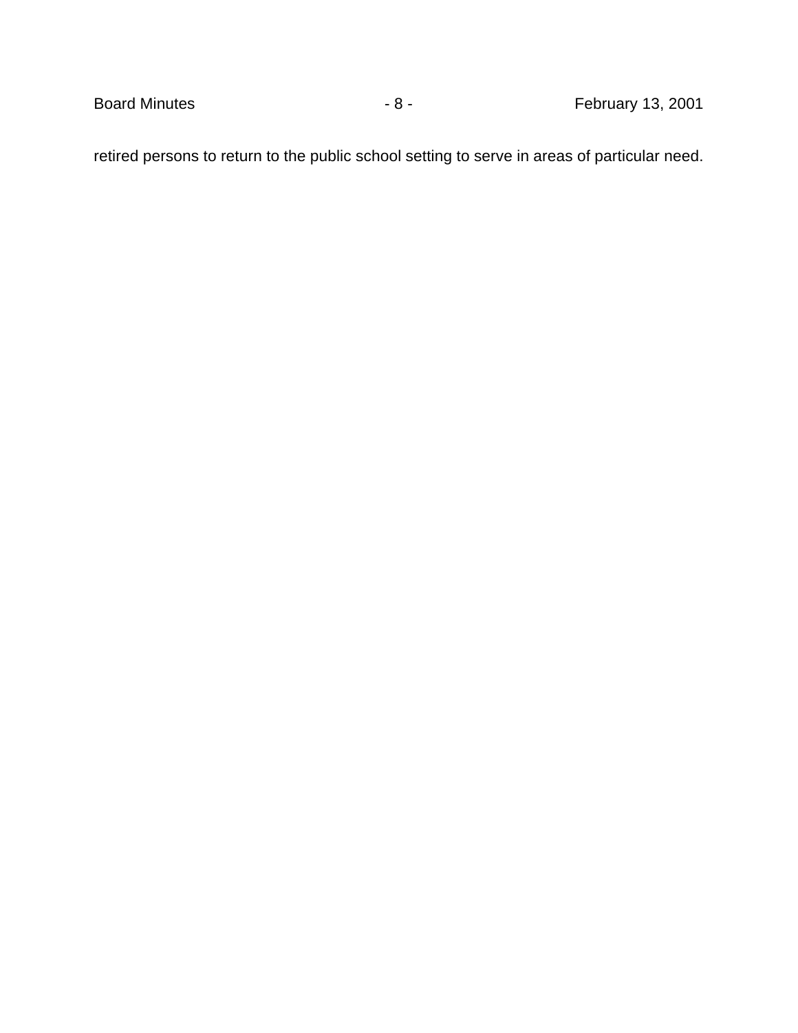retired persons to return to the public school setting to serve in areas of particular need.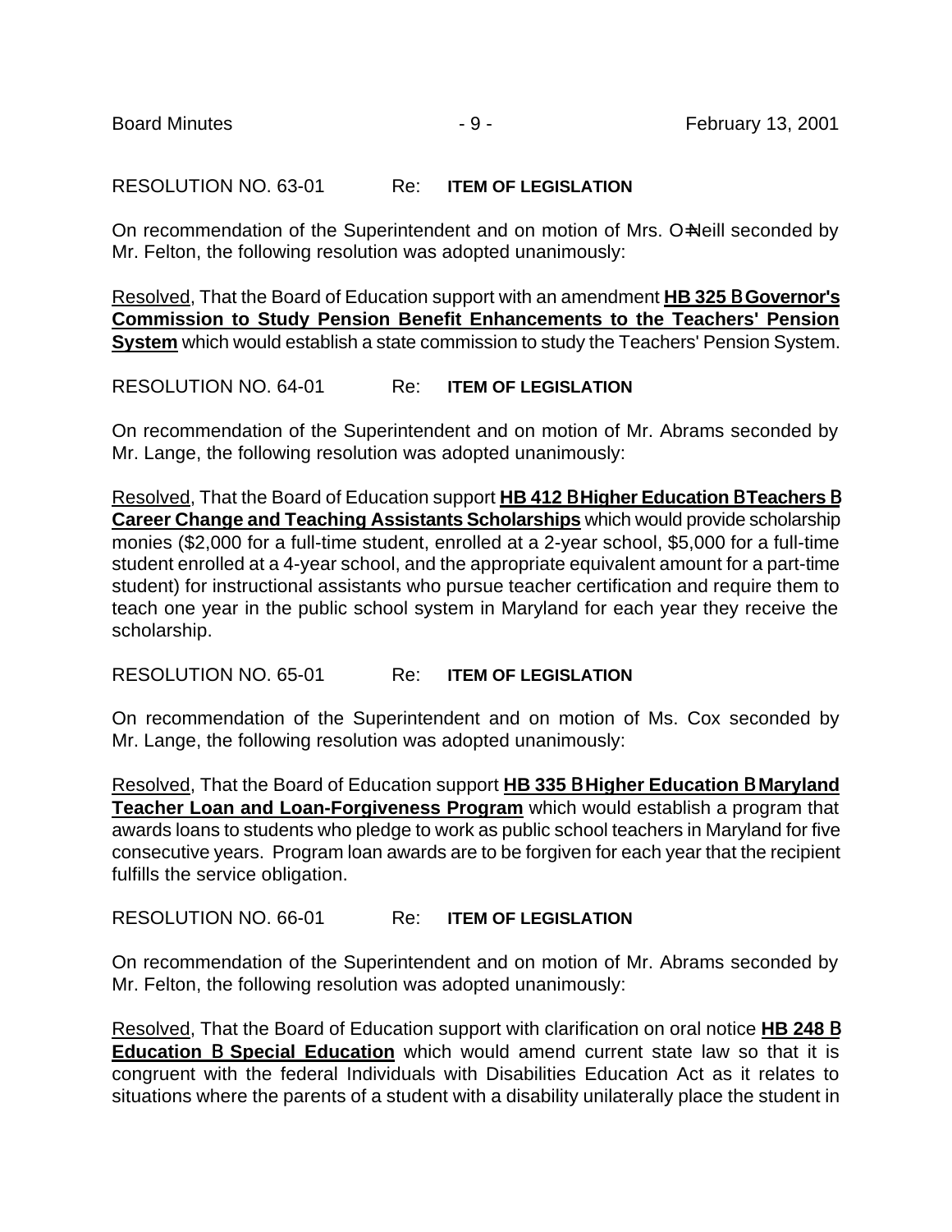RESOLUTION NO. 63-01 Re: **ITEM OF LEGISLATION**

On recommendation of the Superintendent and on motion of Mrs. O=Neill seconded by Mr. Felton, the following resolution was adopted unanimously:

Resolved, That the Board of Education support with an amendment **HB 325 BGovernor's Commission to Study Pension Benefit Enhancements to the Teachers' Pension System** which would establish a state commission to study the Teachers' Pension System.

RESOLUTION NO. 64-01 Re: **ITEM OF LEGISLATION**

On recommendation of the Superintendent and on motion of Mr. Abrams seconded by Mr. Lange, the following resolution was adopted unanimously:

Resolved, That the Board of Education support **HB 412 BHigher Education BTeachers B Career Change and Teaching Assistants Scholarships** which would provide scholarship monies ($2,000 for a full-time student, enrolled at a 2-year school, $5,000 for a full-time student enrolled at a 4-year school, and the appropriate equivalent amount for a part-time student) for instructional assistants who pursue teacher certification and require them to teach one year in the public school system in Maryland for each year they receive the scholarship.

RESOLUTION NO. 65-01 Re: **ITEM OF LEGISLATION**

On recommendation of the Superintendent and on motion of Ms. Cox seconded by Mr. Lange, the following resolution was adopted unanimously:

Resolved, That the Board of Education support **HB 335 BHigher Education BMaryland Teacher Loan and Loan-Forgiveness Program** which would establish a program that awards loans to students who pledge to work as public school teachers in Maryland for five consecutive years. Program loan awards are to be forgiven for each year that the recipient fulfills the service obligation.

RESOLUTION NO. 66-01 Re: **ITEM OF LEGISLATION**

On recommendation of the Superintendent and on motion of Mr. Abrams seconded by Mr. Felton, the following resolution was adopted unanimously:

Resolved, That the Board of Education support with clarification on oral notice **HB 248 B Education B Special Education** which would amend current state law so that it is congruent with the federal Individuals with Disabilities Education Act as it relates to situations where the parents of a student with a disability unilaterally place the student in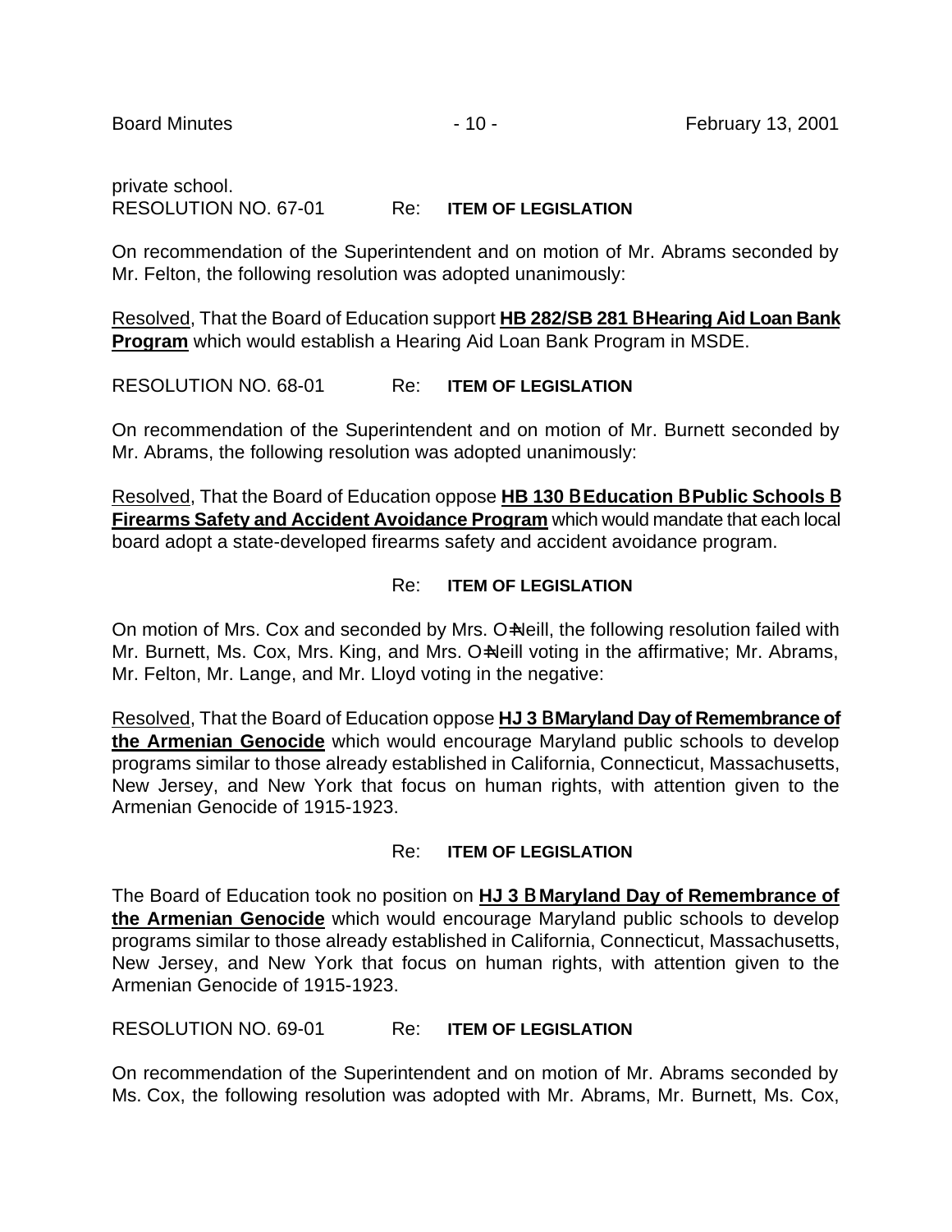private school.

RESOLUTION NO. 67-01 Re: **ITEM OF LEGISLATION**

On recommendation of the Superintendent and on motion of Mr. Abrams seconded by Mr. Felton, the following resolution was adopted unanimously:

Resolved, That the Board of Education support **HB 282/SB 281 BHearing Aid Loan Bank Program** which would establish a Hearing Aid Loan Bank Program in MSDE.

RESOLUTION NO. 68-01 Re: **ITEM OF LEGISLATION**

On recommendation of the Superintendent and on motion of Mr. Burnett seconded by Mr. Abrams, the following resolution was adopted unanimously:

Resolved, That the Board of Education oppose **HB 130 BEducation BPublic Schools B Firearms Safety and Accident Avoidance Program** which would mandate that each local board adopt a state-developed firearms safety and accident avoidance program.

Re: **ITEM OF LEGISLATION**

On motion of Mrs. Cox and seconded by Mrs. O=Neill, the following resolution failed with Mr. Burnett, Ms. Cox, Mrs. King, and Mrs. O=Neill voting in the affirmative; Mr. Abrams, Mr. Felton, Mr. Lange, and Mr. Lloyd voting in the negative:

Resolved, That the Board of Education oppose **HJ 3 BMaryland Day of Remembrance of the Armenian Genocide** which would encourage Maryland public schools to develop programs similar to those already established in California, Connecticut, Massachusetts, New Jersey, and New York that focus on human rights, with attention given to the Armenian Genocide of 1915-1923.

Re: **ITEM OF LEGISLATION**

The Board of Education took no position on **HJ 3 BMaryland Day of Remembrance of the Armenian Genocide** which would encourage Maryland public schools to develop programs similar to those already established in California, Connecticut, Massachusetts, New Jersey, and New York that focus on human rights, with attention given to the Armenian Genocide of 1915-1923.

RESOLUTION NO. 69-01 Re: **ITEM OF LEGISLATION**

On recommendation of the Superintendent and on motion of Mr. Abrams seconded by Ms. Cox, the following resolution was adopted with Mr. Abrams, Mr. Burnett, Ms. Cox,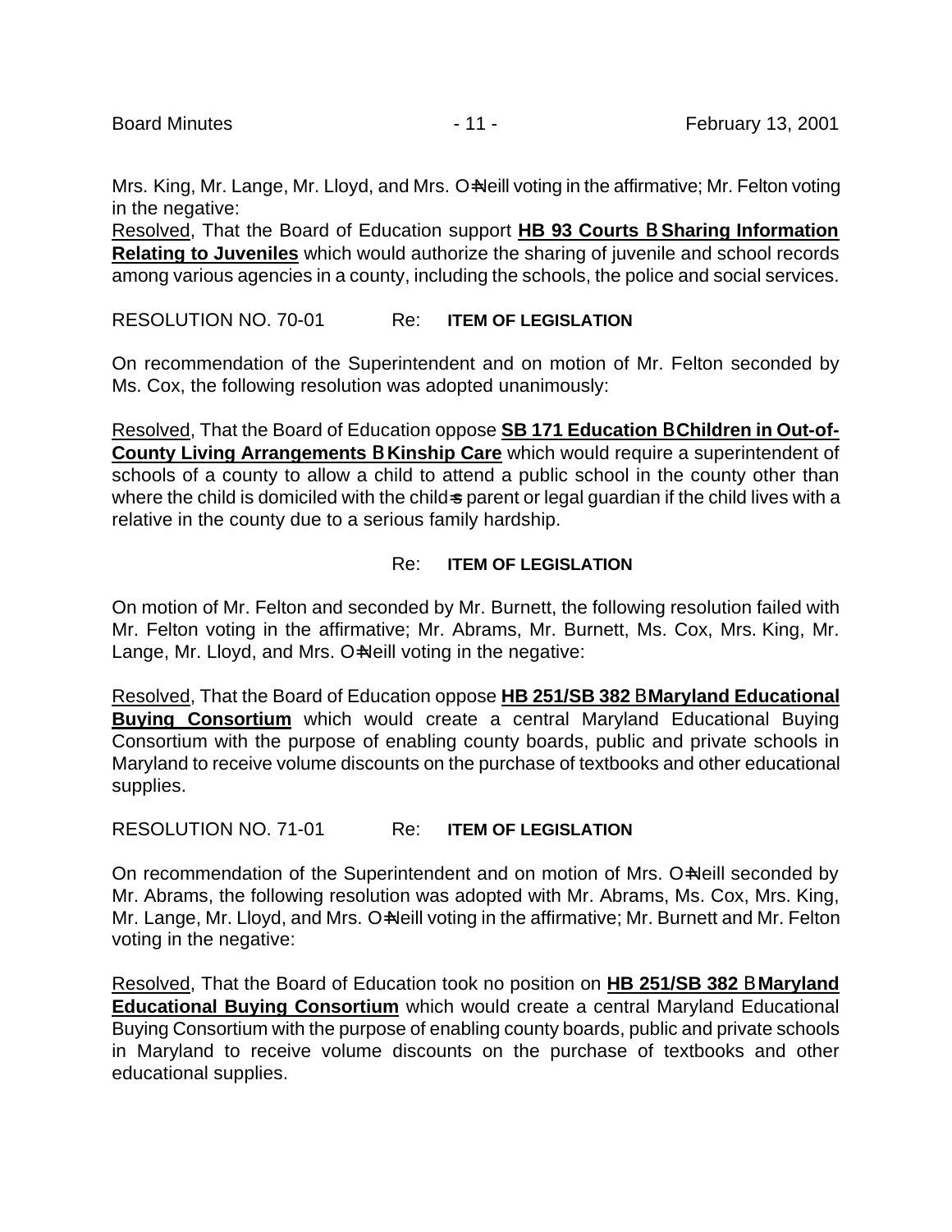Mrs. King, Mr. Lange, Mr. Lloyd, and Mrs. O=Neill voting in the affirmative; Mr. Felton voting in the negative:

Resolved, That the Board of Education support **HB 93 Courts B Sharing Information Relating to Juveniles** which would authorize the sharing of juvenile and school records among various agencies in a county, including the schools, the police and social services.

RESOLUTION NO. 70-01 Re: **ITEM OF LEGISLATION**

On recommendation of the Superintendent and on motion of Mr. Felton seconded by Ms. Cox, the following resolution was adopted unanimously:

Resolved, That the Board of Education oppose **SB 171 Education B Children in Out-of-County Living Arrangements B Kinship Care** which would require a superintendent of schools of a county to allow a child to attend a public school in the county other than where the child is domiciled with the child=s parent or legal guardian if the child lives with a relative in the county due to a serious family hardship.

Re: **ITEM OF LEGISLATION**

On motion of Mr. Felton and seconded by Mr. Burnett, the following resolution failed with Mr. Felton voting in the affirmative; Mr. Abrams, Mr. Burnett, Ms. Cox, Mrs. King, Mr. Lange, Mr. Lloyd, and Mrs. O=Neill voting in the negative:

Resolved, That the Board of Education oppose **HB 251/SB 382 B Maryland Educational Buying Consortium** which would create a central Maryland Educational Buying Consortium with the purpose of enabling county boards, public and private schools in Maryland to receive volume discounts on the purchase of textbooks and other educational supplies.

RESOLUTION NO. 71-01 Re: **ITEM OF LEGISLATION**

On recommendation of the Superintendent and on motion of Mrs. O=Neill seconded by Mr. Abrams, the following resolution was adopted with Mr. Abrams, Ms. Cox, Mrs. King, Mr. Lange, Mr. Lloyd, and Mrs. O=Neill voting in the affirmative; Mr. Burnett and Mr. Felton voting in the negative:

Resolved, That the Board of Education took no position on **HB 251/SB 382 B Maryland Educational Buying Consortium** which would create a central Maryland Educational Buying Consortium with the purpose of enabling county boards, public and private schools in Maryland to receive volume discounts on the purchase of textbooks and other educational supplies.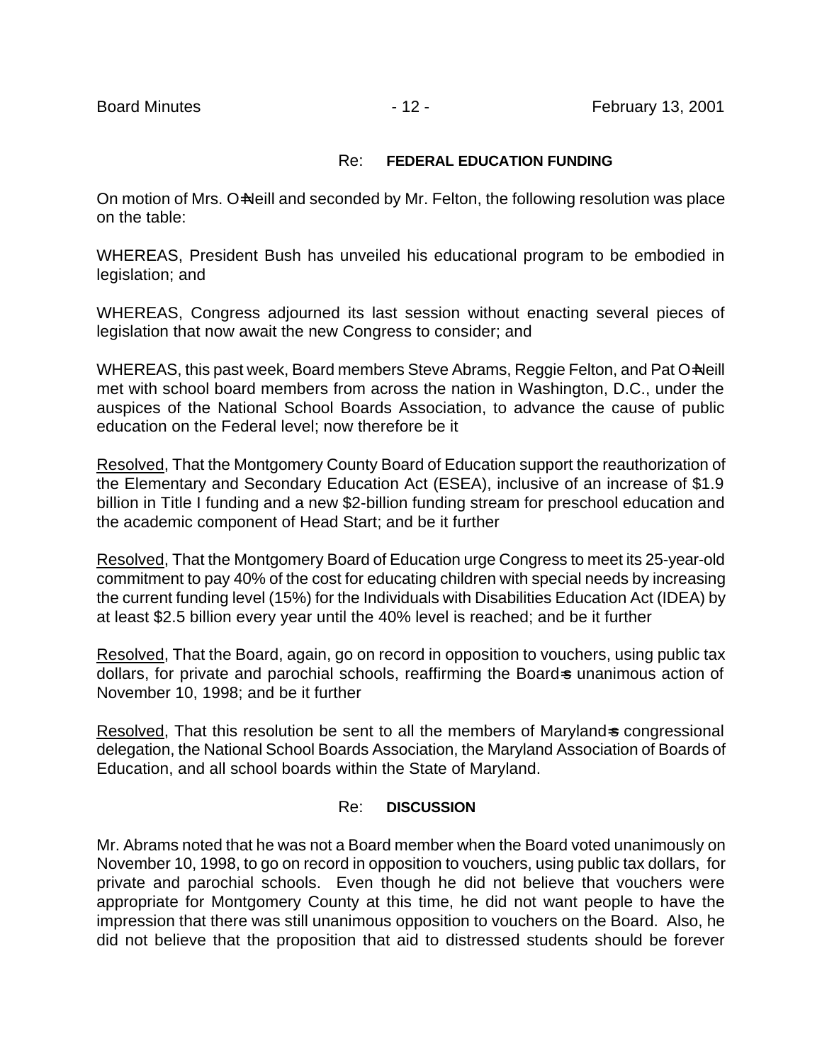Re: **FEDERAL EDUCATION FUNDING**

On motion of Mrs. O=Neill and seconded by Mr. Felton, the following resolution was place on the table:

WHEREAS, President Bush has unveiled his educational program to be embodied in legislation; and

WHEREAS, Congress adjourned its last session without enacting several pieces of legislation that now await the new Congress to consider; and

WHEREAS, this past week, Board members Steve Abrams, Reggie Felton, and Pat O=Neill met with school board members from across the nation in Washington, D.C., under the auspices of the National School Boards Association, to advance the cause of public education on the Federal level; now therefore be it

Resolved, That the Montgomery County Board of Education support the reauthorization of the Elementary and Secondary Education Act (ESEA), inclusive of an increase of $1.9 billion in Title I funding and a new $2-billion funding stream for preschool education and the academic component of Head Start; and be it further

Resolved, That the Montgomery Board of Education urge Congress to meet its 25-year-old commitment to pay 40% of the cost for educating children with special needs by increasing the current funding level (15%) for the Individuals with Disabilities Education Act (IDEA) by at least $2.5 billion every year until the 40% level is reached; and be it further

Resolved, That the Board, again, go on record in opposition to vouchers, using public tax dollars, for private and parochial schools, reaffirming the Board=s unanimous action of November 10, 1998; and be it further

Resolved, That this resolution be sent to all the members of Maryland=s congressional delegation, the National School Boards Association, the Maryland Association of Boards of Education, and all school boards within the State of Maryland.

Re: **DISCUSSION**

Mr. Abrams noted that he was not a Board member when the Board voted unanimously on November 10, 1998, to go on record in opposition to vouchers, using public tax dollars, for private and parochial schools. Even though he did not believe that vouchers were appropriate for Montgomery County at this time, he did not want people to have the impression that there was still unanimous opposition to vouchers on the Board. Also, he did not believe that the proposition that aid to distressed students should be forever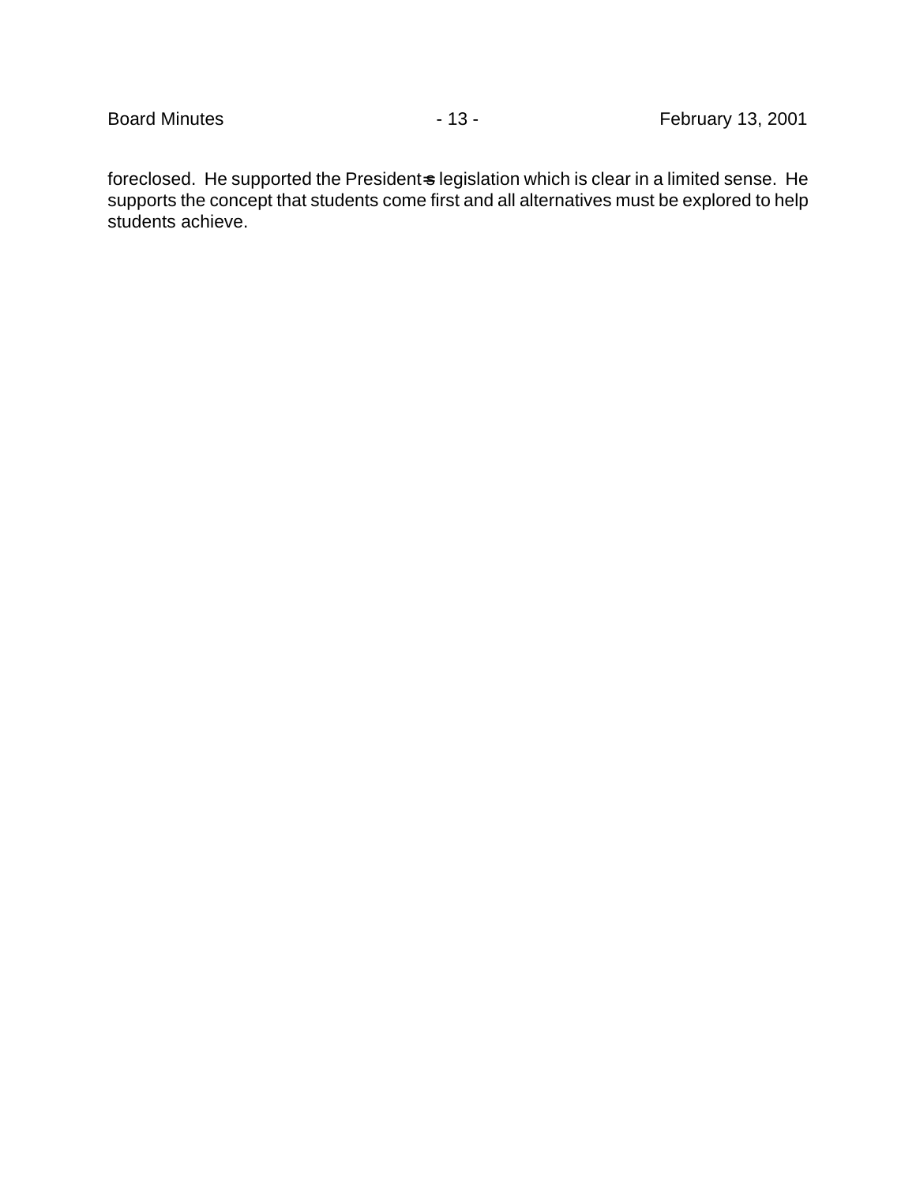foreclosed. He supported the President=s legislation which is clear in a limited sense. He supports the concept that students come first and all alternatives must be explored to help students achieve.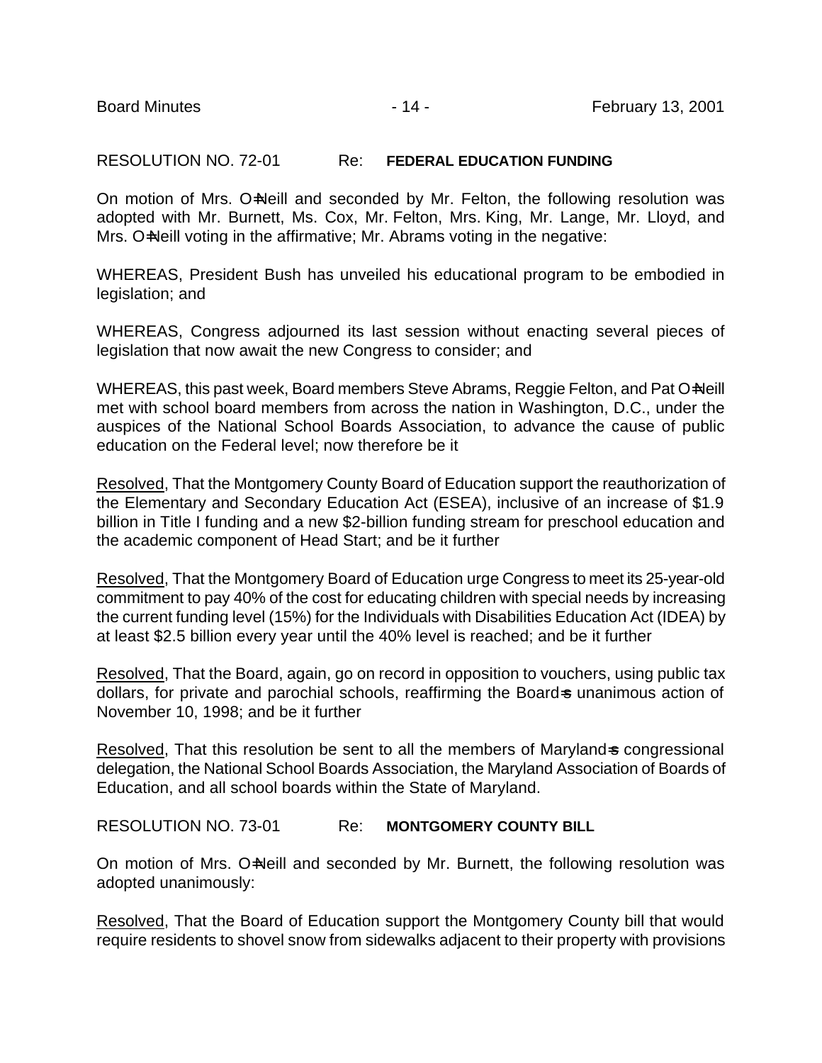RESOLUTION NO. 72-01 Re: **FEDERAL EDUCATION FUNDING**

On motion of Mrs. O=Neill and seconded by Mr. Felton, the following resolution was adopted with Mr. Burnett, Ms. Cox, Mr. Felton, Mrs. King, Mr. Lange, Mr. Lloyd, and Mrs. O=Neill voting in the affirmative; Mr. Abrams voting in the negative:

WHEREAS, President Bush has unveiled his educational program to be embodied in legislation; and

WHEREAS, Congress adjourned its last session without enacting several pieces of legislation that now await the new Congress to consider; and

WHEREAS, this past week, Board members Steve Abrams, Reggie Felton, and Pat O=Neill met with school board members from across the nation in Washington, D.C., under the auspices of the National School Boards Association, to advance the cause of public education on the Federal level; now therefore be it

Resolved, That the Montgomery County Board of Education support the reauthorization of the Elementary and Secondary Education Act (ESEA), inclusive of an increase of $1.9 billion in Title I funding and a new $2-billion funding stream for preschool education and the academic component of Head Start; and be it further

Resolved, That the Montgomery Board of Education urge Congress to meet its 25-year-old commitment to pay 40% of the cost for educating children with special needs by increasing the current funding level (15%) for the Individuals with Disabilities Education Act (IDEA) by at least $2.5 billion every year until the 40% level is reached; and be it further

Resolved, That the Board, again, go on record in opposition to vouchers, using public tax dollars, for private and parochial schools, reaffirming the Board=s unanimous action of November 10, 1998; and be it further

Resolved, That this resolution be sent to all the members of Maryland=s congressional delegation, the National School Boards Association, the Maryland Association of Boards of Education, and all school boards within the State of Maryland.

RESOLUTION NO. 73-01 Re: **MONTGOMERY COUNTY BILL**

On motion of Mrs. O=Neill and seconded by Mr. Burnett, the following resolution was adopted unanimously:

Resolved, That the Board of Education support the Montgomery County bill that would require residents to shovel snow from sidewalks adjacent to their property with provisions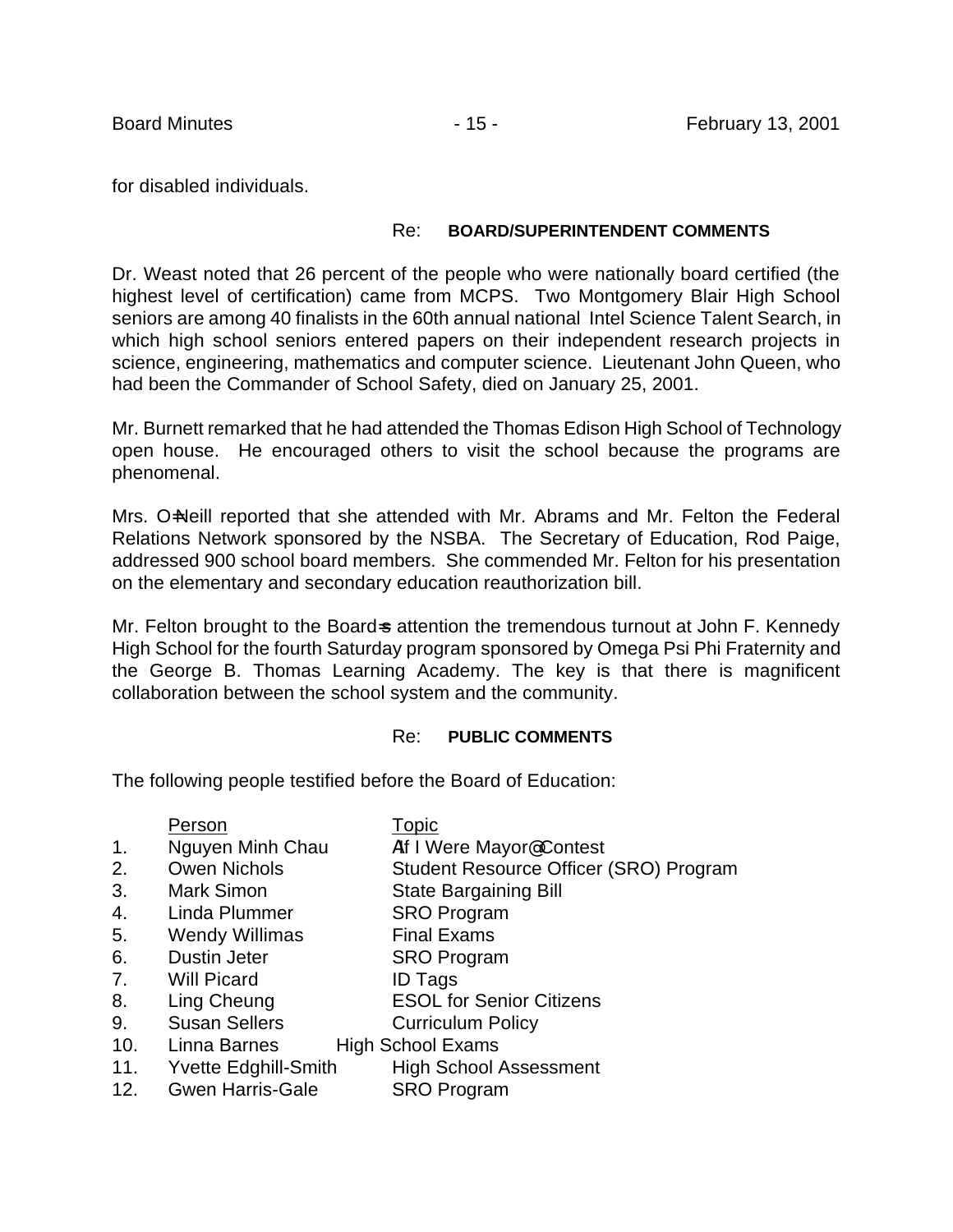for disabled individuals.

Re: **BOARD/SUPERINTENDENT COMMENTS**

Dr. Weast noted that 26 percent of the people who were nationally board certified (the highest level of certification) came from MCPS. Two Montgomery Blair High School seniors are among 40 finalists in the 60th annual national Intel Science Talent Search, in which high school seniors entered papers on their independent research projects in science, engineering, mathematics and computer science. Lieutenant John Queen, who had been the Commander of School Safety, died on January 25, 2001.

Mr. Burnett remarked that he had attended the Thomas Edison High School of Technology open house. He encouraged others to visit the school because the programs are phenomenal.

Mrs. O=Neill reported that she attended with Mr. Abrams and Mr. Felton the Federal Relations Network sponsored by the NSBA. The Secretary of Education, Rod Paige, addressed 900 school board members. She commended Mr. Felton for his presentation on the elementary and secondary education reauthorization bill.

Mr. Felton brought to the Board=s attention the tremendous turnout at John F. Kennedy High School for the fourth Saturday program sponsored by Omega Psi Phi Fraternity and the George B. Thomas Learning Academy. The key is that there is magnificent collaboration between the school system and the community.

Re: **PUBLIC COMMENTS**

The following people testified before the Board of Education:

| | Person | Topic |
|---|---|---|
| 1. | Nguyen Minh Chau | AIf I Were Mayor@ Contest |
| 2. | Owen Nichols | Student Resource Officer (SRO) Program |
| 3. | Mark Simon | State Bargaining Bill |
| 4. | Linda Plummer | SRO Program |
| 5. | Wendy Willimas | Final Exams |
| 6. | Dustin Jeter | SRO Program |
| 7. | Will Picard | ID Tags |
| 8. | Ling Cheung | ESOL for Senior Citizens |
| 9. | Susan Sellers | Curriculum Policy |
| 10. | Linna Barnes | High School Exams |
| 11. | Yvette Edghill-Smith | High School Assessment |
| 12. | Gwen Harris-Gale | SRO Program |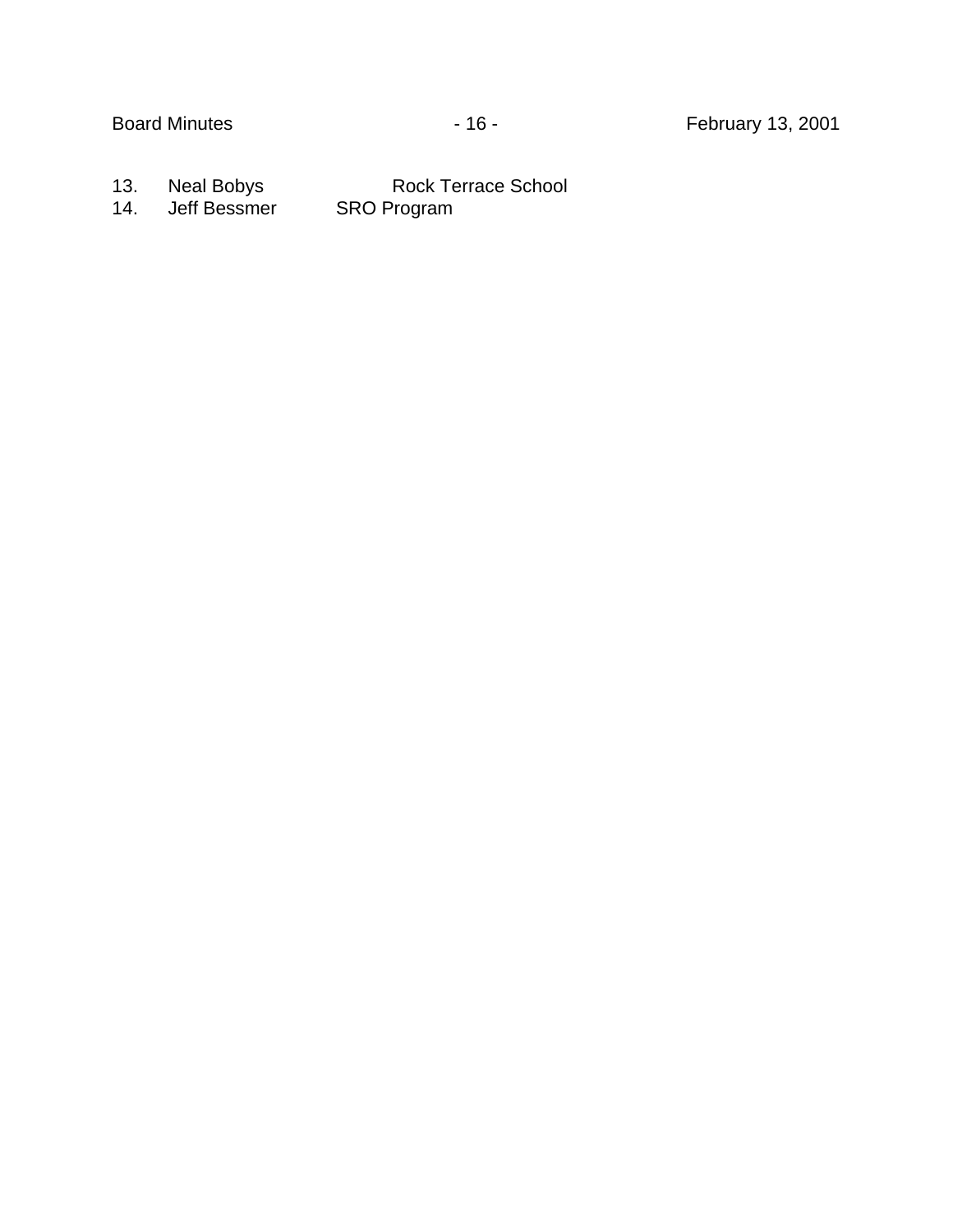13. Neal Bobys Rock Terrace School
14. Jeff Bessmer SRO Program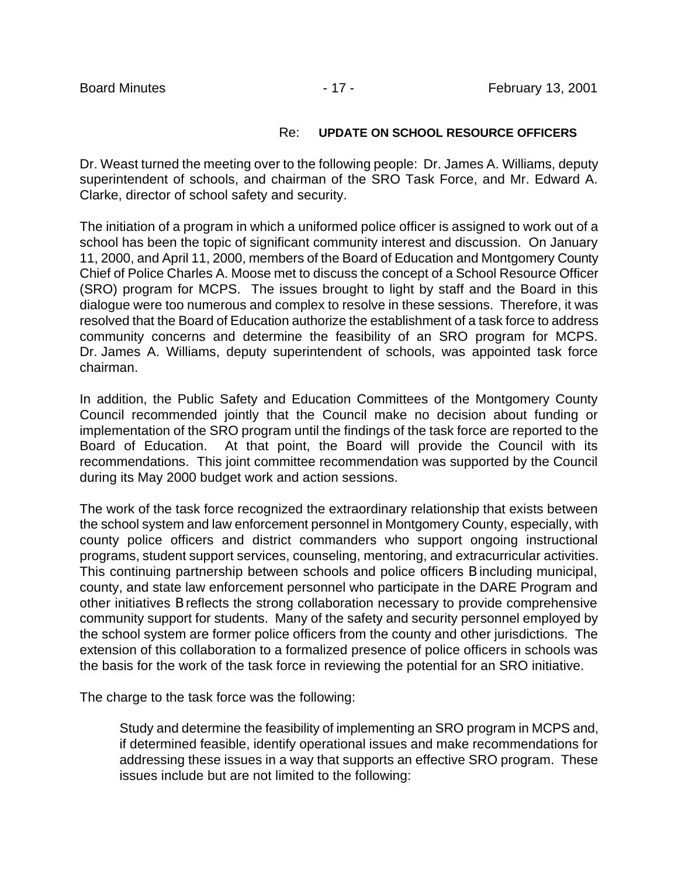Re: **UPDATE ON SCHOOL RESOURCE OFFICERS**

Dr. Weast turned the meeting over to the following people: Dr. James A. Williams, deputy superintendent of schools, and chairman of the SRO Task Force, and Mr. Edward A. Clarke, director of school safety and security.

The initiation of a program in which a uniformed police officer is assigned to work out of a school has been the topic of significant community interest and discussion. On January 11, 2000, and April 11, 2000, members of the Board of Education and Montgomery County Chief of Police Charles A. Moose met to discuss the concept of a School Resource Officer (SRO) program for MCPS. The issues brought to light by staff and the Board in this dialogue were too numerous and complex to resolve in these sessions. Therefore, it was resolved that the Board of Education authorize the establishment of a task force to address community concerns and determine the feasibility of an SRO program for MCPS. Dr. James A. Williams, deputy superintendent of schools, was appointed task force chairman.

In addition, the Public Safety and Education Committees of the Montgomery County Council recommended jointly that the Council make no decision about funding or implementation of the SRO program until the findings of the task force are reported to the Board of Education. At that point, the Board will provide the Council with its recommendations. This joint committee recommendation was supported by the Council during its May 2000 budget work and action sessions.

The work of the task force recognized the extraordinary relationship that exists between the school system and law enforcement personnel in Montgomery County, especially, with county police officers and district commanders who support ongoing instructional programs, student support services, counseling, mentoring, and extracurricular activities. This continuing partnership between schools and police officers B including municipal, county, and state law enforcement personnel who participate in the DARE Program and other initiatives B reflects the strong collaboration necessary to provide comprehensive community support for students. Many of the safety and security personnel employed by the school system are former police officers from the county and other jurisdictions. The extension of this collaboration to a formalized presence of police officers in schools was the basis for the work of the task force in reviewing the potential for an SRO initiative.

The charge to the task force was the following:

> Study and determine the feasibility of implementing an SRO program in MCPS and, if determined feasible, identify operational issues and make recommendations for addressing these issues in a way that supports an effective SRO program. These issues include but are not limited to the following: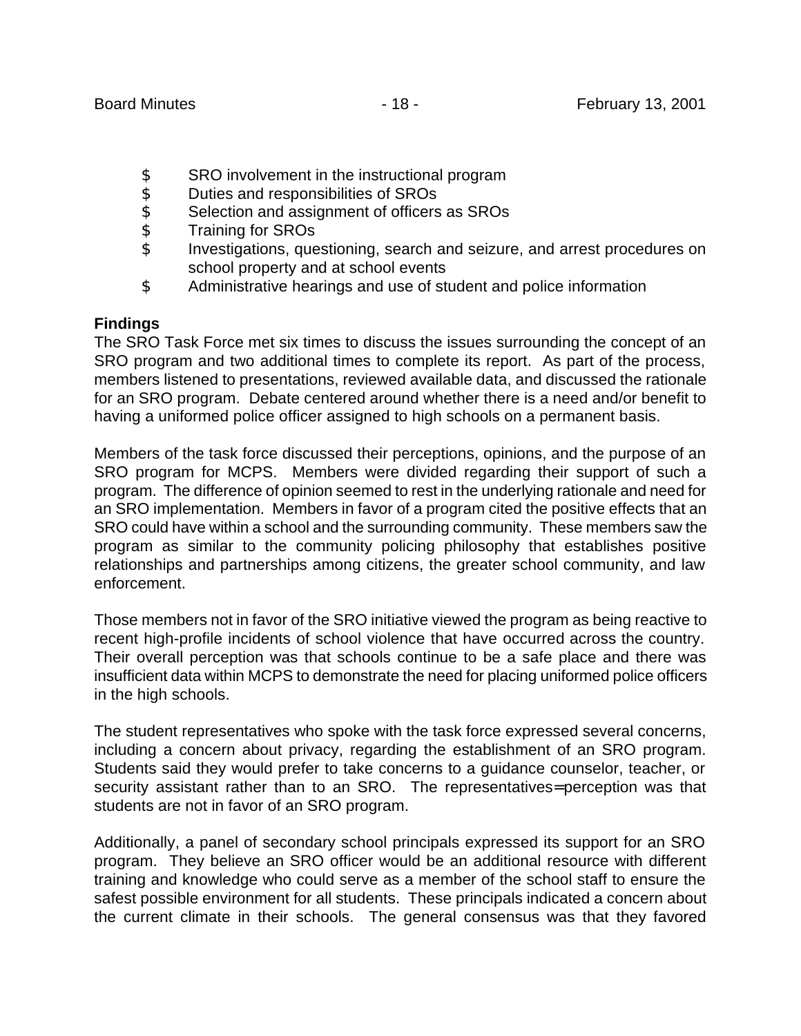$ SRO involvement in the instructional program
$ Duties and responsibilities of SROs
$ Selection and assignment of officers as SROs
$ Training for SROs
$ Investigations, questioning, search and seizure, and arrest procedures on school property and at school events
$ Administrative hearings and use of student and police information

**Findings**

The SRO Task Force met six times to discuss the issues surrounding the concept of an SRO program and two additional times to complete its report. As part of the process, members listened to presentations, reviewed available data, and discussed the rationale for an SRO program. Debate centered around whether there is a need and/or benefit to having a uniformed police officer assigned to high schools on a permanent basis.

Members of the task force discussed their perceptions, opinions, and the purpose of an SRO program for MCPS. Members were divided regarding their support of such a program. The difference of opinion seemed to rest in the underlying rationale and need for an SRO implementation. Members in favor of a program cited the positive effects that an SRO could have within a school and the surrounding community. These members saw the program as similar to the community policing philosophy that establishes positive relationships and partnerships among citizens, the greater school community, and law enforcement.

Those members not in favor of the SRO initiative viewed the program as being reactive to recent high-profile incidents of school violence that have occurred across the country. Their overall perception was that schools continue to be a safe place and there was insufficient data within MCPS to demonstrate the need for placing uniformed police officers in the high schools.

The student representatives who spoke with the task force expressed several concerns, including a concern about privacy, regarding the establishment of an SRO program. Students said they would prefer to take concerns to a guidance counselor, teacher, or security assistant rather than to an SRO. The representatives= perception was that students are not in favor of an SRO program.

Additionally, a panel of secondary school principals expressed its support for an SRO program. They believe an SRO officer would be an additional resource with different training and knowledge who could serve as a member of the school staff to ensure the safest possible environment for all students. These principals indicated a concern about the current climate in their schools. The general consensus was that they favored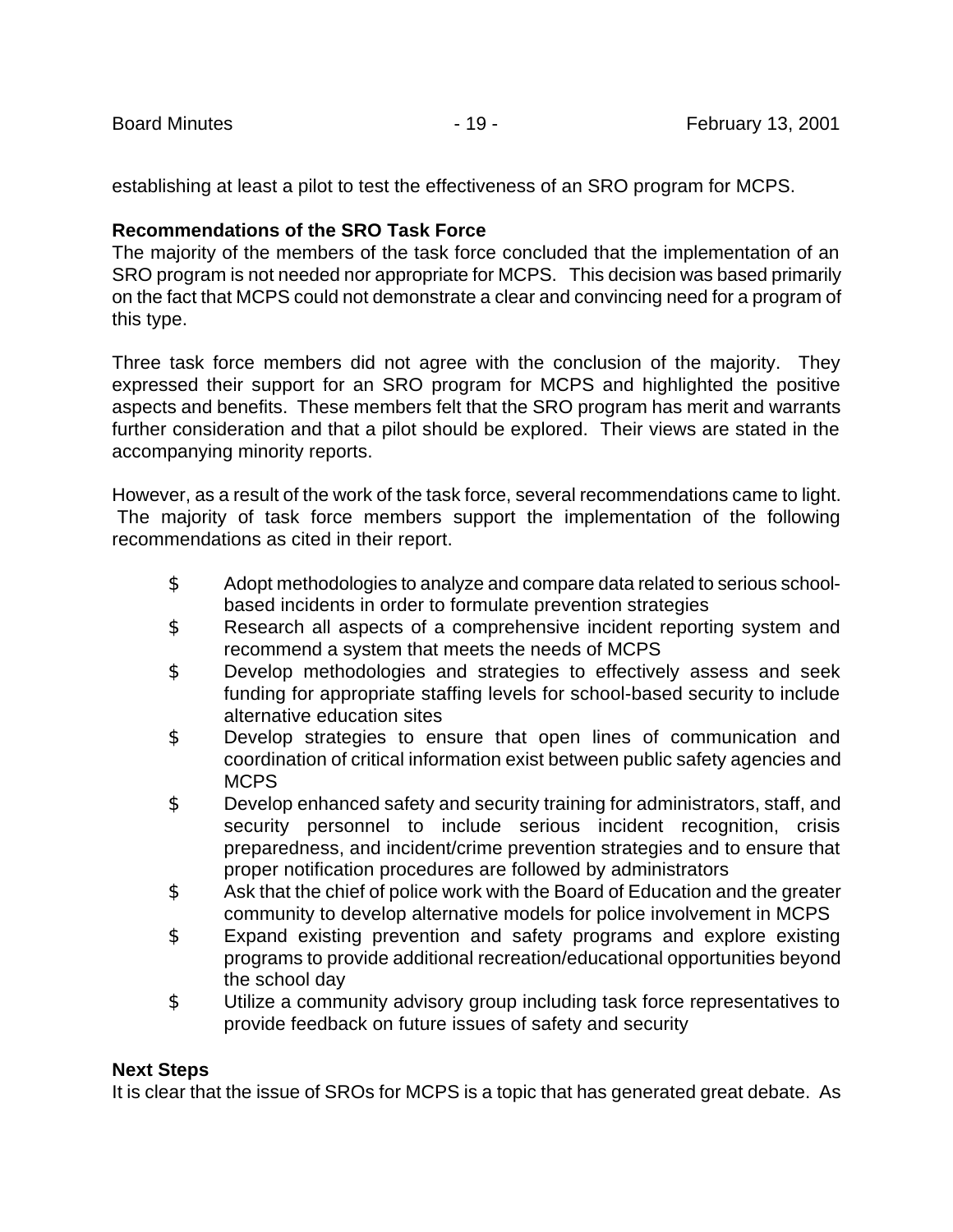establishing at least a pilot to test the effectiveness of an SRO program for MCPS.

**Recommendations of the SRO Task Force**
The majority of the members of the task force concluded that the implementation of an SRO program is not needed nor appropriate for MCPS. This decision was based primarily on the fact that MCPS could not demonstrate a clear and convincing need for a program of this type.

Three task force members did not agree with the conclusion of the majority. They expressed their support for an SRO program for MCPS and highlighted the positive aspects and benefits. These members felt that the SRO program has merit and warrants further consideration and that a pilot should be explored. Their views are stated in the accompanying minority reports.

However, as a result of the work of the task force, several recommendations came to light. The majority of task force members support the implementation of the following recommendations as cited in their report.

- Adopt methodologies to analyze and compare data related to serious school-based incidents in order to formulate prevention strategies
- Research all aspects of a comprehensive incident reporting system and recommend a system that meets the needs of MCPS
- Develop methodologies and strategies to effectively assess and seek funding for appropriate staffing levels for school-based security to include alternative education sites
- Develop strategies to ensure that open lines of communication and coordination of critical information exist between public safety agencies and MCPS
- Develop enhanced safety and security training for administrators, staff, and security personnel to include serious incident recognition, crisis preparedness, and incident/crime prevention strategies and to ensure that proper notification procedures are followed by administrators
- Ask that the chief of police work with the Board of Education and the greater community to develop alternative models for police involvement in MCPS
- Expand existing prevention and safety programs and explore existing programs to provide additional recreation/educational opportunities beyond the school day
- Utilize a community advisory group including task force representatives to provide feedback on future issues of safety and security

**Next Steps**
It is clear that the issue of SROs for MCPS is a topic that has generated great debate. As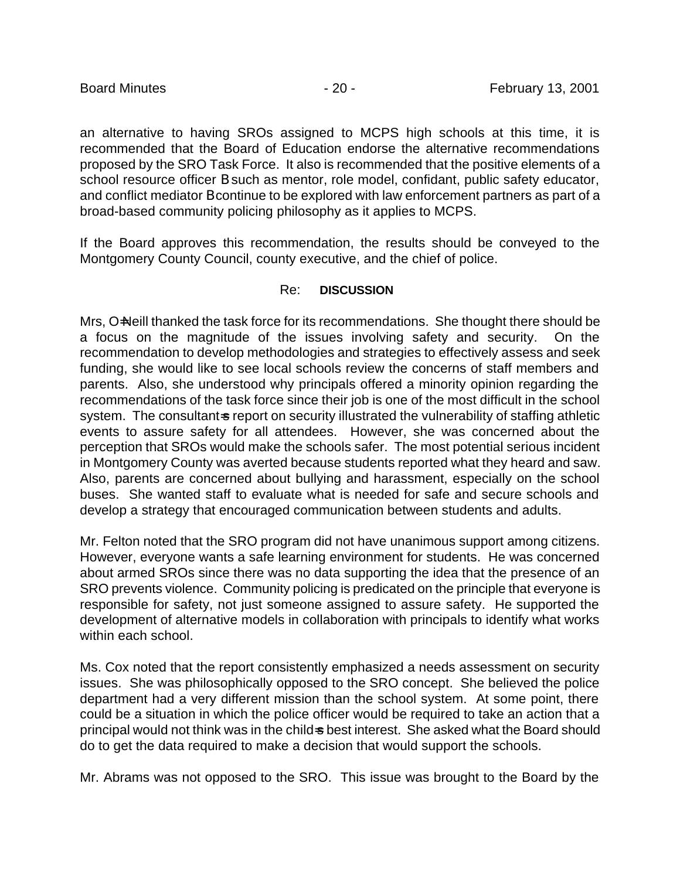an alternative to having SROs assigned to MCPS high schools at this time, it is recommended that the Board of Education endorse the alternative recommendations proposed by the SRO Task Force. It also is recommended that the positive elements of a school resource officer B such as mentor, role model, confidant, public safety educator, and conflict mediator B continue to be explored with law enforcement partners as part of a broad-based community policing philosophy as it applies to MCPS.

If the Board approves this recommendation, the results should be conveyed to the Montgomery County Council, county executive, and the chief of police.

Re: **DISCUSSION**

Mrs, O=Neill thanked the task force for its recommendations. She thought there should be a focus on the magnitude of the issues involving safety and security. On the recommendation to develop methodologies and strategies to effectively assess and seek funding, she would like to see local schools review the concerns of staff members and parents. Also, she understood why principals offered a minority opinion regarding the recommendations of the task force since their job is one of the most difficult in the school system. The consultant=s report on security illustrated the vulnerability of staffing athletic events to assure safety for all attendees. However, she was concerned about the perception that SROs would make the schools safer. The most potential serious incident in Montgomery County was averted because students reported what they heard and saw. Also, parents are concerned about bullying and harassment, especially on the school buses. She wanted staff to evaluate what is needed for safe and secure schools and develop a strategy that encouraged communication between students and adults.

Mr. Felton noted that the SRO program did not have unanimous support among citizens. However, everyone wants a safe learning environment for students. He was concerned about armed SROs since there was no data supporting the idea that the presence of an SRO prevents violence. Community policing is predicated on the principle that everyone is responsible for safety, not just someone assigned to assure safety. He supported the development of alternative models in collaboration with principals to identify what works within each school.

Ms. Cox noted that the report consistently emphasized a needs assessment on security issues. She was philosophically opposed to the SRO concept. She believed the police department had a very different mission than the school system. At some point, there could be a situation in which the police officer would be required to take an action that a principal would not think was in the child=s best interest. She asked what the Board should do to get the data required to make a decision that would support the schools.

Mr. Abrams was not opposed to the SRO. This issue was brought to the Board by the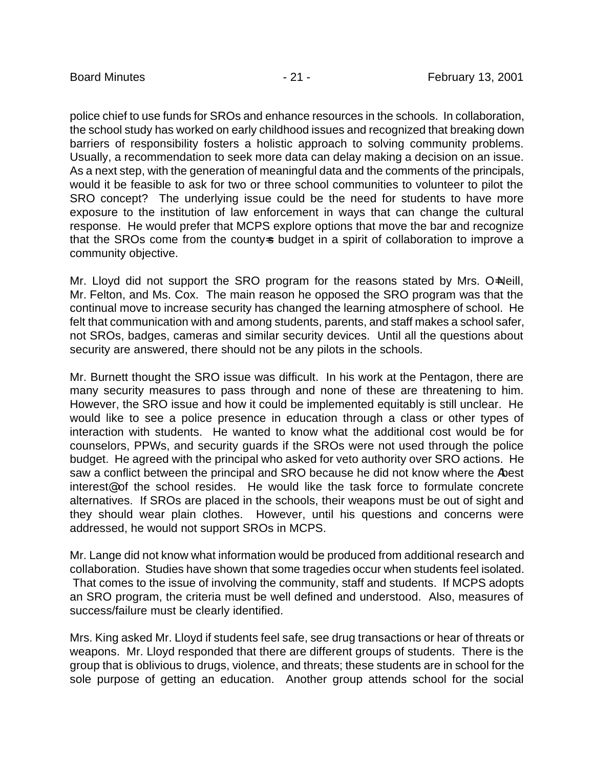police chief to use funds for SROs and enhance resources in the schools. In collaboration, the school study has worked on early childhood issues and recognized that breaking down barriers of responsibility fosters a holistic approach to solving community problems. Usually, a recommendation to seek more data can delay making a decision on an issue. As a next step, with the generation of meaningful data and the comments of the principals, would it be feasible to ask for two or three school communities to volunteer to pilot the SRO concept? The underlying issue could be the need for students to have more exposure to the institution of law enforcement in ways that can change the cultural response. He would prefer that MCPS explore options that move the bar and recognize that the SROs come from the county=s budget in a spirit of collaboration to improve a community objective.

Mr. Lloyd did not support the SRO program for the reasons stated by Mrs. O=Neill, Mr. Felton, and Ms. Cox. The main reason he opposed the SRO program was that the continual move to increase security has changed the learning atmosphere of school. He felt that communication with and among students, parents, and staff makes a school safer, not SROs, badges, cameras and similar security devices. Until all the questions about security are answered, there should not be any pilots in the schools.

Mr. Burnett thought the SRO issue was difficult. In his work at the Pentagon, there are many security measures to pass through and none of these are threatening to him. However, the SRO issue and how it could be implemented equitably is still unclear. He would like to see a police presence in education through a class or other types of interaction with students. He wanted to know what the additional cost would be for counselors, PPWs, and security guards if the SROs were not used through the police budget. He agreed with the principal who asked for veto authority over SRO actions. He saw a conflict between the principal and SRO because he did not know where the Abest interest@ of the school resides. He would like the task force to formulate concrete alternatives. If SROs are placed in the schools, their weapons must be out of sight and they should wear plain clothes. However, until his questions and concerns were addressed, he would not support SROs in MCPS.

Mr. Lange did not know what information would be produced from additional research and collaboration. Studies have shown that some tragedies occur when students feel isolated. That comes to the issue of involving the community, staff and students. If MCPS adopts an SRO program, the criteria must be well defined and understood. Also, measures of success/failure must be clearly identified.

Mrs. King asked Mr. Lloyd if students feel safe, see drug transactions or hear of threats or weapons. Mr. Lloyd responded that there are different groups of students. There is the group that is oblivious to drugs, violence, and threats; these students are in school for the sole purpose of getting an education. Another group attends school for the social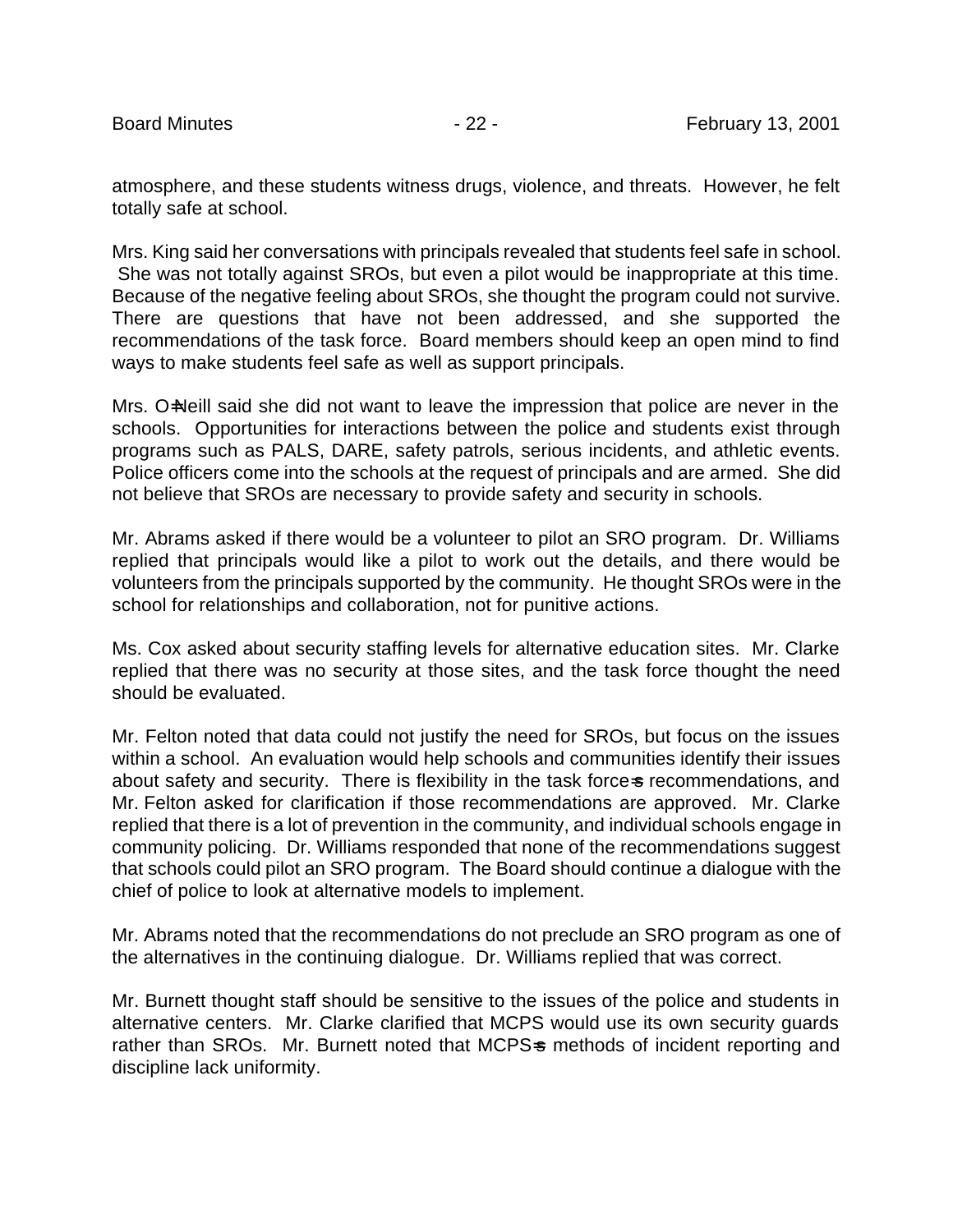atmosphere, and these students witness drugs, violence, and threats. However, he felt totally safe at school.

Mrs. King said her conversations with principals revealed that students feel safe in school. She was not totally against SROs, but even a pilot would be inappropriate at this time. Because of the negative feeling about SROs, she thought the program could not survive. There are questions that have not been addressed, and she supported the recommendations of the task force. Board members should keep an open mind to find ways to make students feel safe as well as support principals.

Mrs. O=Neill said she did not want to leave the impression that police are never in the schools. Opportunities for interactions between the police and students exist through programs such as PALS, DARE, safety patrols, serious incidents, and athletic events. Police officers come into the schools at the request of principals and are armed. She did not believe that SROs are necessary to provide safety and security in schools.

Mr. Abrams asked if there would be a volunteer to pilot an SRO program. Dr. Williams replied that principals would like a pilot to work out the details, and there would be volunteers from the principals supported by the community. He thought SROs were in the school for relationships and collaboration, not for punitive actions.

Ms. Cox asked about security staffing levels for alternative education sites. Mr. Clarke replied that there was no security at those sites, and the task force thought the need should be evaluated.

Mr. Felton noted that data could not justify the need for SROs, but focus on the issues within a school. An evaluation would help schools and communities identify their issues about safety and security. There is flexibility in the task force=s recommendations, and Mr. Felton asked for clarification if those recommendations are approved. Mr. Clarke replied that there is a lot of prevention in the community, and individual schools engage in community policing. Dr. Williams responded that none of the recommendations suggest that schools could pilot an SRO program. The Board should continue a dialogue with the chief of police to look at alternative models to implement.

Mr. Abrams noted that the recommendations do not preclude an SRO program as one of the alternatives in the continuing dialogue. Dr. Williams replied that was correct.

Mr. Burnett thought staff should be sensitive to the issues of the police and students in alternative centers. Mr. Clarke clarified that MCPS would use its own security guards rather than SROs. Mr. Burnett noted that MCPS=s methods of incident reporting and discipline lack uniformity.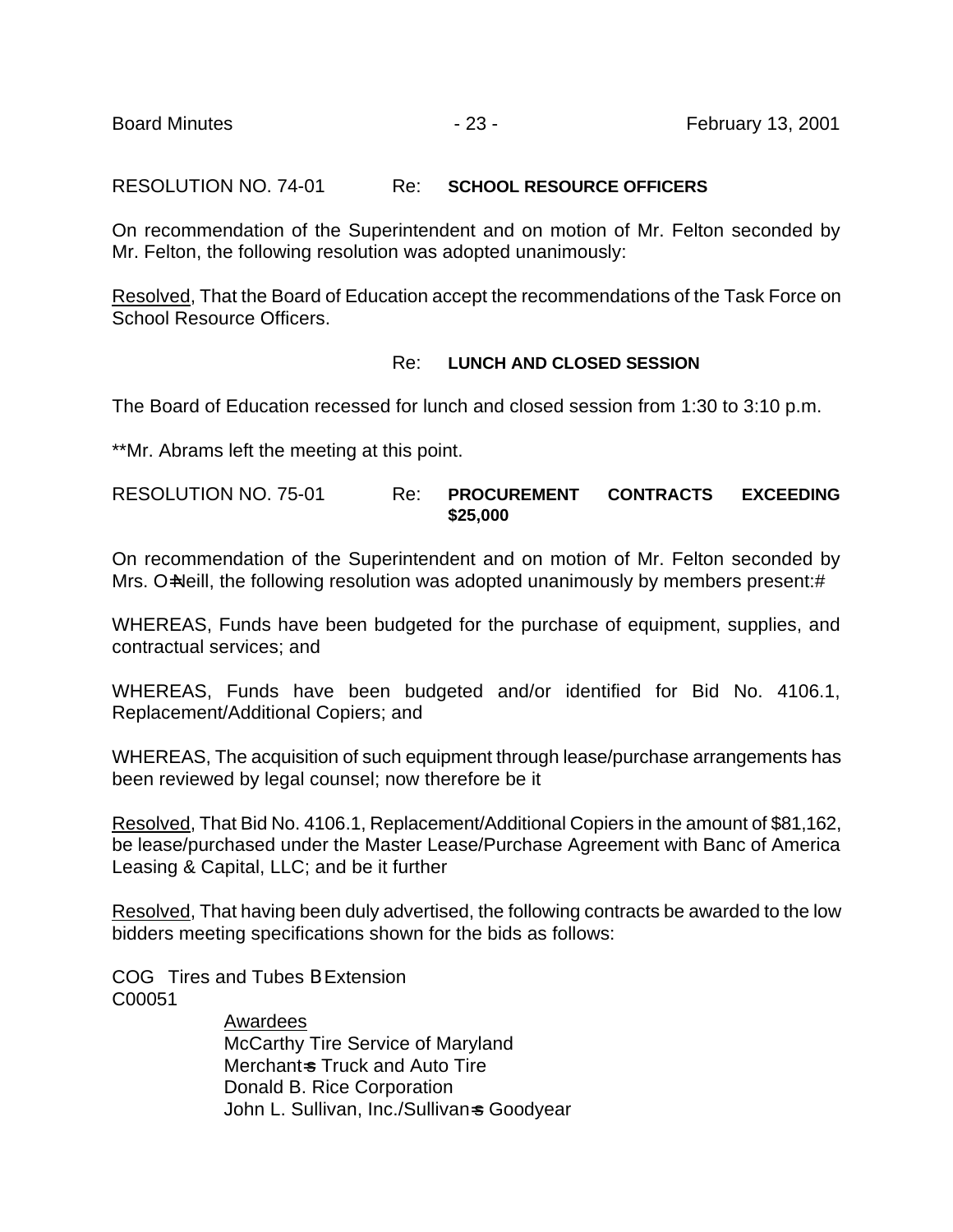RESOLUTION NO. 74-01 Re: **SCHOOL RESOURCE OFFICERS**

On recommendation of the Superintendent and on motion of Mr. Felton seconded by Mr. Felton, the following resolution was adopted unanimously:

Resolved, That the Board of Education accept the recommendations of the Task Force on School Resource Officers.

Re: **LUNCH AND CLOSED SESSION**

The Board of Education recessed for lunch and closed session from 1:30 to 3:10 p.m.

**Mr. Abrams left the meeting at this point.

RESOLUTION NO. 75-01 Re: **PROCUREMENT CONTRACTS EXCEEDING $25,000**

On recommendation of the Superintendent and on motion of Mr. Felton seconded by Mrs. O=Neill, the following resolution was adopted unanimously by members present:#

WHEREAS, Funds have been budgeted for the purchase of equipment, supplies, and contractual services; and

WHEREAS, Funds have been budgeted and/or identified for Bid No. 4106.1, Replacement/Additional Copiers; and

WHEREAS, The acquisition of such equipment through lease/purchase arrangements has been reviewed by legal counsel; now therefore be it

Resolved, That Bid No. 4106.1, Replacement/Additional Copiers in the amount of $81,162, be lease/purchased under the Master Lease/Purchase Agreement with Banc of America Leasing & Capital, LLC; and be it further

Resolved, That having been duly advertised, the following contracts be awarded to the low bidders meeting specifications shown for the bids as follows:

COG Tires and Tubes BExtension
C00051

Awardees
McCarthy Tire Service of Maryland
Merchant=s Truck and Auto Tire
Donald B. Rice Corporation
John L. Sullivan, Inc./Sullivan=s Goodyear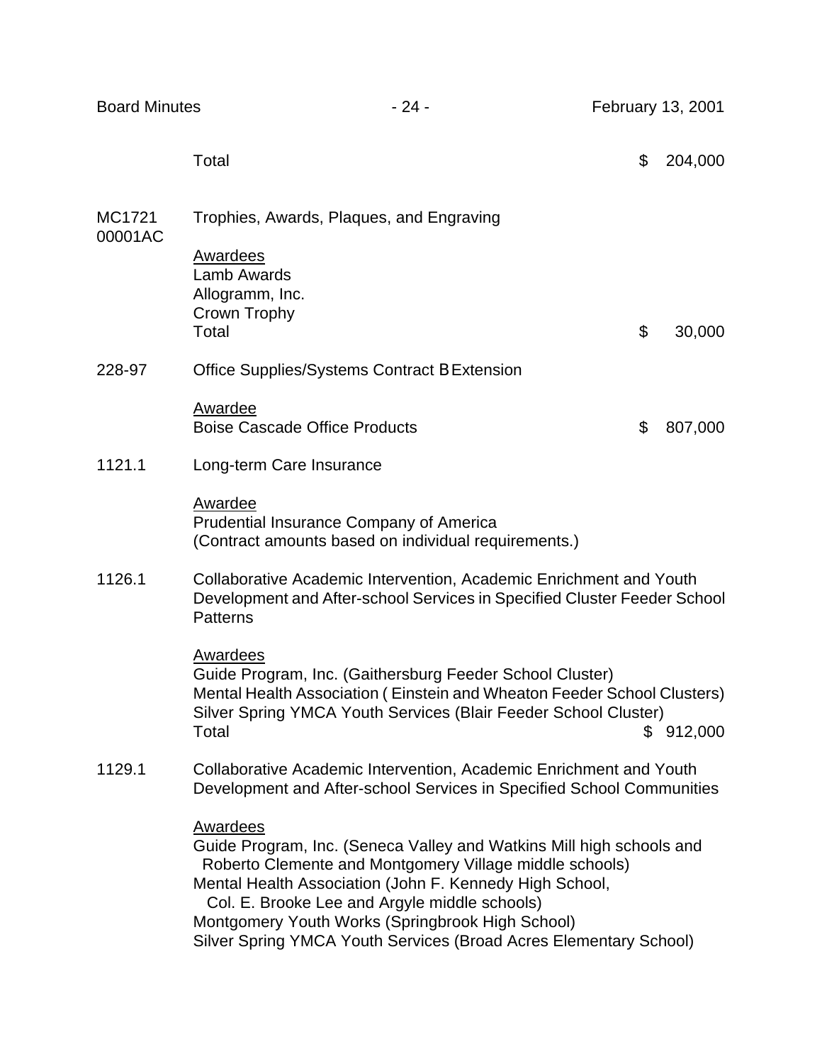Total $ 204,000

MC1721 00001AC Trophies, Awards, Plaques, and Engraving

Awardees
Lamb Awards
Allogramm, Inc.
Crown Trophy
Total $ 30,000

228-97 Office Supplies/Systems Contract B Extension

Awardee
Boise Cascade Office Products $ 807,000

1121.1 Long-term Care Insurance

Awardee
Prudential Insurance Company of America
(Contract amounts based on individual requirements.)

1126.1 Collaborative Academic Intervention, Academic Enrichment and Youth Development and After-school Services in Specified Cluster Feeder School Patterns

Awardees
Guide Program, Inc. (Gaithersburg Feeder School Cluster)
Mental Health Association ( Einstein and Wheaton Feeder School Clusters)
Silver Spring YMCA Youth Services (Blair Feeder School Cluster)
Total $ 912,000

1129.1 Collaborative Academic Intervention, Academic Enrichment and Youth Development and After-school Services in Specified School Communities

Awardees
Guide Program, Inc. (Seneca Valley and Watkins Mill high schools and Roberto Clemente and Montgomery Village middle schools)
Mental Health Association (John F. Kennedy High School, Col. E. Brooke Lee and Argyle middle schools)
Montgomery Youth Works (Springbrook High School)
Silver Spring YMCA Youth Services (Broad Acres Elementary School)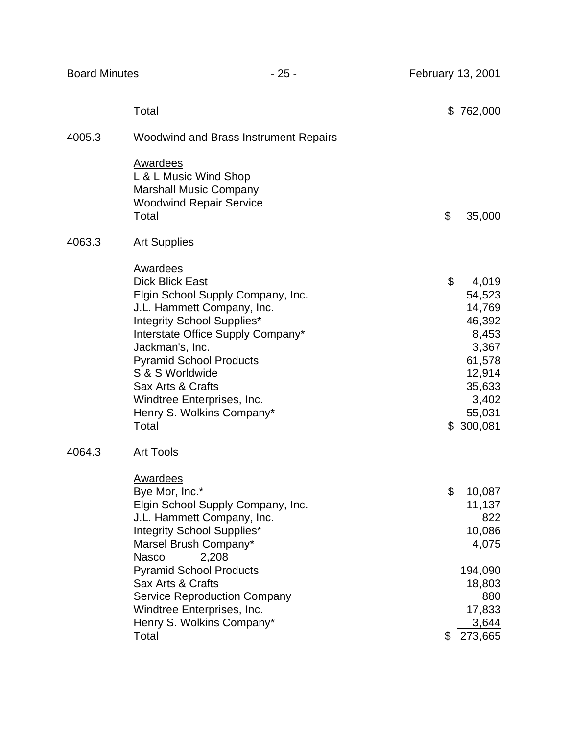| | | |
|---|---|---|
| | Total | $ 762,000 |
| 4005.3 | Woodwind and Brass Instrument Repairs | |
| | Awardees | |
| | L & L Music Wind Shop | |
| | Marshall Music Company | |
| | Woodwind Repair Service | |
| | Total | $ 35,000 |
| 4063.3 | Art Supplies | |
| | Awardees | |
| | Dick Blick East | $ 4,019 |
| | Elgin School Supply Company, Inc. | 54,523 |
| | J.L. Hammett Company, Inc. | 14,769 |
| | Integrity School Supplies* | 46,392 |
| | Interstate Office Supply Company* | 8,453 |
| | Jackman's, Inc. | 3,367 |
| | Pyramid School Products | 61,578 |
| | S & S Worldwide | 12,914 |
| | Sax Arts & Crafts | 35,633 |
| | Windtree Enterprises, Inc. | 3,402 |
| | Henry S. Wolkins Company* | 55,031 |
| | Total | $ 300,081 |
| 4064.3 | Art Tools | |
| | Awardees | |
| | Bye Mor, Inc.* | $ 10,087 |
| | Elgin School Supply Company, Inc. | 11,137 |
| | J.L. Hammett Company, Inc. | 822 |
| | Integrity School Supplies* | 10,086 |
| | Marsel Brush Company* | 4,075 |
| | Nasco 2,208 | |
| | Pyramid School Products | 194,090 |
| | Sax Arts & Crafts | 18,803 |
| | Service Reproduction Company | 880 |
| | Windtree Enterprises, Inc. | 17,833 |
| | Henry S. Wolkins Company* | 3,644 |
| | Total | $ 273,665 |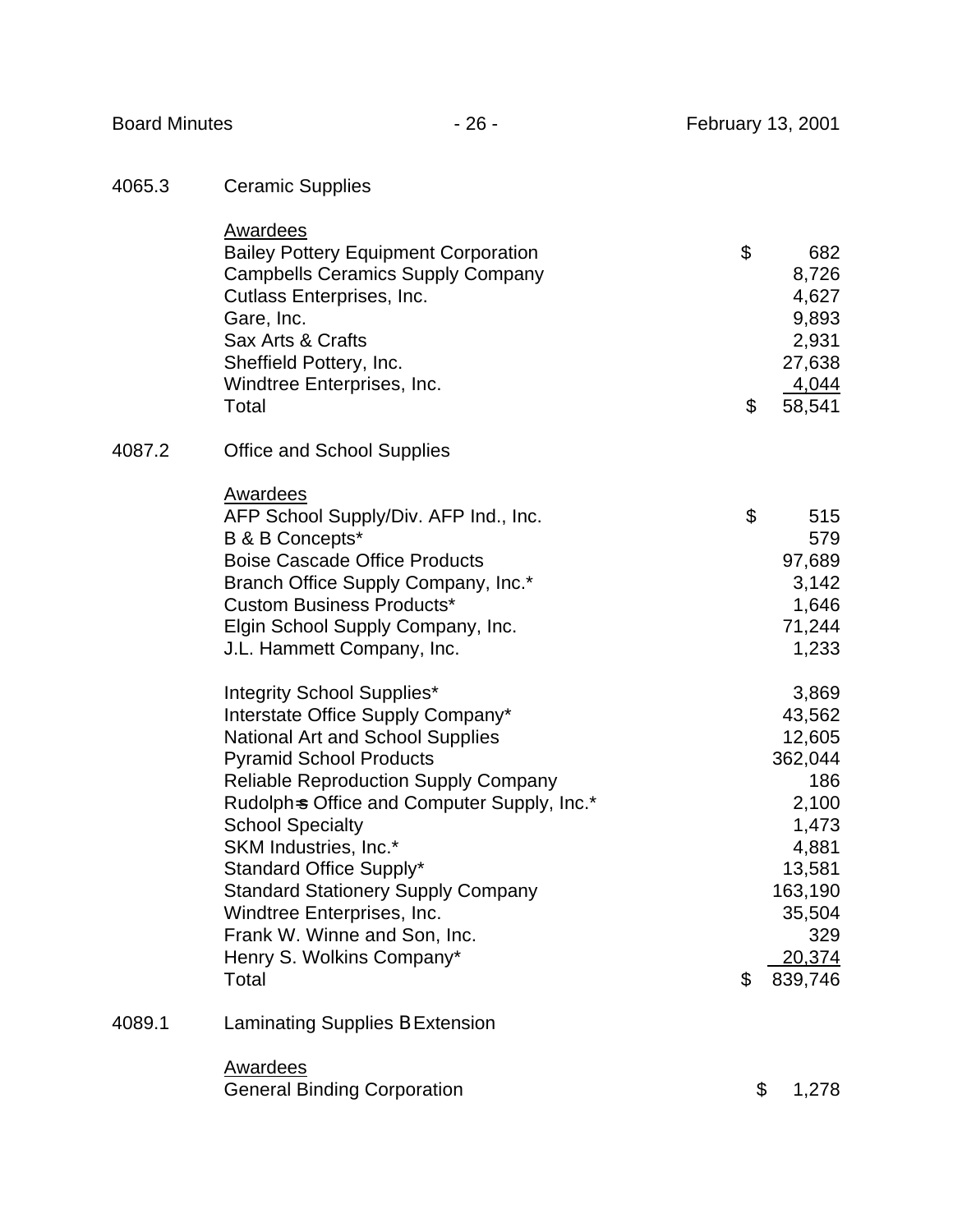4065.3 Ceramic Supplies

| Awardees | |
|---|---|
| Bailey Pottery Equipment Corporation | $ 682 |
| Campbells Ceramics Supply Company | 8,726 |
| Cutlass Enterprises, Inc. | 4,627 |
| Gare, Inc. | 9,893 |
| Sax Arts & Crafts | 2,931 |
| Sheffield Pottery, Inc. | 27,638 |
| Windtree Enterprises, Inc. | 4,044 |
| Total | $ 58,541 |

4087.2 Office and School Supplies

| Awardees | |
|---|---|
| AFP School Supply/Div. AFP Ind., Inc. | $ 515 |
| B & B Concepts* | 579 |
| Boise Cascade Office Products | 97,689 |
| Branch Office Supply Company, Inc.* | 3,142 |
| Custom Business Products* | 1,646 |
| Elgin School Supply Company, Inc. | 71,244 |
| J.L. Hammett Company, Inc. | 1,233 |
| Integrity School Supplies* | 3,869 |
| Interstate Office Supply Company* | 43,562 |
| National Art and School Supplies | 12,605 |
| Pyramid School Products | 362,044 |
| Reliable Reproduction Supply Company | 186 |
| Rudolph=s Office and Computer Supply, Inc.* | 2,100 |
| School Specialty | 1,473 |
| SKM Industries, Inc.* | 4,881 |
| Standard Office Supply* | 13,581 |
| Standard Stationery Supply Company | 163,190 |
| Windtree Enterprises, Inc. | 35,504 |
| Frank W. Winne and Son, Inc. | 329 |
| Henry S. Wolkins Company* | 20,374 |
| Total | $ 839,746 |

4089.1 Laminating Supplies B Extension

| Awardees | |
|---|---|
| General Binding Corporation | $ 1,278 |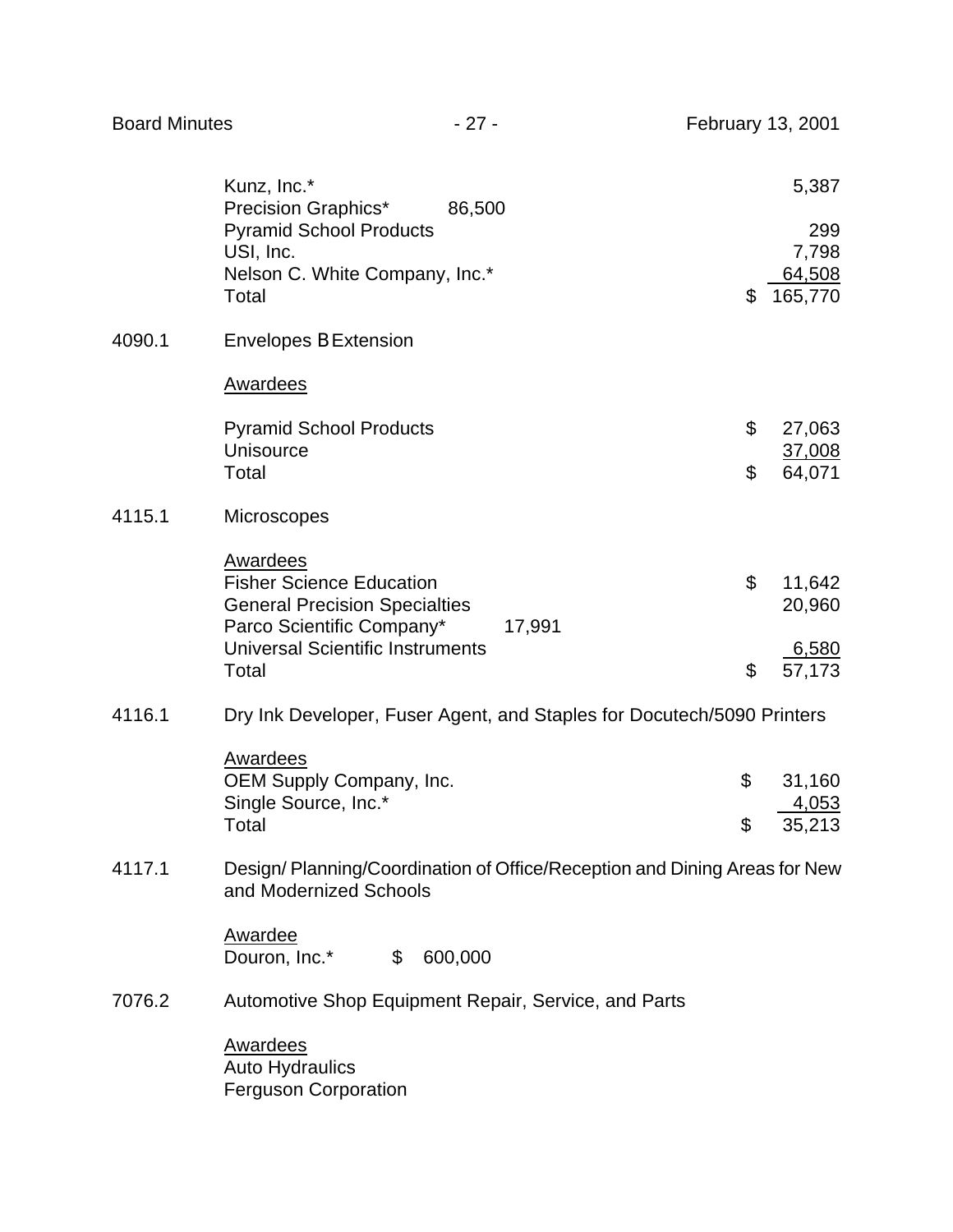| | |
|---|---|
| Kunz, Inc.* | 5,387 |
| Precision Graphics* 86,500 | |
| Pyramid School Products | 299 |
| USI, Inc. | 7,798 |
| Nelson C. White Company, Inc.* | 64,508 |
| Total | $ 165,770 |

4090.1 Envelopes BExtension

Awardees

| | |
|---|---|
| Pyramid School Products | $ 27,063 |
| Unisource | 37,008 |
| Total | $ 64,071 |

4115.1 Microscopes

Awardees

| | |
|---|---|
| Fisher Science Education | $ 11,642 |
| General Precision Specialties | 20,960 |
| Parco Scientific Company* 17,991 | |
| Universal Scientific Instruments | 6,580 |
| Total | $ 57,173 |

4116.1 Dry Ink Developer, Fuser Agent, and Staples for Docutech/5090 Printers

Awardees

| | |
|---|---|
| OEM Supply Company, Inc. | $ 31,160 |
| Single Source, Inc.* | 4,053 |
| Total | $ 35,213 |

4117.1 Design/ Planning/Coordination of Office/Reception and Dining Areas for New and Modernized Schools

Awardee

Douron, Inc.* $ 600,000

7076.2 Automotive Shop Equipment Repair, Service, and Parts

Awardees

Auto Hydraulics

Ferguson Corporation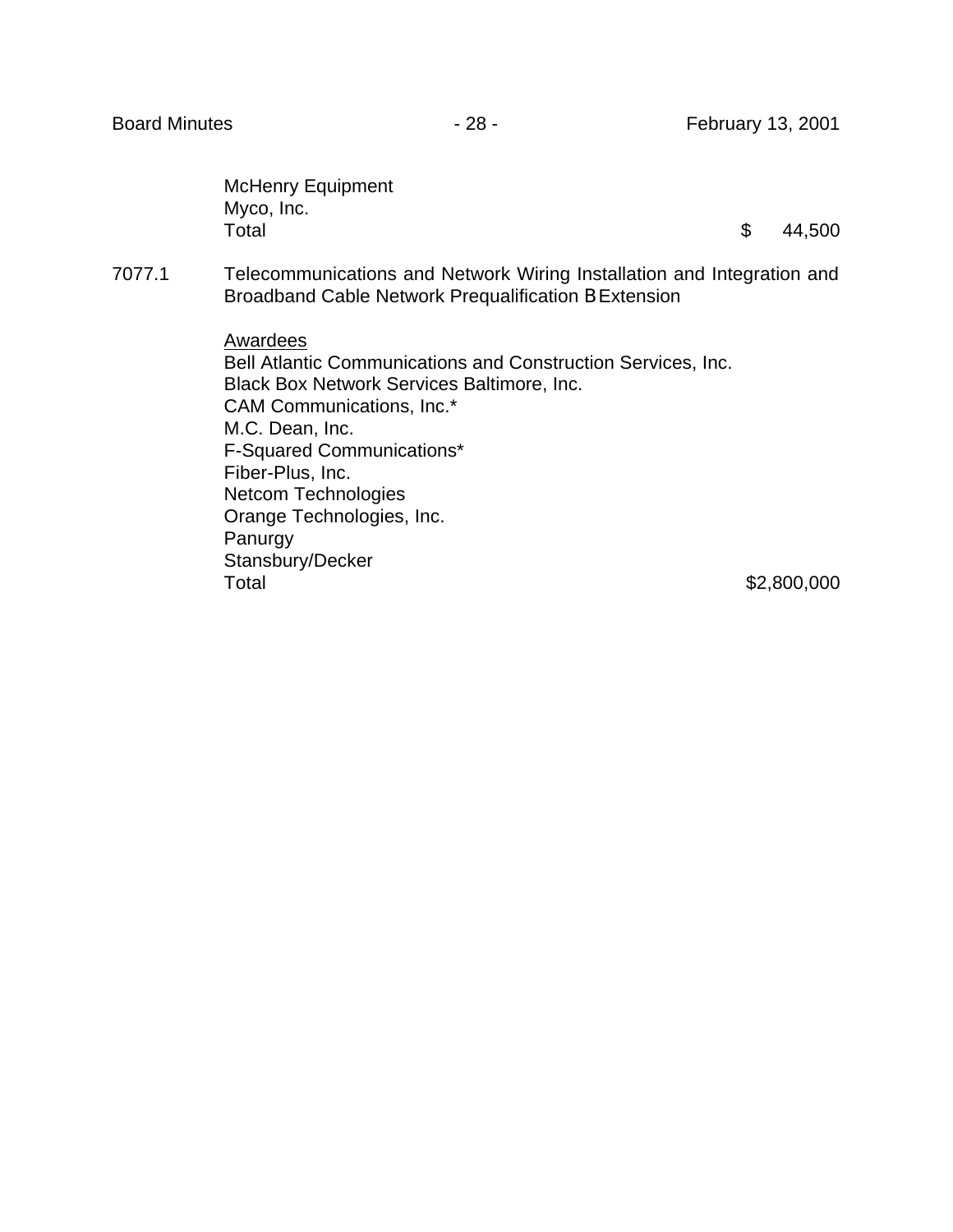McHenry Equipment
Myco, Inc.
Total $ 44,500

7077.1 Telecommunications and Network Wiring Installation and Integration and Broadband Cable Network Prequalification B Extension

Awardees
Bell Atlantic Communications and Construction Services, Inc.
Black Box Network Services Baltimore, Inc.
CAM Communications, Inc.*
M.C. Dean, Inc.
F-Squared Communications*
Fiber-Plus, Inc.
Netcom Technologies
Orange Technologies, Inc.
Panurgy
Stansbury/Decker
Total $2,800,000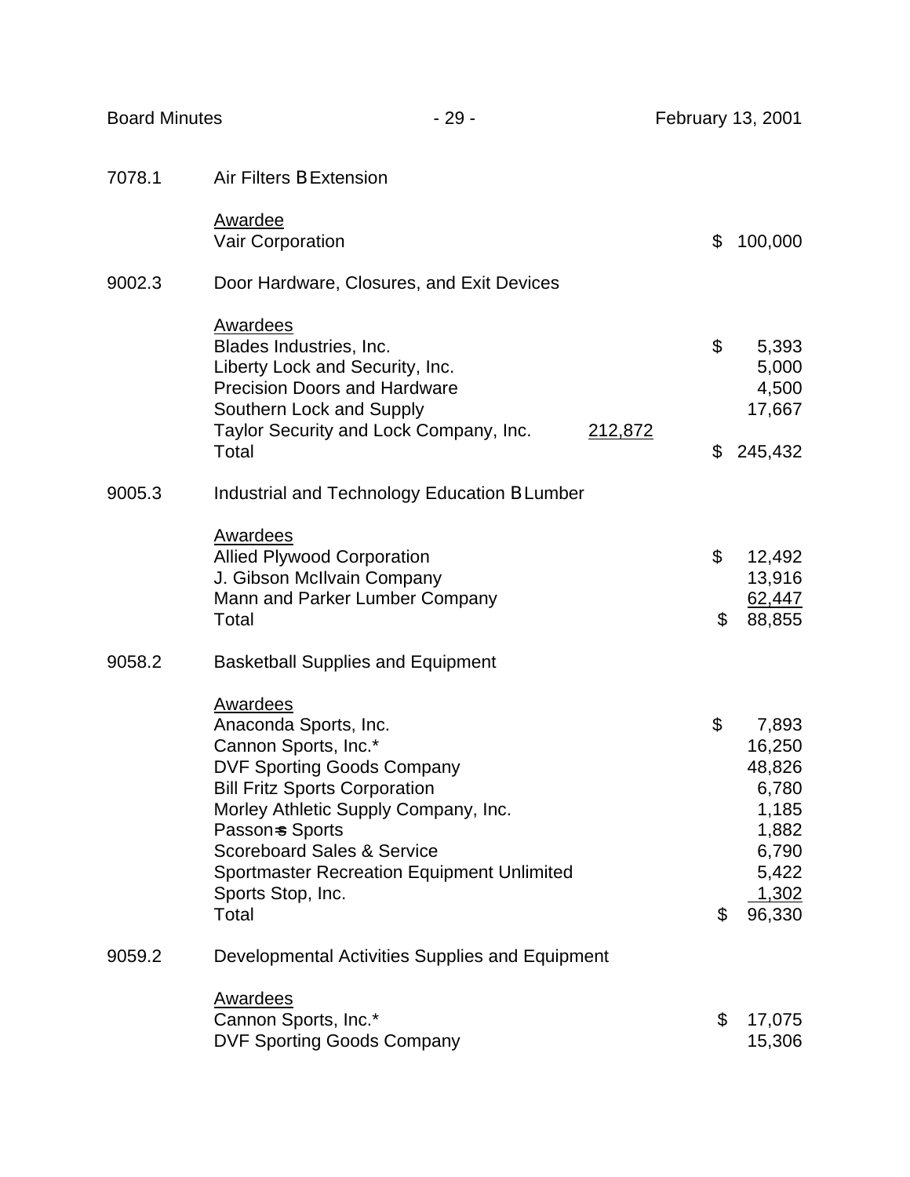7078.1 Air Filters B Extension

| Awardee | |
|---|---|
| Vair Corporation | $ 100,000 |

9002.3 Door Hardware, Closures, and Exit Devices

| Awardees | | |
|---|---|---|
| Blades Industries, Inc. | | $ 5,393 |
| Liberty Lock and Security, Inc. | | 5,000 |
| Precision Doors and Hardware | | 4,500 |
| Southern Lock and Supply | | 17,667 |
| Taylor Security and Lock Company, Inc. | 212,872 | |
| Total | | $ 245,432 |

9005.3 Industrial and Technology Education B Lumber

| Awardees | |
|---|---|
| Allied Plywood Corporation | $ 12,492 |
| J. Gibson McIlvain Company | 13,916 |
| Mann and Parker Lumber Company | 62,447 |
| Total | $ 88,855 |

9058.2 Basketball Supplies and Equipment

| Awardees | |
|---|---|
| Anaconda Sports, Inc. | $ 7,893 |
| Cannon Sports, Inc.* | 16,250 |
| DVF Sporting Goods Company | 48,826 |
| Bill Fritz Sports Corporation | 6,780 |
| Morley Athletic Supply Company, Inc. | 1,185 |
| Passon=s Sports | 1,882 |
| Scoreboard Sales & Service | 6,790 |
| Sportmaster Recreation Equipment Unlimited | 5,422 |
| Sports Stop, Inc. | 1,302 |
| Total | $ 96,330 |

9059.2 Developmental Activities Supplies and Equipment

| Awardees | |
|---|---|
| Cannon Sports, Inc.* | $ 17,075 |
| DVF Sporting Goods Company | 15,306 |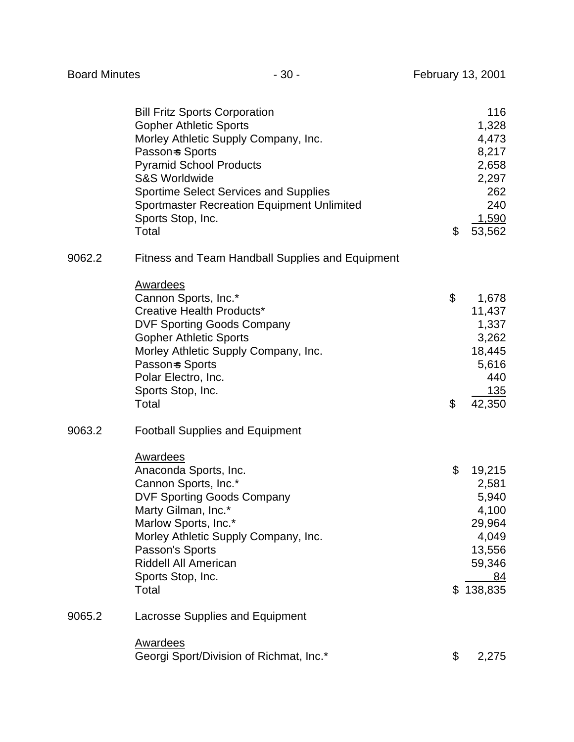| | |
|---|---|
| Bill Fritz Sports Corporation | 116 |
| Gopher Athletic Sports | 1,328 |
| Morley Athletic Supply Company, Inc. | 4,473 |
| Passon=s Sports | 8,217 |
| Pyramid School Products | 2,658 |
| S&S Worldwide | 2,297 |
| Sportime Select Services and Supplies | 262 |
| Sportmaster Recreation Equipment Unlimited | 240 |
| Sports Stop, Inc. | 1,590 |
| Total | $ 53,562 |

9062.2 Fitness and Team Handball Supplies and Equipment

| Awardees | |
|---|---|
| Cannon Sports, Inc.* | $ 1,678 |
| Creative Health Products* | 11,437 |
| DVF Sporting Goods Company | 1,337 |
| Gopher Athletic Sports | 3,262 |
| Morley Athletic Supply Company, Inc. | 18,445 |
| Passon=s Sports | 5,616 |
| Polar Electro, Inc. | 440 |
| Sports Stop, Inc. | 135 |
| Total | $ 42,350 |

9063.2 Football Supplies and Equipment

| Awardees | |
|---|---|
| Anaconda Sports, Inc. | $ 19,215 |
| Cannon Sports, Inc.* | 2,581 |
| DVF Sporting Goods Company | 5,940 |
| Marty Gilman, Inc.* | 4,100 |
| Marlow Sports, Inc.* | 29,964 |
| Morley Athletic Supply Company, Inc. | 4,049 |
| Passon's Sports | 13,556 |
| Riddell All American | 59,346 |
| Sports Stop, Inc. | 84 |
| Total | $ 138,835 |

9065.2 Lacrosse Supplies and Equipment

| Awardees | |
|---|---|
| Georgi Sport/Division of Richmat, Inc.* | $ 2,275 |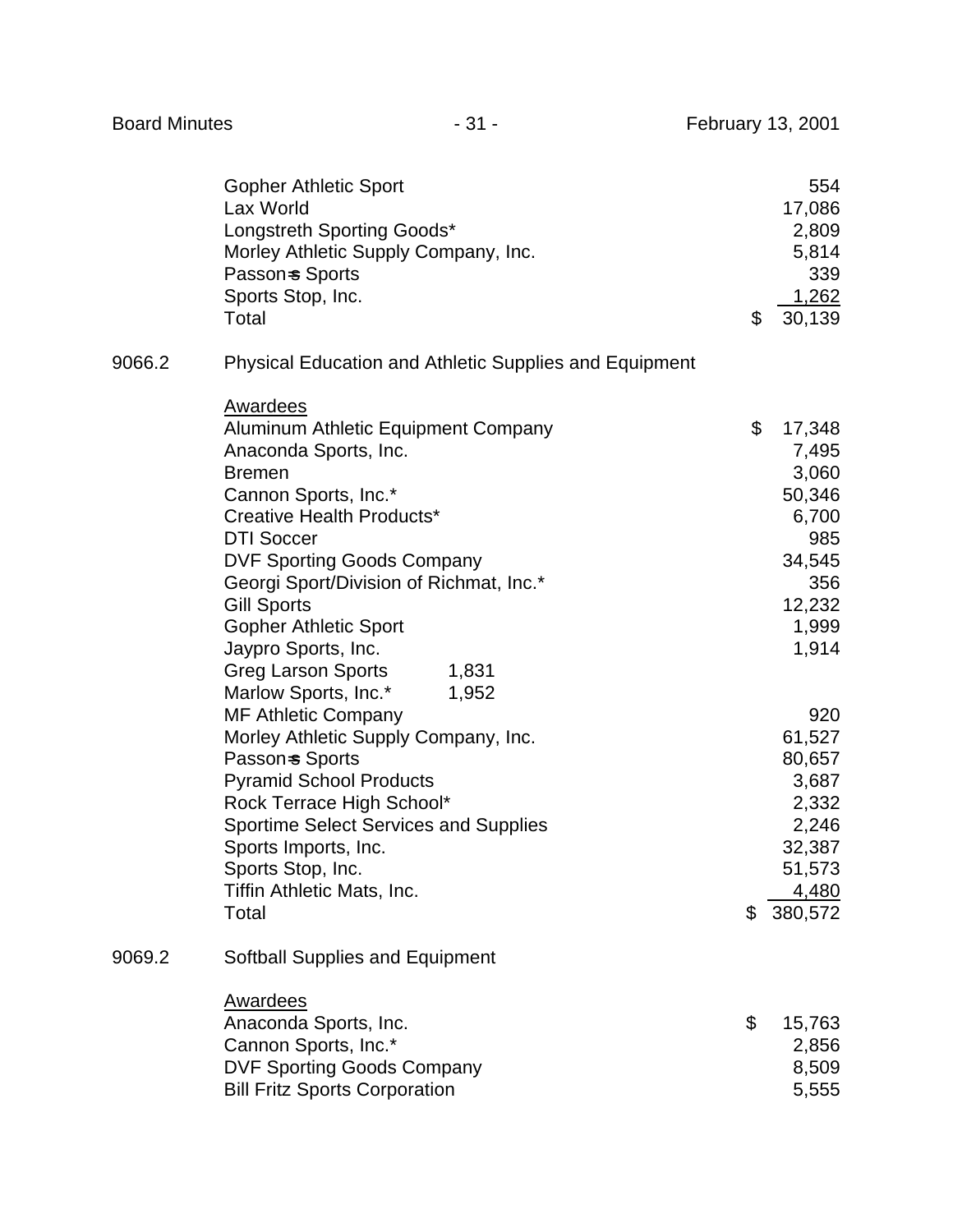| | |
|---|---|
| Gopher Athletic Sport | 554 |
| Lax World | 17,086 |
| Longstreth Sporting Goods* | 2,809 |
| Morley Athletic Supply Company, Inc. | 5,814 |
| Passon=s Sports | 339 |
| Sports Stop, Inc. | 1,262 |
| Total | $ 30,139 |

9066.2 Physical Education and Athletic Supplies and Equipment

| Awardees | | |
|---|---|---|
| Aluminum Athletic Equipment Company | | $ 17,348 |
| Anaconda Sports, Inc. | | 7,495 |
| Bremen | | 3,060 |
| Cannon Sports, Inc.* | | 50,346 |
| Creative Health Products* | | 6,700 |
| DTI Soccer | | 985 |
| DVF Sporting Goods Company | | 34,545 |
| Georgi Sport/Division of Richmat, Inc.* | | 356 |
| Gill Sports | | 12,232 |
| Gopher Athletic Sport | | 1,999 |
| Jaypro Sports, Inc. | | 1,914 |
| Greg Larson Sports | 1,831 | |
| Marlow Sports, Inc.* | 1,952 | |
| MF Athletic Company | | 920 |
| Morley Athletic Supply Company, Inc. | | 61,527 |
| Passon=s Sports | | 80,657 |
| Pyramid School Products | | 3,687 |
| Rock Terrace High School* | | 2,332 |
| Sportime Select Services and Supplies | | 2,246 |
| Sports Imports, Inc. | | 32,387 |
| Sports Stop, Inc. | | 51,573 |
| Tiffin Athletic Mats, Inc. | | 4,480 |
| Total | | $ 380,572 |

9069.2 Softball Supplies and Equipment

| Awardees | |
|---|---|
| Anaconda Sports, Inc. | $ 15,763 |
| Cannon Sports, Inc.* | 2,856 |
| DVF Sporting Goods Company | 8,509 |
| Bill Fritz Sports Corporation | 5,555 |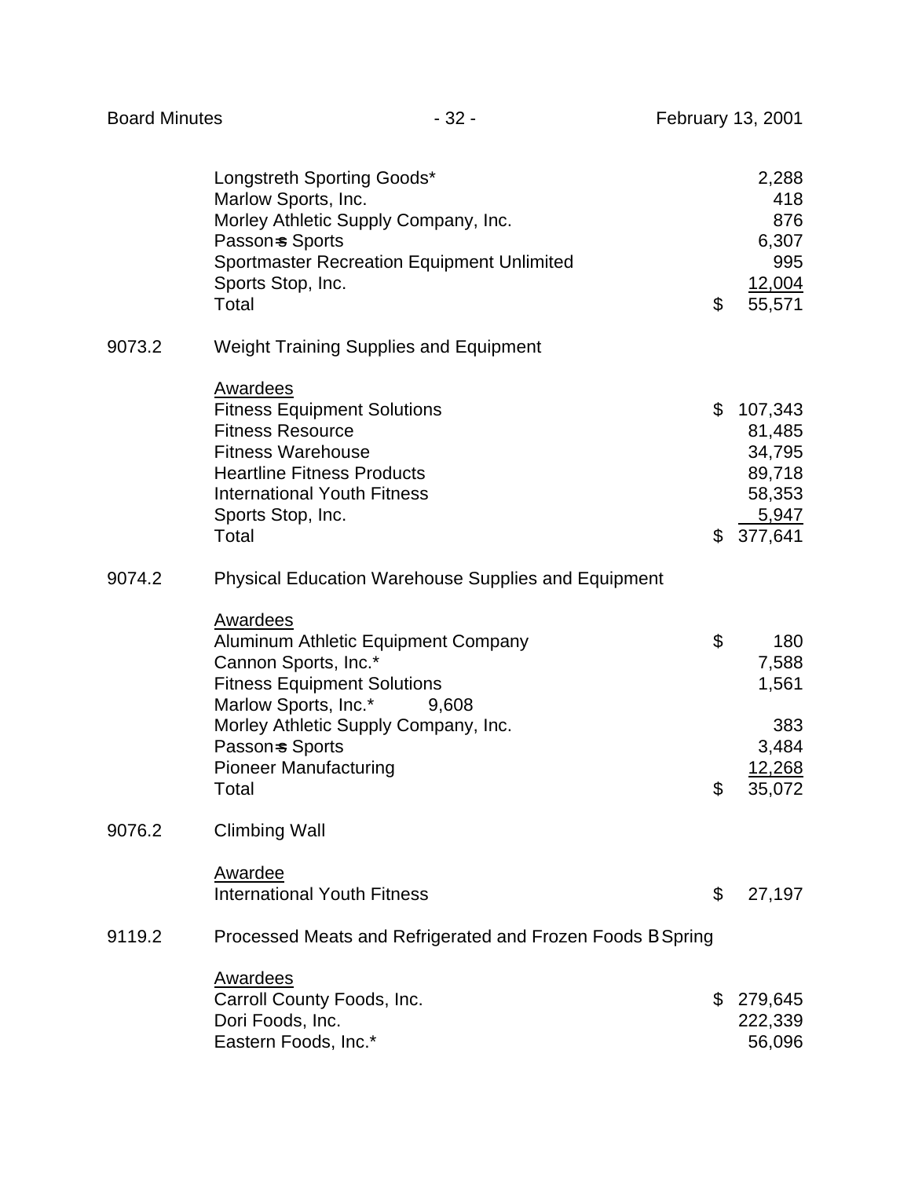| | |
|---|---:|
| Longstreth Sporting Goods* | 2,288 |
| Marlow Sports, Inc. | 418 |
| Morley Athletic Supply Company, Inc. | 876 |
| Passon=s Sports | 6,307 |
| Sportmaster Recreation Equipment Unlimited | 995 |
| Sports Stop, Inc. | 12,004 |
| Total | $ 55,571 |

9073.2 Weight Training Supplies and Equipment

| Awardees | |
|---|---:|
| Fitness Equipment Solutions | $ 107,343 |
| Fitness Resource | 81,485 |
| Fitness Warehouse | 34,795 |
| Heartline Fitness Products | 89,718 |
| International Youth Fitness | 58,353 |
| Sports Stop, Inc. | 5,947 |
| Total | $ 377,641 |

9074.2 Physical Education Warehouse Supplies and Equipment

| Awardees | |
|---|---:|
| Aluminum Athletic Equipment Company | $ 180 |
| Cannon Sports, Inc.* | 7,588 |
| Fitness Equipment Solutions | 1,561 |
| Marlow Sports, Inc.* 9,608 | |
| Morley Athletic Supply Company, Inc. | 383 |
| Passon=s Sports | 3,484 |
| Pioneer Manufacturing | 12,268 |
| Total | $ 35,072 |

9076.2 Climbing Wall

| Awardee | |
|---|---:|
| International Youth Fitness | $ 27,197 |

9119.2 Processed Meats and Refrigerated and Frozen Foods B Spring

| Awardees | |
|---|---:|
| Carroll County Foods, Inc. | $ 279,645 |
| Dori Foods, Inc. | 222,339 |
| Eastern Foods, Inc.* | 56,096 |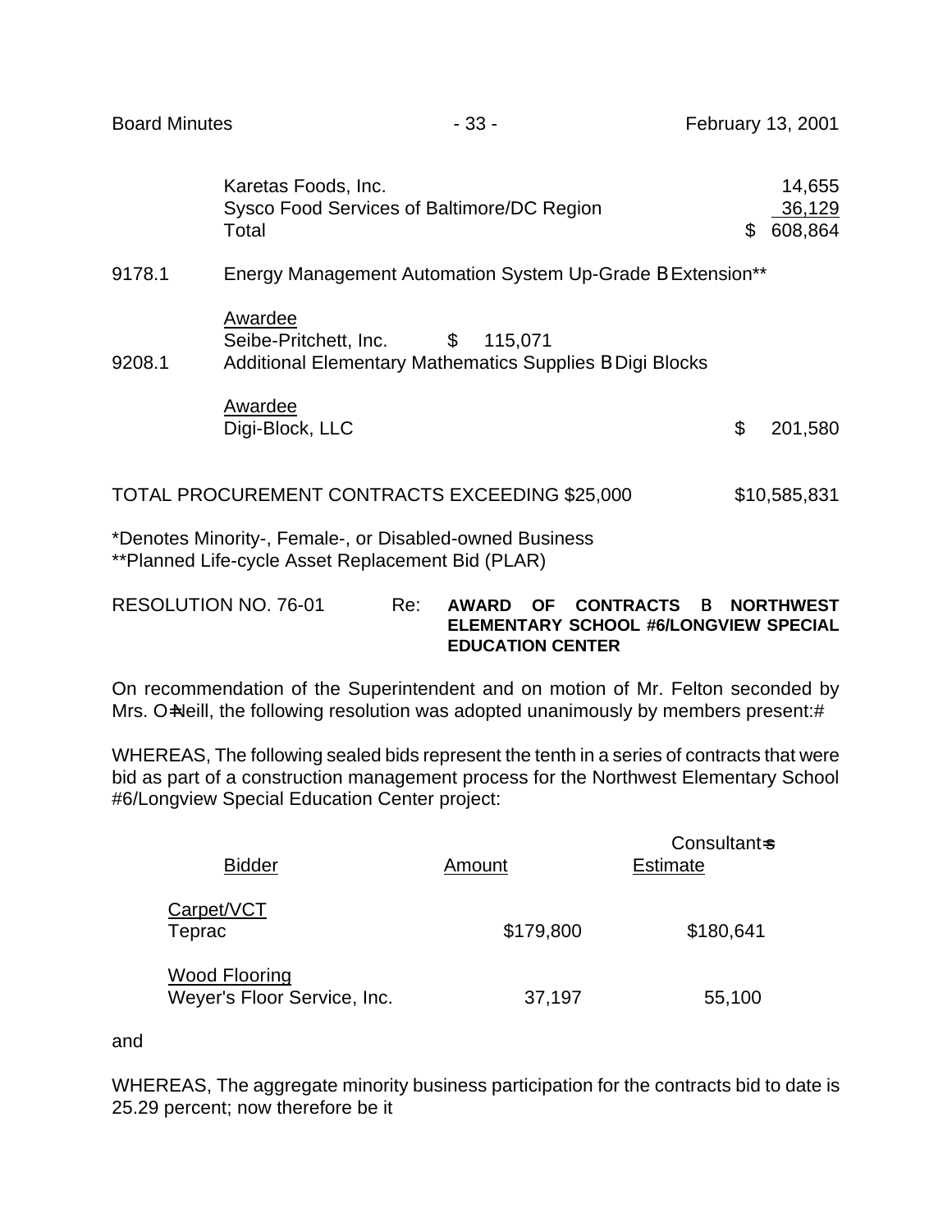| | | |
|---|---|---|
| | Karetas Foods, Inc. | 14,655 |
| | Sysco Food Services of Baltimore/DC Region | 36,129 |
| | Total | $ 608,864 |

9178.1 Energy Management Automation System Up-Grade B Extension**

Awardee
Seibe-Pritchett, Inc. $ 115,071

9208.1 Additional Elementary Mathematics Supplies B Digi Blocks

Awardee
Digi-Block, LLC $ 201,580

TOTAL PROCUREMENT CONTRACTS EXCEEDING $25,000 $10,585,831

*Denotes Minority-, Female-, or Disabled-owned Business
**Planned Life-cycle Asset Replacement Bid (PLAR)

RESOLUTION NO. 76-01 Re: **AWARD OF CONTRACTS B NORTHWEST ELEMENTARY SCHOOL #6/LONGVIEW SPECIAL EDUCATION CENTER**

On recommendation of the Superintendent and on motion of Mr. Felton seconded by Mrs. O=Neill, the following resolution was adopted unanimously by members present:#

WHEREAS, The following sealed bids represent the tenth in a series of contracts that were bid as part of a construction management process for the Northwest Elementary School #6/Longview Special Education Center project:

| Bidder | Amount | Consultant=s Estimate |
|---|---|---|
| Carpet/VCT | | |
| Teprac | $179,800 | $180,641 |
| Wood Flooring | | |
| Weyer's Floor Service, Inc. | 37,197 | 55,100 |

and

WHEREAS, The aggregate minority business participation for the contracts bid to date is 25.29 percent; now therefore be it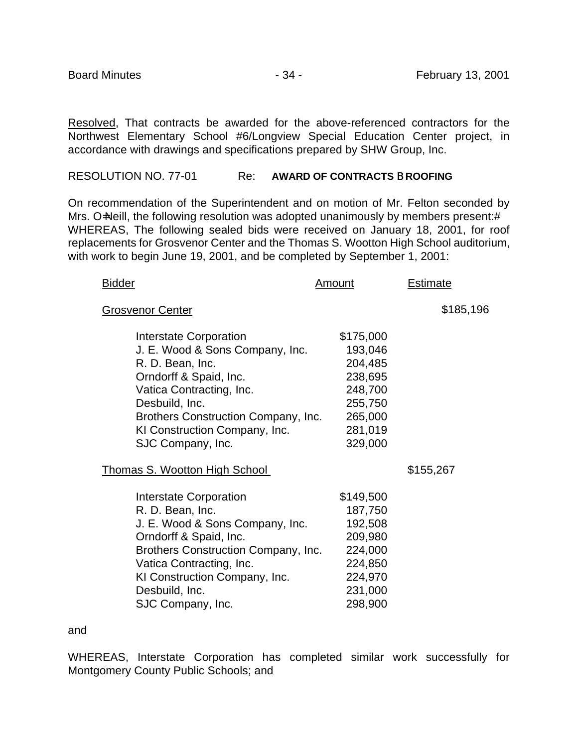Resolved, That contracts be awarded for the above-referenced contractors for the Northwest Elementary School #6/Longview Special Education Center project, in accordance with drawings and specifications prepared by SHW Group, Inc.

RESOLUTION NO. 77-01 Re: **AWARD OF CONTRACTS B ROOFING**

On recommendation of the Superintendent and on motion of Mr. Felton seconded by Mrs. O=Neill, the following resolution was adopted unanimously by members present:#
WHEREAS, The following sealed bids were received on January 18, 2001, for roof replacements for Grosvenor Center and the Thomas S. Wootton High School auditorium, with work to begin June 19, 2001, and be completed by September 1, 2001:

| Bidder | Amount | Estimate |
|---|---|---|
| Grosvenor Center | | $185,196 |
| Interstate Corporation | $175,000 | |
| J. E. Wood & Sons Company, Inc. | 193,046 | |
| R. D. Bean, Inc. | 204,485 | |
| Orndorff & Spaid, Inc. | 238,695 | |
| Vatica Contracting, Inc. | 248,700 | |
| Desbuild, Inc. | 255,750 | |
| Brothers Construction Company, Inc. | 265,000 | |
| KI Construction Company, Inc. | 281,019 | |
| SJC Company, Inc. | 329,000 | |
| Thomas S. Wootton High School | | $155,267 |
| Interstate Corporation | $149,500 | |
| R. D. Bean, Inc. | 187,750 | |
| J. E. Wood & Sons Company, Inc. | 192,508 | |
| Orndorff & Spaid, Inc. | 209,980 | |
| Brothers Construction Company, Inc. | 224,000 | |
| Vatica Contracting, Inc. | 224,850 | |
| KI Construction Company, Inc. | 224,970 | |
| Desbuild, Inc. | 231,000 | |
| SJC Company, Inc. | 298,900 | |

and

WHEREAS, Interstate Corporation has completed similar work successfully for Montgomery County Public Schools; and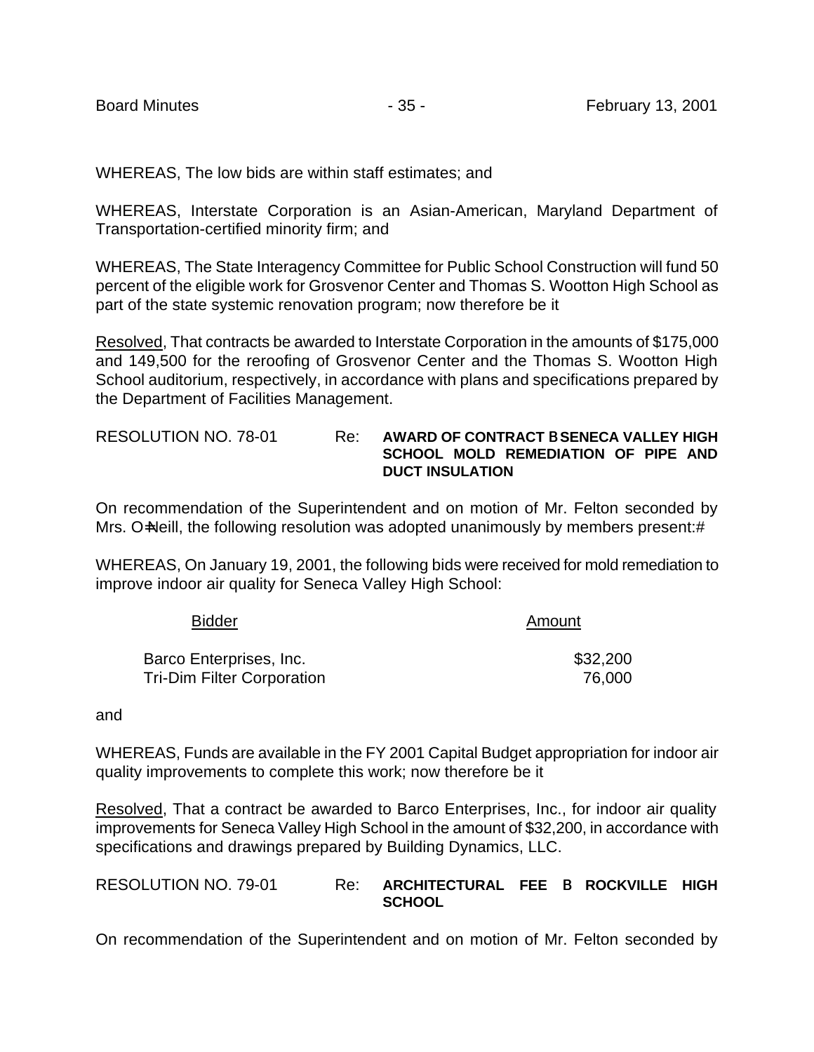WHEREAS, The low bids are within staff estimates; and

WHEREAS, Interstate Corporation is an Asian-American, Maryland Department of Transportation-certified minority firm; and

WHEREAS, The State Interagency Committee for Public School Construction will fund 50 percent of the eligible work for Grosvenor Center and Thomas S. Wootton High School as part of the state systemic renovation program; now therefore be it

Resolved, That contracts be awarded to Interstate Corporation in the amounts of $175,000 and 149,500 for the reroofing of Grosvenor Center and the Thomas S. Wootton High School auditorium, respectively, in accordance with plans and specifications prepared by the Department of Facilities Management.

RESOLUTION NO. 78-01 Re: **AWARD OF CONTRACT B SENECA VALLEY HIGH SCHOOL MOLD REMEDIATION OF PIPE AND DUCT INSULATION**

On recommendation of the Superintendent and on motion of Mr. Felton seconded by Mrs. O=Neill, the following resolution was adopted unanimously by members present:#

WHEREAS, On January 19, 2001, the following bids were received for mold remediation to improve indoor air quality for Seneca Valley High School:

| Bidder | Amount |
|---|---|
| Barco Enterprises, Inc. | $32,200 |
| Tri-Dim Filter Corporation | 76,000 |

and

WHEREAS, Funds are available in the FY 2001 Capital Budget appropriation for indoor air quality improvements to complete this work; now therefore be it

Resolved, That a contract be awarded to Barco Enterprises, Inc., for indoor air quality improvements for Seneca Valley High School in the amount of $32,200, in accordance with specifications and drawings prepared by Building Dynamics, LLC.

RESOLUTION NO. 79-01 Re: **ARCHITECTURAL FEE B ROCKVILLE HIGH SCHOOL**

On recommendation of the Superintendent and on motion of Mr. Felton seconded by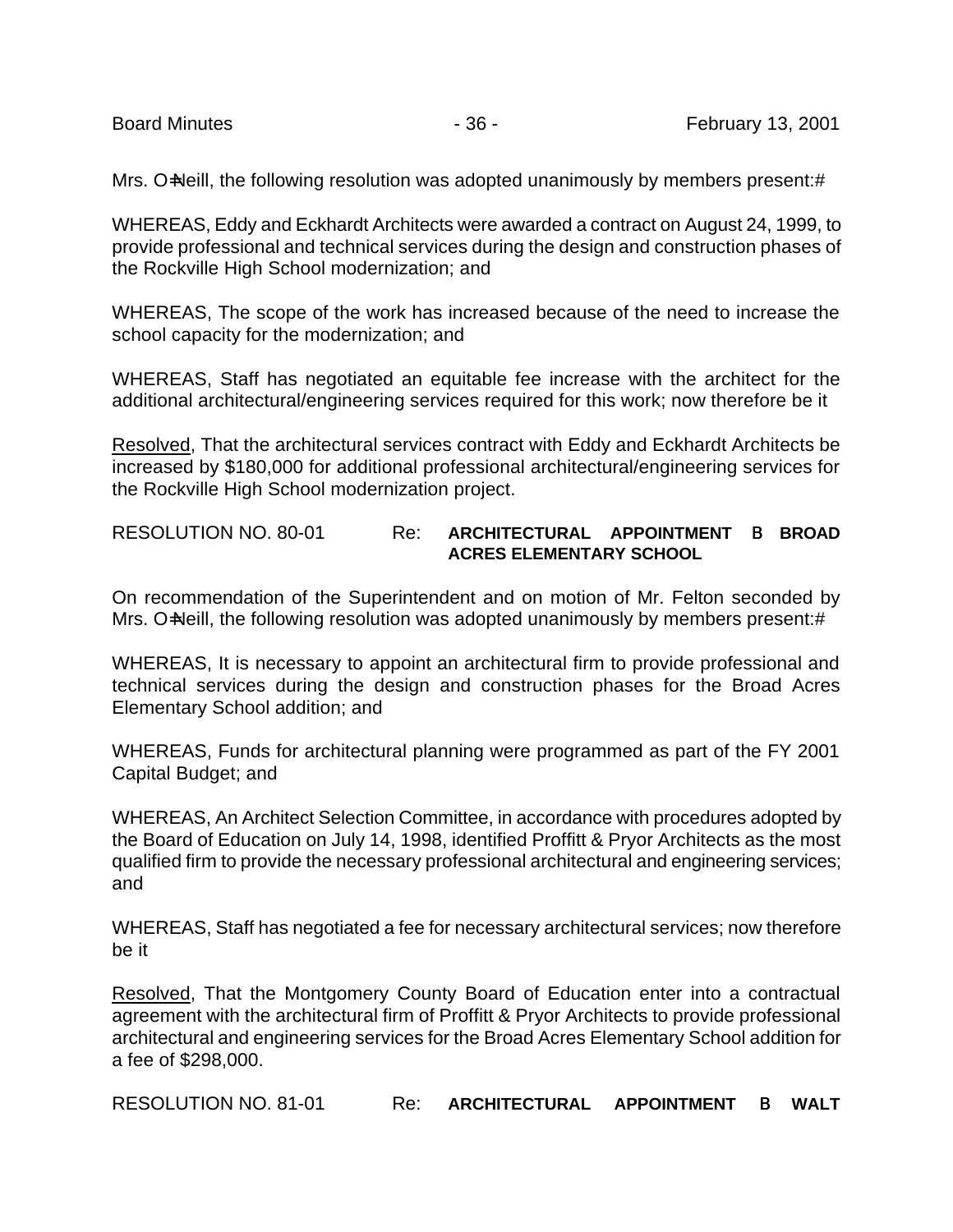Mrs. O=Neill, the following resolution was adopted unanimously by members present:#

WHEREAS, Eddy and Eckhardt Architects were awarded a contract on August 24, 1999, to provide professional and technical services during the design and construction phases of the Rockville High School modernization; and

WHEREAS, The scope of the work has increased because of the need to increase the school capacity for the modernization; and

WHEREAS, Staff has negotiated an equitable fee increase with the architect for the additional architectural/engineering services required for this work; now therefore be it

Resolved, That the architectural services contract with Eddy and Eckhardt Architects be increased by $180,000 for additional professional architectural/engineering services for the Rockville High School modernization project.

RESOLUTION NO. 80-01 Re: **ARCHITECTURAL APPOINTMENT B BROAD ACRES ELEMENTARY SCHOOL**

On recommendation of the Superintendent and on motion of Mr. Felton seconded by Mrs. O=Neill, the following resolution was adopted unanimously by members present:#

WHEREAS, It is necessary to appoint an architectural firm to provide professional and technical services during the design and construction phases for the Broad Acres Elementary School addition; and

WHEREAS, Funds for architectural planning were programmed as part of the FY 2001 Capital Budget; and

WHEREAS, An Architect Selection Committee, in accordance with procedures adopted by the Board of Education on July 14, 1998, identified Proffitt & Pryor Architects as the most qualified firm to provide the necessary professional architectural and engineering services; and

WHEREAS, Staff has negotiated a fee for necessary architectural services; now therefore be it

Resolved, That the Montgomery County Board of Education enter into a contractual agreement with the architectural firm of Proffitt & Pryor Architects to provide professional architectural and engineering services for the Broad Acres Elementary School addition for a fee of $298,000.

RESOLUTION NO. 81-01 Re: **ARCHITECTURAL APPOINTMENT B WALT**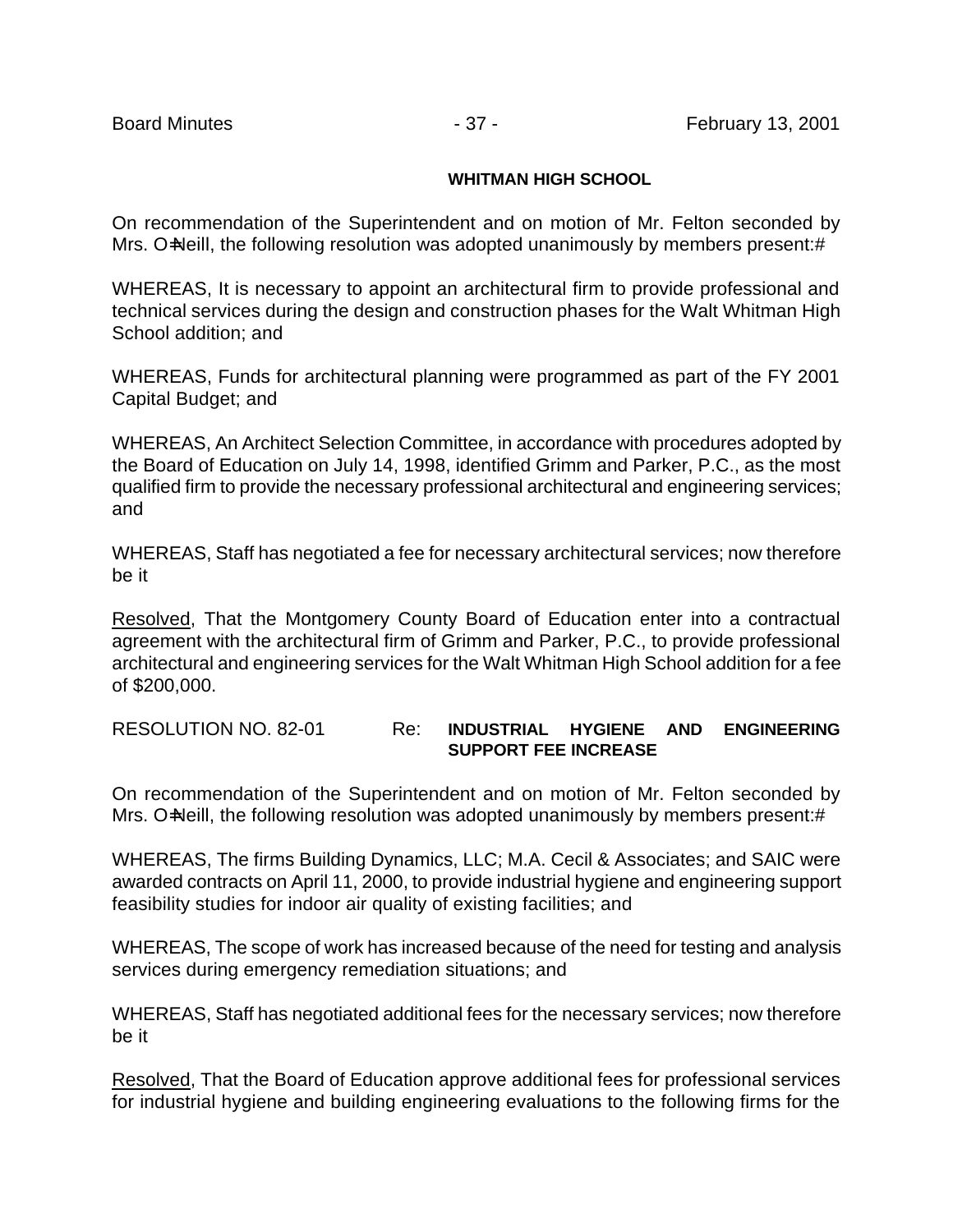**WHITMAN HIGH SCHOOL**

On recommendation of the Superintendent and on motion of Mr. Felton seconded by Mrs. O=Neill, the following resolution was adopted unanimously by members present:#

WHEREAS, It is necessary to appoint an architectural firm to provide professional and technical services during the design and construction phases for the Walt Whitman High School addition; and

WHEREAS, Funds for architectural planning were programmed as part of the FY 2001 Capital Budget; and

WHEREAS, An Architect Selection Committee, in accordance with procedures adopted by the Board of Education on July 14, 1998, identified Grimm and Parker, P.C., as the most qualified firm to provide the necessary professional architectural and engineering services; and

WHEREAS, Staff has negotiated a fee for necessary architectural services; now therefore be it

Resolved, That the Montgomery County Board of Education enter into a contractual agreement with the architectural firm of Grimm and Parker, P.C., to provide professional architectural and engineering services for the Walt Whitman High School addition for a fee of $200,000.

RESOLUTION NO. 82-01 Re: **INDUSTRIAL HYGIENE AND ENGINEERING SUPPORT FEE INCREASE**

On recommendation of the Superintendent and on motion of Mr. Felton seconded by Mrs. O=Neill, the following resolution was adopted unanimously by members present:#

WHEREAS, The firms Building Dynamics, LLC; M.A. Cecil & Associates; and SAIC were awarded contracts on April 11, 2000, to provide industrial hygiene and engineering support feasibility studies for indoor air quality of existing facilities; and

WHEREAS, The scope of work has increased because of the need for testing and analysis services during emergency remediation situations; and

WHEREAS, Staff has negotiated additional fees for the necessary services; now therefore be it

Resolved, That the Board of Education approve additional fees for professional services for industrial hygiene and building engineering evaluations to the following firms for the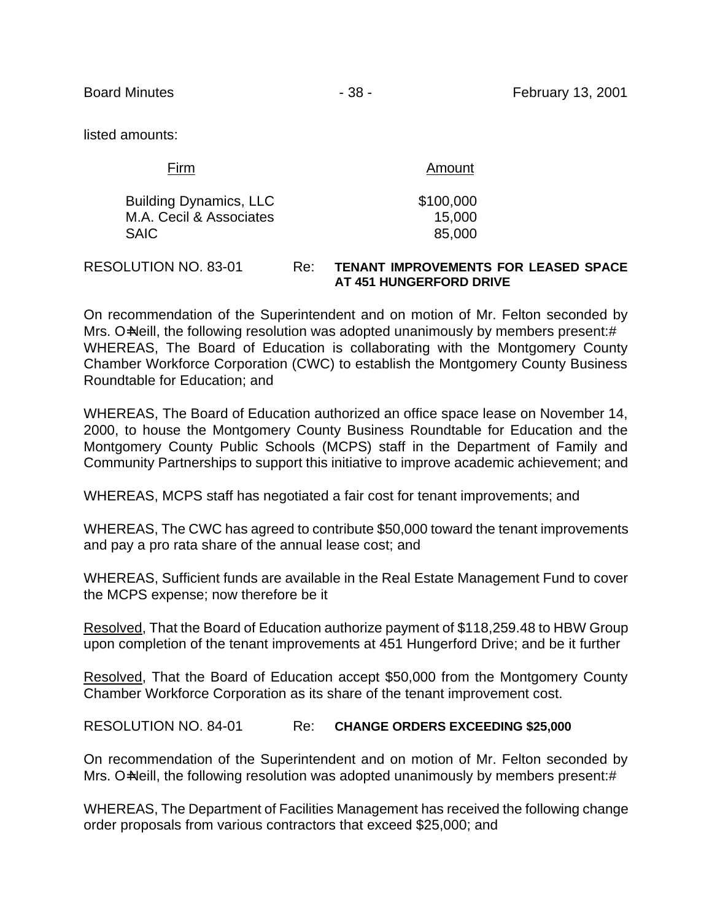listed amounts:

| Firm | Amount |
|---|---|
| Building Dynamics, LLC | $100,000 |
| M.A. Cecil & Associates | 15,000 |
| SAIC | 85,000 |

RESOLUTION NO. 83-01 Re: **TENANT IMPROVEMENTS FOR LEASED SPACE AT 451 HUNGERFORD DRIVE**

On recommendation of the Superintendent and on motion of Mr. Felton seconded by Mrs. O=Neill, the following resolution was adopted unanimously by members present:#
WHEREAS, The Board of Education is collaborating with the Montgomery County Chamber Workforce Corporation (CWC) to establish the Montgomery County Business Roundtable for Education; and

WHEREAS, The Board of Education authorized an office space lease on November 14, 2000, to house the Montgomery County Business Roundtable for Education and the Montgomery County Public Schools (MCPS) staff in the Department of Family and Community Partnerships to support this initiative to improve academic achievement; and

WHEREAS, MCPS staff has negotiated a fair cost for tenant improvements; and

WHEREAS, The CWC has agreed to contribute $50,000 toward the tenant improvements and pay a pro rata share of the annual lease cost; and

WHEREAS, Sufficient funds are available in the Real Estate Management Fund to cover the MCPS expense; now therefore be it

Resolved, That the Board of Education authorize payment of $118,259.48 to HBW Group upon completion of the tenant improvements at 451 Hungerford Drive; and be it further

Resolved, That the Board of Education accept $50,000 from the Montgomery County Chamber Workforce Corporation as its share of the tenant improvement cost.

RESOLUTION NO. 84-01 Re: **CHANGE ORDERS EXCEEDING $25,000**

On recommendation of the Superintendent and on motion of Mr. Felton seconded by Mrs. O=Neill, the following resolution was adopted unanimously by members present:#

WHEREAS, The Department of Facilities Management has received the following change order proposals from various contractors that exceed $25,000; and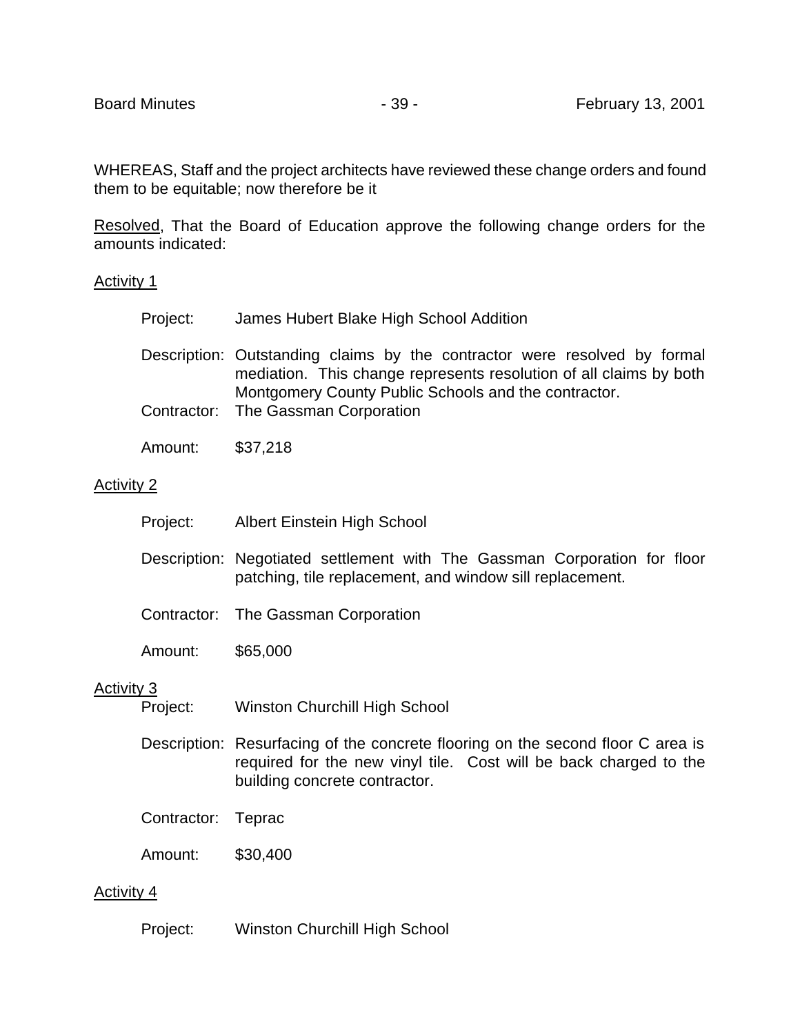WHEREAS, Staff and the project architects have reviewed these change orders and found them to be equitable; now therefore be it

Resolved, That the Board of Education approve the following change orders for the amounts indicated:

Activity 1

Project: James Hubert Blake High School Addition

Description: Outstanding claims by the contractor were resolved by formal mediation. This change represents resolution of all claims by both Montgomery County Public Schools and the contractor.

Contractor: The Gassman Corporation

Amount: $37,218

Activity 2

Project: Albert Einstein High School

Description: Negotiated settlement with The Gassman Corporation for floor patching, tile replacement, and window sill replacement.

Contractor: The Gassman Corporation

Amount: $65,000

Activity 3

Project: Winston Churchill High School

Description: Resurfacing of the concrete flooring on the second floor C area is required for the new vinyl tile. Cost will be back charged to the building concrete contractor.

Contractor: Teprac

Amount: $30,400

Activity 4

Project: Winston Churchill High School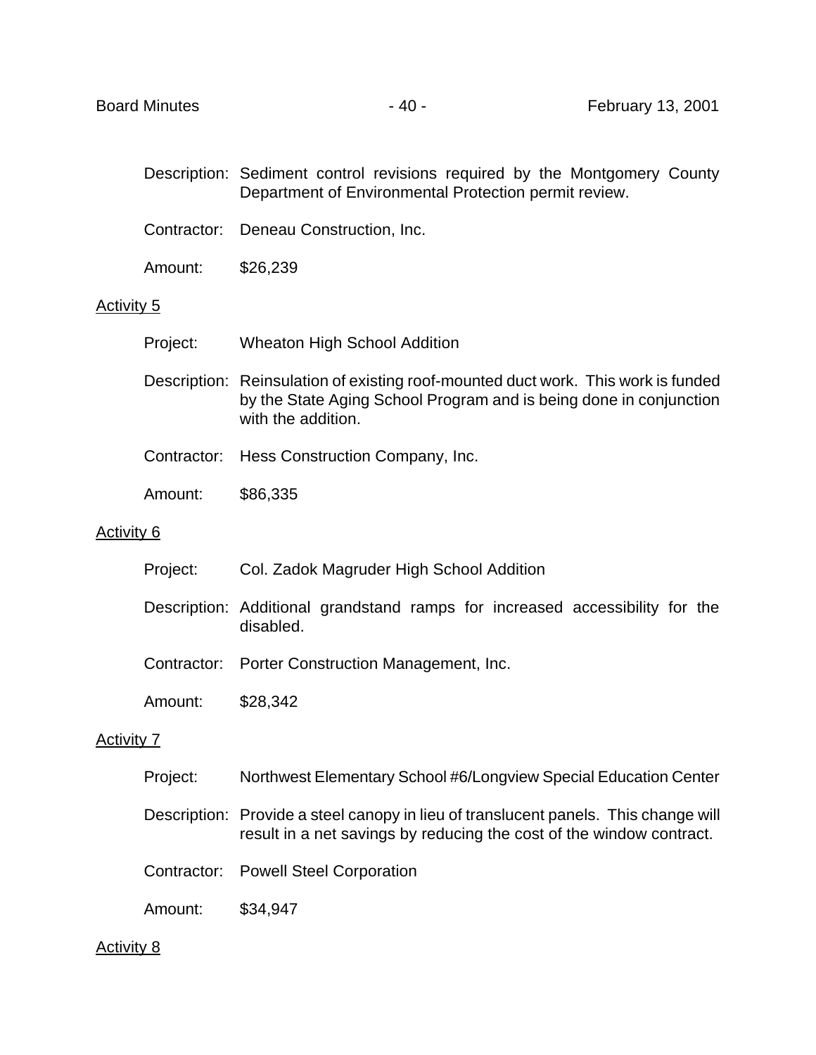Description: Sediment control revisions required by the Montgomery County Department of Environmental Protection permit review.

Contractor: Deneau Construction, Inc.

Amount: $26,239

Activity 5

Project: Wheaton High School Addition

Description: Reinsulation of existing roof-mounted duct work. This work is funded by the State Aging School Program and is being done in conjunction with the addition.

Contractor: Hess Construction Company, Inc.

Amount: $86,335

Activity 6

Project: Col. Zadok Magruder High School Addition

Description: Additional grandstand ramps for increased accessibility for the disabled.

Contractor: Porter Construction Management, Inc.

Amount: $28,342

Activity 7

Project: Northwest Elementary School #6/Longview Special Education Center

Description: Provide a steel canopy in lieu of translucent panels. This change will result in a net savings by reducing the cost of the window contract.

Contractor: Powell Steel Corporation

Amount: $34,947

Activity 8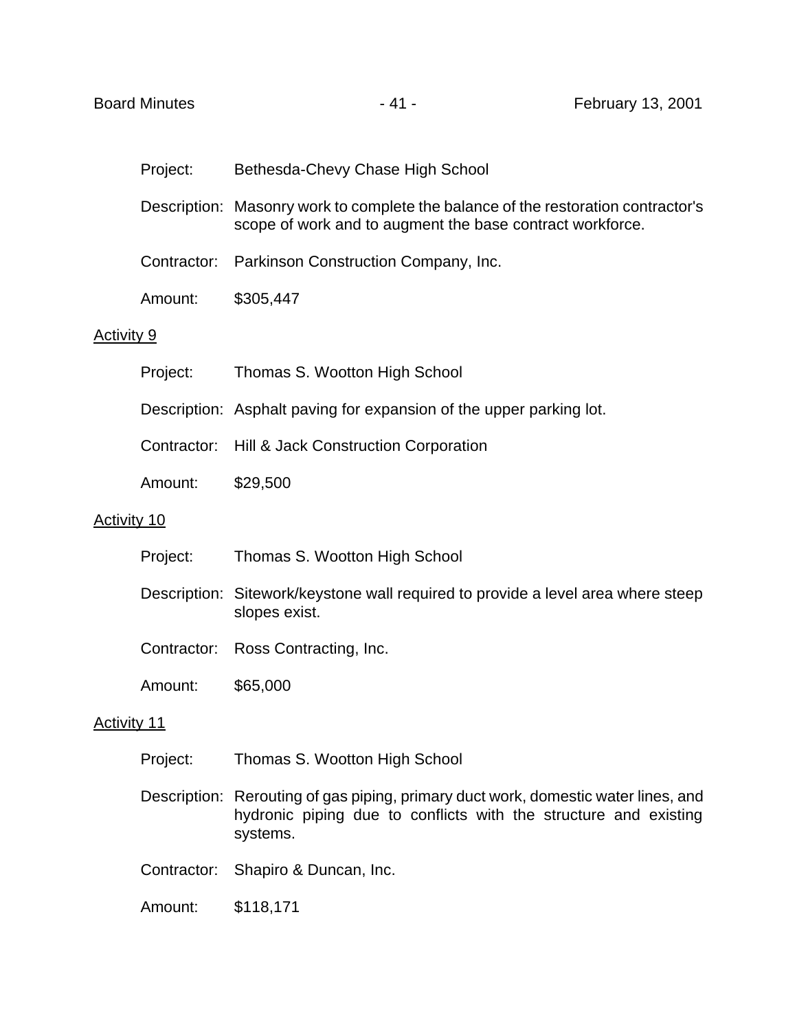Project: Bethesda-Chevy Chase High School

Description: Masonry work to complete the balance of the restoration contractor's scope of work and to augment the base contract workforce.

Contractor: Parkinson Construction Company, Inc.

Amount: $305,447

Activity 9

Project: Thomas S. Wootton High School

Description: Asphalt paving for expansion of the upper parking lot.

Contractor: Hill & Jack Construction Corporation

Amount: $29,500

Activity 10

Project: Thomas S. Wootton High School

Description: Sitework/keystone wall required to provide a level area where steep slopes exist.

Contractor: Ross Contracting, Inc.

Amount: $65,000

Activity 11

Project: Thomas S. Wootton High School

Description: Rerouting of gas piping, primary duct work, domestic water lines, and hydronic piping due to conflicts with the structure and existing systems.

Contractor: Shapiro & Duncan, Inc.

Amount: $118,171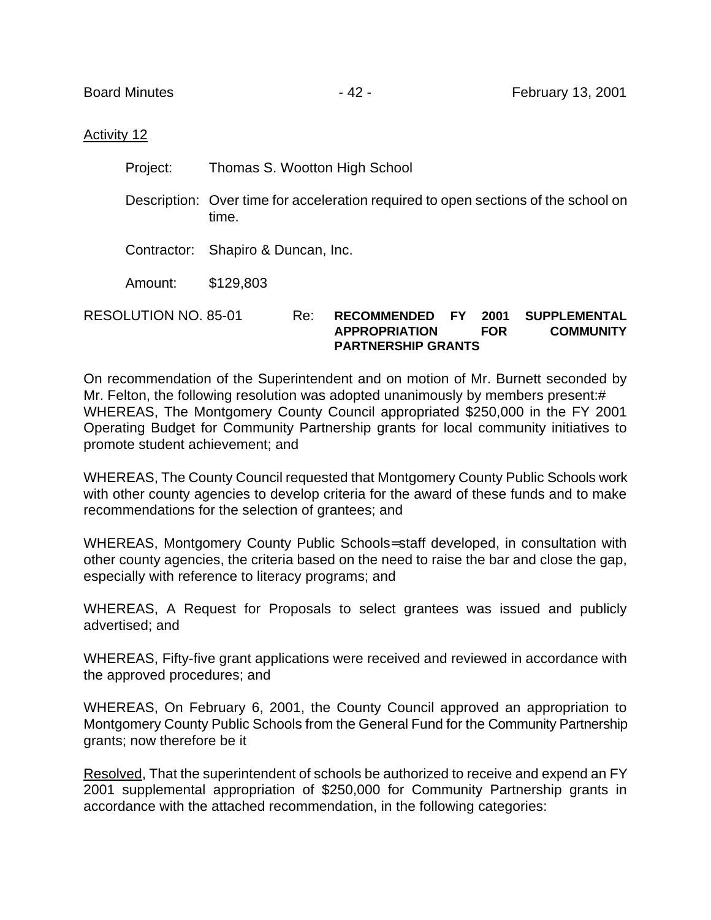Activity 12

Project: Thomas S. Wootton High School

Description: Over time for acceleration required to open sections of the school on time.

Contractor: Shapiro & Duncan, Inc.

Amount: $129,803

RESOLUTION NO. 85-01 Re: **RECOMMENDED FY 2001 SUPPLEMENTAL APPROPRIATION FOR COMMUNITY PARTNERSHIP GRANTS**

On recommendation of the Superintendent and on motion of Mr. Burnett seconded by Mr. Felton, the following resolution was adopted unanimously by members present:#
WHEREAS, The Montgomery County Council appropriated $250,000 in the FY 2001 Operating Budget for Community Partnership grants for local community initiatives to promote student achievement; and

WHEREAS, The County Council requested that Montgomery County Public Schools work with other county agencies to develop criteria for the award of these funds and to make recommendations for the selection of grantees; and

WHEREAS, Montgomery County Public Schools=staff developed, in consultation with other county agencies, the criteria based on the need to raise the bar and close the gap, especially with reference to literacy programs; and

WHEREAS, A Request for Proposals to select grantees was issued and publicly advertised; and

WHEREAS, Fifty-five grant applications were received and reviewed in accordance with the approved procedures; and

WHEREAS, On February 6, 2001, the County Council approved an appropriation to Montgomery County Public Schools from the General Fund for the Community Partnership grants; now therefore be it

Resolved, That the superintendent of schools be authorized to receive and expend an FY 2001 supplemental appropriation of $250,000 for Community Partnership grants in accordance with the attached recommendation, in the following categories: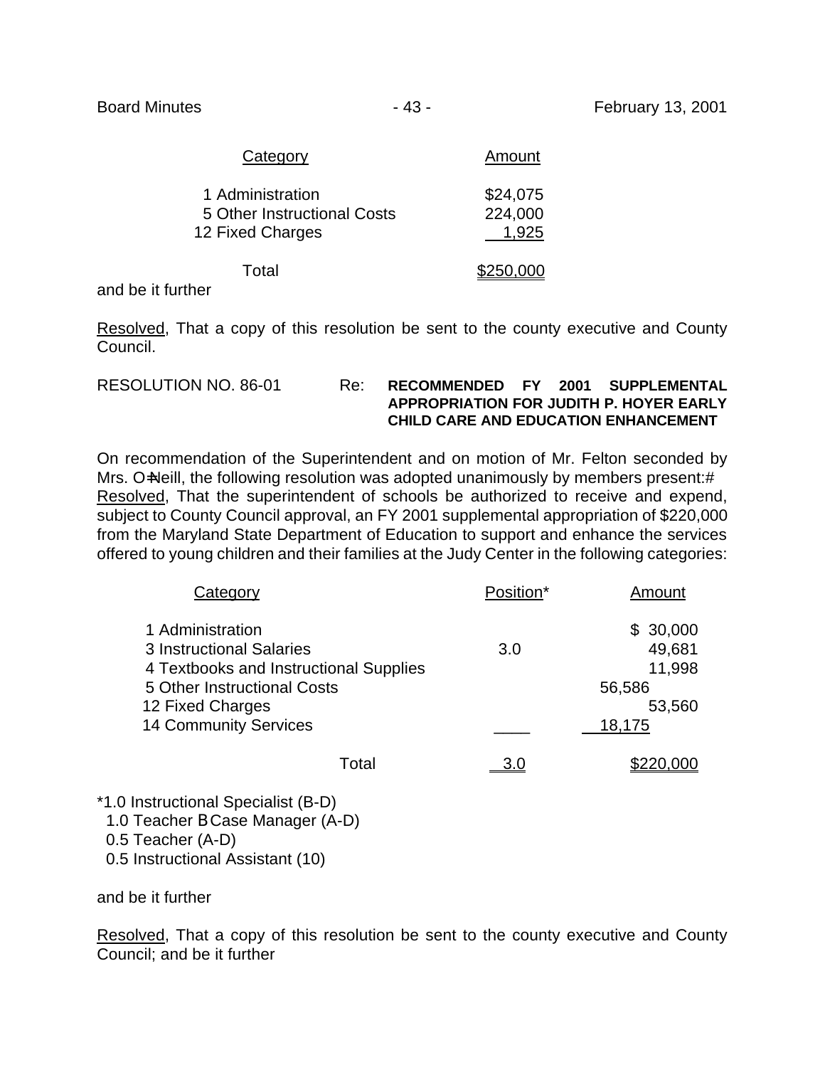| Category | Amount |
|---|---|
| 1 Administration | $24,075 |
| 5 Other Instructional Costs | 224,000 |
| 12 Fixed Charges | 1,925 |
| Total | $250,000 |

and be it further

Resolved, That a copy of this resolution be sent to the county executive and County Council.

RESOLUTION NO. 86-01 Re: **RECOMMENDED FY 2001 SUPPLEMENTAL APPROPRIATION FOR JUDITH P. HOYER EARLY CHILD CARE AND EDUCATION ENHANCEMENT**

On recommendation of the Superintendent and on motion of Mr. Felton seconded by Mrs. O=Neill, the following resolution was adopted unanimously by members present:#
Resolved, That the superintendent of schools be authorized to receive and expend, subject to County Council approval, an FY 2001 supplemental appropriation of $220,000 from the Maryland State Department of Education to support and enhance the services offered to young children and their families at the Judy Center in the following categories:

| Category | Position* | Amount |
|---|---|---|
| 1 Administration | | $ 30,000 |
| 3 Instructional Salaries | 3.0 | 49,681 |
| 4 Textbooks and Instructional Supplies | | 11,998 |
| 5 Other Instructional Costs | | 56,586 |
| 12 Fixed Charges | | 53,560 |
| 14 Community Services | | 18,175 |
| Total | 3.0 | $220,000 |

*1.0 Instructional Specialist (B-D)
1.0 Teacher BCase Manager (A-D)
0.5 Teacher (A-D)
0.5 Instructional Assistant (10)

and be it further

Resolved, That a copy of this resolution be sent to the county executive and County Council; and be it further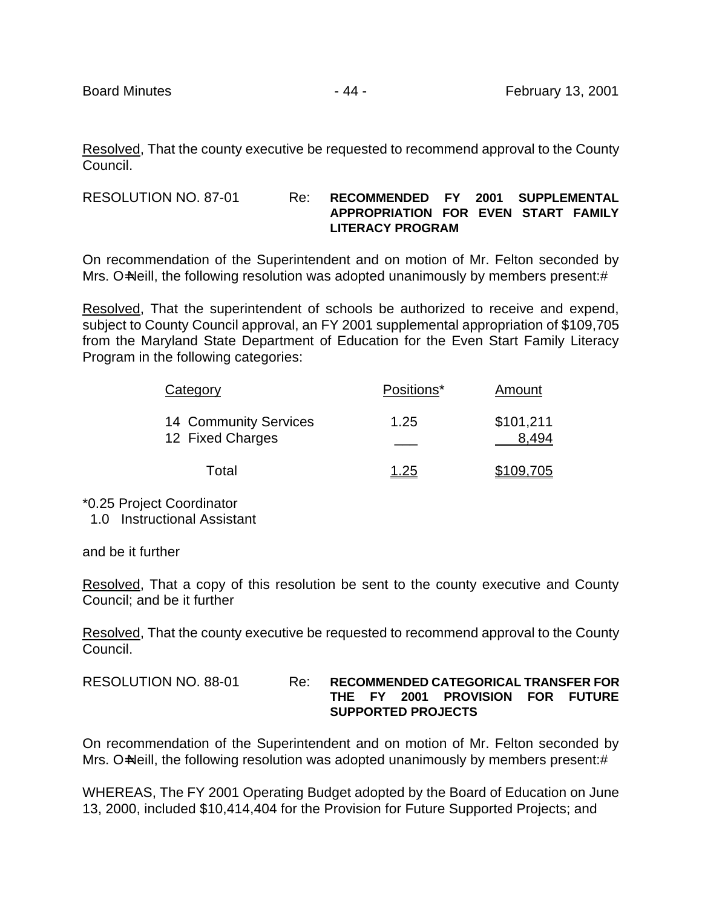Resolved, That the county executive be requested to recommend approval to the County Council.

RESOLUTION NO. 87-01 Re: **RECOMMENDED FY 2001 SUPPLEMENTAL APPROPRIATION FOR EVEN START FAMILY LITERACY PROGRAM**

On recommendation of the Superintendent and on motion of Mr. Felton seconded by Mrs. O=Neill, the following resolution was adopted unanimously by members present:#

Resolved, That the superintendent of schools be authorized to receive and expend, subject to County Council approval, an FY 2001 supplemental appropriation of $109,705 from the Maryland State Department of Education for the Even Start Family Literacy Program in the following categories:

| Category | Positions* | Amount |
|---|---|---|
| 14 Community Services | 1.25 | $101,211 |
| 12 Fixed Charges | | 8,494 |
| Total | 1.25 | $109,705 |

*0.25 Project Coordinator
1.0 Instructional Assistant

and be it further

Resolved, That a copy of this resolution be sent to the county executive and County Council; and be it further

Resolved, That the county executive be requested to recommend approval to the County Council.

RESOLUTION NO. 88-01 Re: **RECOMMENDED CATEGORICAL TRANSFER FOR THE FY 2001 PROVISION FOR FUTURE SUPPORTED PROJECTS**

On recommendation of the Superintendent and on motion of Mr. Felton seconded by Mrs. O=Neill, the following resolution was adopted unanimously by members present:#

WHEREAS, The FY 2001 Operating Budget adopted by the Board of Education on June 13, 2000, included $10,414,404 for the Provision for Future Supported Projects; and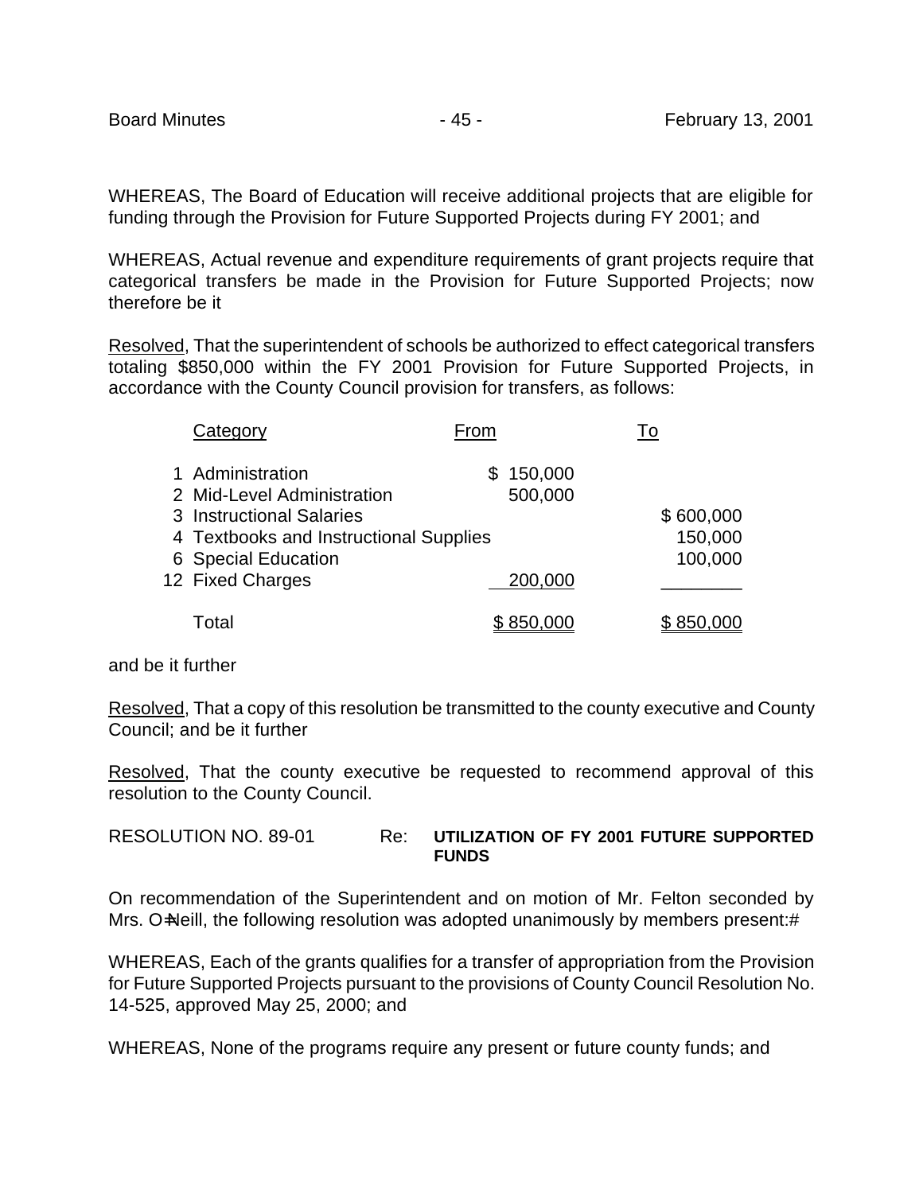WHEREAS, The Board of Education will receive additional projects that are eligible for funding through the Provision for Future Supported Projects during FY 2001; and

WHEREAS, Actual revenue and expenditure requirements of grant projects require that categorical transfers be made in the Provision for Future Supported Projects; now therefore be it

Resolved, That the superintendent of schools be authorized to effect categorical transfers totaling $850,000 within the FY 2001 Provision for Future Supported Projects, in accordance with the County Council provision for transfers, as follows:

| Category | From | To |
|---|---|---|
| 1 Administration | $ 150,000 | |
| 2 Mid-Level Administration | 500,000 | |
| 3 Instructional Salaries | | $ 600,000 |
| 4 Textbooks and Instructional Supplies | | 150,000 |
| 6 Special Education | | 100,000 |
| 12 Fixed Charges | 200,000 | |
| Total | $ 850,000 | $ 850,000 |

and be it further

Resolved, That a copy of this resolution be transmitted to the county executive and County Council; and be it further

Resolved, That the county executive be requested to recommend approval of this resolution to the County Council.

RESOLUTION NO. 89-01 Re: **UTILIZATION OF FY 2001 FUTURE SUPPORTED FUNDS**

On recommendation of the Superintendent and on motion of Mr. Felton seconded by Mrs. O=Neill, the following resolution was adopted unanimously by members present:#

WHEREAS, Each of the grants qualifies for a transfer of appropriation from the Provision for Future Supported Projects pursuant to the provisions of County Council Resolution No. 14-525, approved May 25, 2000; and

WHEREAS, None of the programs require any present or future county funds; and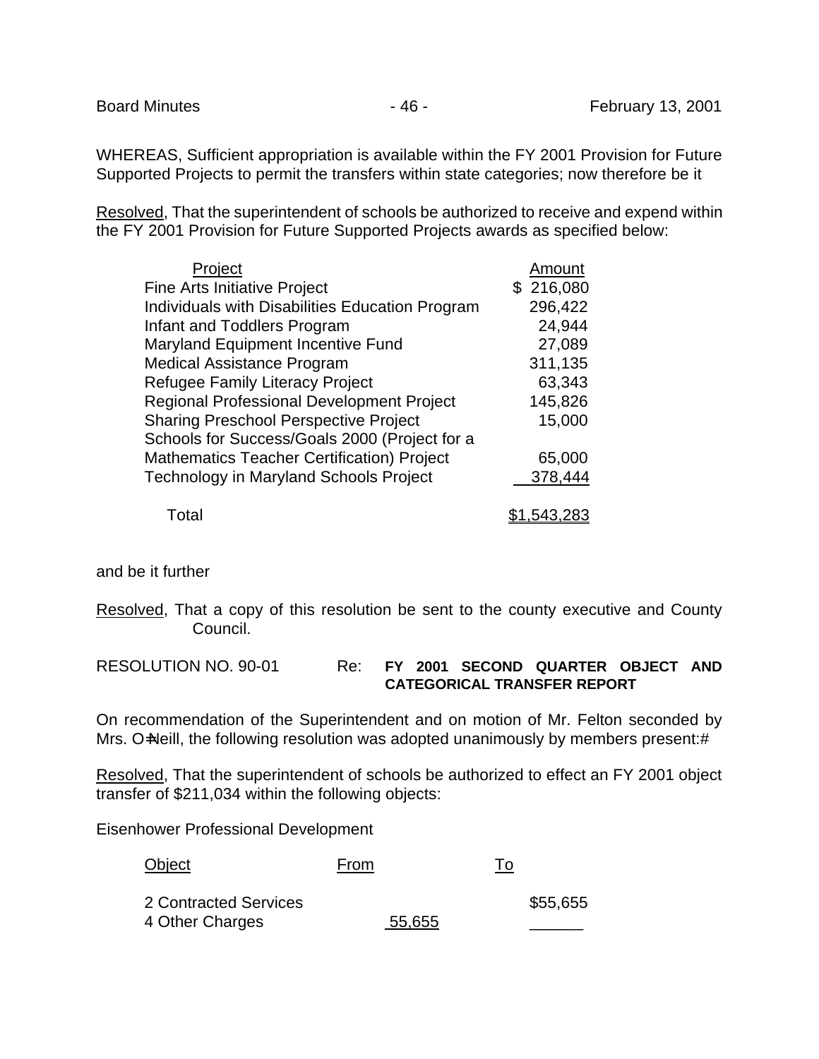WHEREAS, Sufficient appropriation is available within the FY 2001 Provision for Future Supported Projects to permit the transfers within state categories; now therefore be it

Resolved, That the superintendent of schools be authorized to receive and expend within the FY 2001 Provision for Future Supported Projects awards as specified below:

| Project | Amount |
|---|---|
| Fine Arts Initiative Project | $ 216,080 |
| Individuals with Disabilities Education Program | 296,422 |
| Infant and Toddlers Program | 24,944 |
| Maryland Equipment Incentive Fund | 27,089 |
| Medical Assistance Program | 311,135 |
| Refugee Family Literacy Project | 63,343 |
| Regional Professional Development Project | 145,826 |
| Sharing Preschool Perspective Project | 15,000 |
| Schools for Success/Goals 2000 (Project for a Mathematics Teacher Certification) Project | 65,000 |
| Technology in Maryland Schools Project | 378,444 |
| Total | $1,543,283 |

and be it further

Resolved, That a copy of this resolution be sent to the county executive and County Council.

RESOLUTION NO. 90-01 Re: **FY 2001 SECOND QUARTER OBJECT AND CATEGORICAL TRANSFER REPORT**

On recommendation of the Superintendent and on motion of Mr. Felton seconded by Mrs. O=Neill, the following resolution was adopted unanimously by members present:#

Resolved, That the superintendent of schools be authorized to effect an FY 2001 object transfer of $211,034 within the following objects:

Eisenhower Professional Development

| Object | From | To |
|---|---|---|
| 2 Contracted Services | | $55,655 |
| 4 Other Charges | 55,655 | ______ |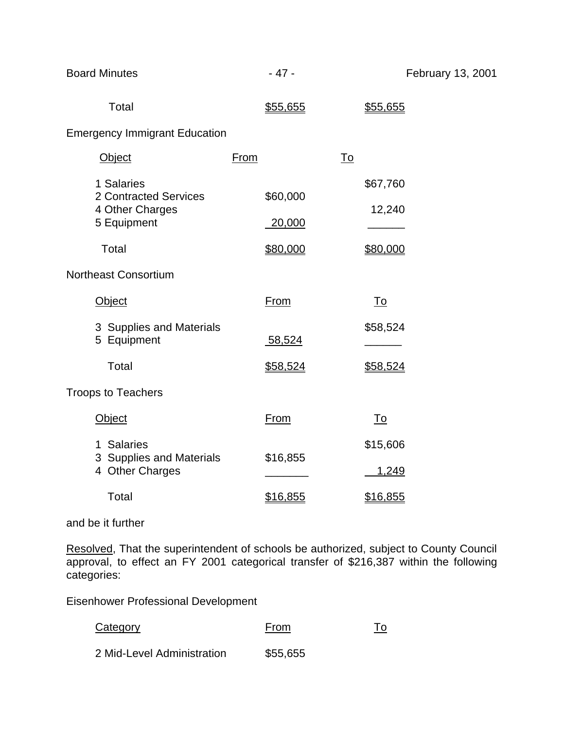| | | |
|---|---|---|
| Total | $55,655 | $55,655 |

Emergency Immigrant Education

| Object | From | To |
|---|---|---|
| 1 Salaries | | $67,760 |
| 2 Contracted Services | $60,000 | |
| 4 Other Charges | | 12,240 |
| 5 Equipment | 20,000 | |
| Total | $80,000 | $80,000 |

Northeast Consortium

| Object | From | To |
|---|---|---|
| 3 Supplies and Materials | | $58,524 |
| 5 Equipment | 58,524 | |
| Total | $58,524 | $58,524 |

Troops to Teachers

| Object | From | To |
|---|---|---|
| 1 Salaries | | $15,606 |
| 3 Supplies and Materials | $16,855 | |
| 4 Other Charges | | 1,249 |
| Total | $16,855 | $16,855 |

and be it further

Resolved, That the superintendent of schools be authorized, subject to County Council approval, to effect an FY 2001 categorical transfer of $216,387 within the following categories:

Eisenhower Professional Development

| Category | From | To |
|---|---|---|
| 2 Mid-Level Administration | $55,655 | |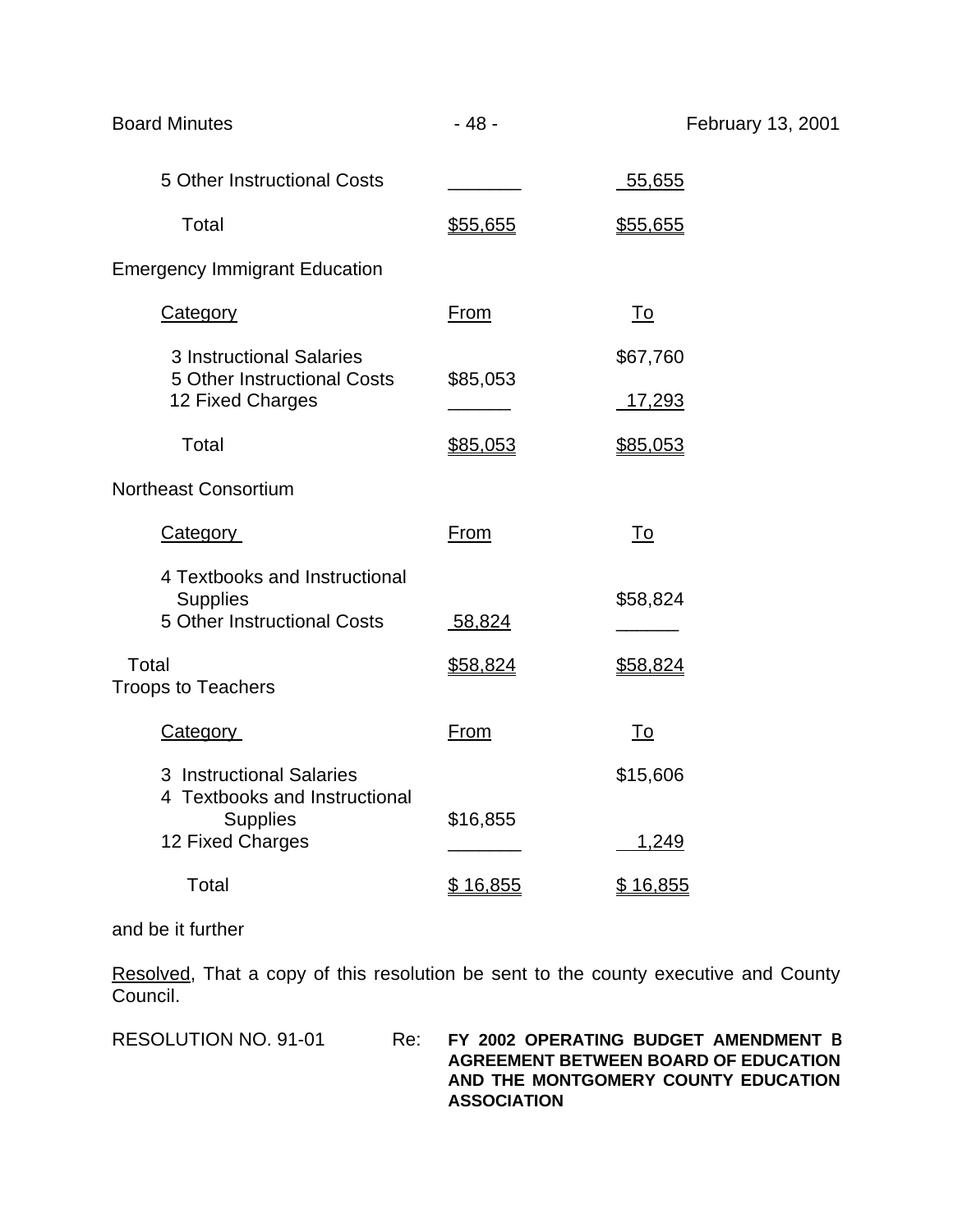| | | |
|---|---|---|
| 5 Other Instructional Costs | | 55,655 |
| Total | $55,655 | $55,655 |

Emergency Immigrant Education

| Category | From | To |
|---|---|---|
| 3 Instructional Salaries | | $67,760 |
| 5 Other Instructional Costs | $85,053 | |
| 12 Fixed Charges | | 17,293 |
| Total | $85,053 | $85,053 |

Northeast Consortium

| Category | From | To |
|---|---|---|
| 4 Textbooks and Instructional Supplies | | $58,824 |
| 5 Other Instructional Costs | 58,824 | |
| Total | $58,824 | $58,824 |

Troops to Teachers

| Category | From | To |
|---|---|---|
| 3 Instructional Salaries | | $15,606 |
| 4 Textbooks and Instructional Supplies | $16,855 | |
| 12 Fixed Charges | | 1,249 |
| Total | $ 16,855 | $ 16,855 |

and be it further

Resolved, That a copy of this resolution be sent to the county executive and County Council.

RESOLUTION NO. 91-01 Re: **FY 2002 OPERATING BUDGET AMENDMENT B AGREEMENT BETWEEN BOARD OF EDUCATION AND THE MONTGOMERY COUNTY EDUCATION ASSOCIATION**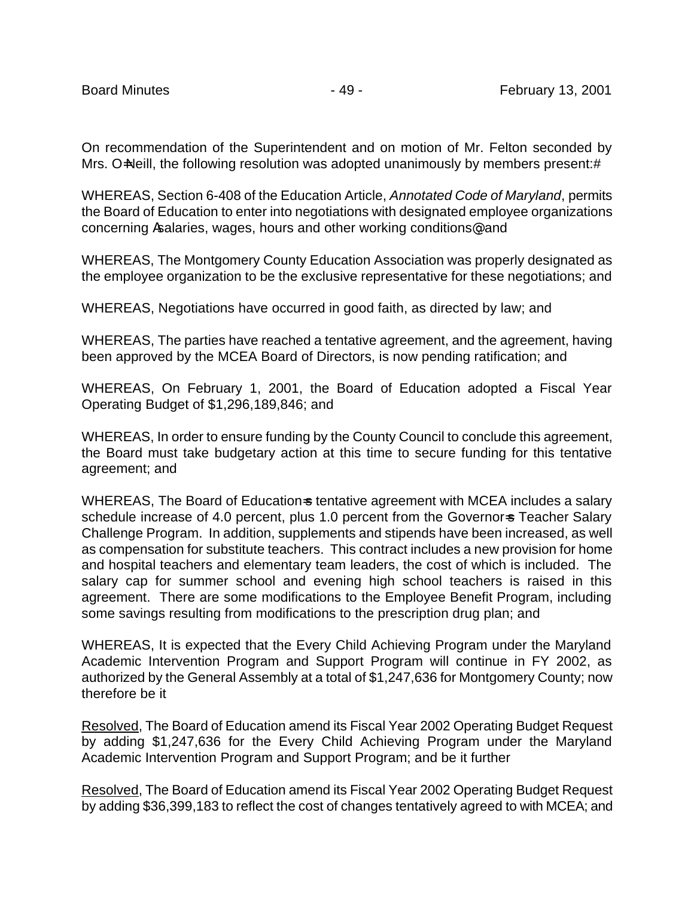On recommendation of the Superintendent and on motion of Mr. Felton seconded by Mrs. O=Neill, the following resolution was adopted unanimously by members present:#

WHEREAS, Section 6-408 of the Education Article, *Annotated Code of Maryland*, permits the Board of Education to enter into negotiations with designated employee organizations concerning Asalaries, wages, hours and other working conditions@ and

WHEREAS, The Montgomery County Education Association was properly designated as the employee organization to be the exclusive representative for these negotiations; and

WHEREAS, Negotiations have occurred in good faith, as directed by law; and

WHEREAS, The parties have reached a tentative agreement, and the agreement, having been approved by the MCEA Board of Directors, is now pending ratification; and

WHEREAS, On February 1, 2001, the Board of Education adopted a Fiscal Year Operating Budget of $1,296,189,846; and

WHEREAS, In order to ensure funding by the County Council to conclude this agreement, the Board must take budgetary action at this time to secure funding for this tentative agreement; and

WHEREAS, The Board of Education=s tentative agreement with MCEA includes a salary schedule increase of 4.0 percent, plus 1.0 percent from the Governor=s Teacher Salary Challenge Program. In addition, supplements and stipends have been increased, as well as compensation for substitute teachers. This contract includes a new provision for home and hospital teachers and elementary team leaders, the cost of which is included. The salary cap for summer school and evening high school teachers is raised in this agreement. There are some modifications to the Employee Benefit Program, including some savings resulting from modifications to the prescription drug plan; and

WHEREAS, It is expected that the Every Child Achieving Program under the Maryland Academic Intervention Program and Support Program will continue in FY 2002, as authorized by the General Assembly at a total of $1,247,636 for Montgomery County; now therefore be it

<u>Resolved</u>, The Board of Education amend its Fiscal Year 2002 Operating Budget Request by adding $1,247,636 for the Every Child Achieving Program under the Maryland Academic Intervention Program and Support Program; and be it further

<u>Resolved</u>, The Board of Education amend its Fiscal Year 2002 Operating Budget Request by adding $36,399,183 to reflect the cost of changes tentatively agreed to with MCEA; and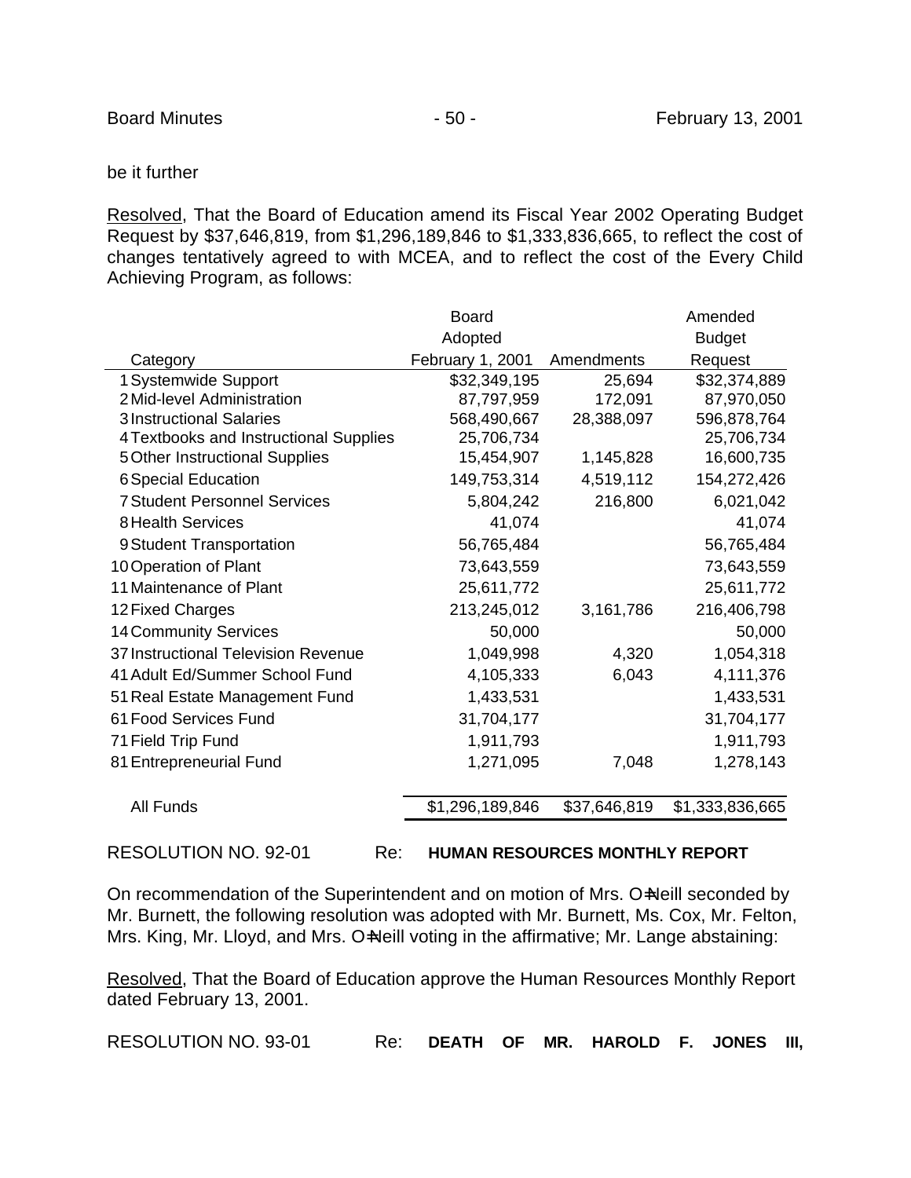be it further

Resolved, That the Board of Education amend its Fiscal Year 2002 Operating Budget Request by $37,646,819, from $1,296,189,846 to $1,333,836,665, to reflect the cost of changes tentatively agreed to with MCEA, and to reflect the cost of the Every Child Achieving Program, as follows:

| Category | Board Adopted February 1, 2001 | Amendments | Amended Budget Request |
|---|---|---|---|
| 1 Systemwide Support | $32,349,195 | 25,694 | $32,374,889 |
| 2 Mid-level Administration | 87,797,959 | 172,091 | 87,970,050 |
| 3 Instructional Salaries | 568,490,667 | 28,388,097 | 596,878,764 |
| 4 Textbooks and Instructional Supplies | 25,706,734 | | 25,706,734 |
| 5 Other Instructional Supplies | 15,454,907 | 1,145,828 | 16,600,735 |
| 6 Special Education | 149,753,314 | 4,519,112 | 154,272,426 |
| 7 Student Personnel Services | 5,804,242 | 216,800 | 6,021,042 |
| 8 Health Services | 41,074 | | 41,074 |
| 9 Student Transportation | 56,765,484 | | 56,765,484 |
| 10 Operation of Plant | 73,643,559 | | 73,643,559 |
| 11 Maintenance of Plant | 25,611,772 | | 25,611,772 |
| 12 Fixed Charges | 213,245,012 | 3,161,786 | 216,406,798 |
| 14 Community Services | 50,000 | | 50,000 |
| 37 Instructional Television Revenue | 1,049,998 | 4,320 | 1,054,318 |
| 41 Adult Ed/Summer School Fund | 4,105,333 | 6,043 | 4,111,376 |
| 51 Real Estate Management Fund | 1,433,531 | | 1,433,531 |
| 61 Food Services Fund | 31,704,177 | | 31,704,177 |
| 71 Field Trip Fund | 1,911,793 | | 1,911,793 |
| 81 Entrepreneurial Fund | 1,271,095 | 7,048 | 1,278,143 |
| All Funds | $1,296,189,846 | $37,646,819 | $1,333,836,665 |

RESOLUTION NO. 92-01 Re: **HUMAN RESOURCES MONTHLY REPORT**

On recommendation of the Superintendent and on motion of Mrs. O=Neill seconded by Mr. Burnett, the following resolution was adopted with Mr. Burnett, Ms. Cox, Mr. Felton, Mrs. King, Mr. Lloyd, and Mrs. O=Neill voting in the affirmative; Mr. Lange abstaining:

Resolved, That the Board of Education approve the Human Resources Monthly Report dated February 13, 2001.

RESOLUTION NO. 93-01 Re: **DEATH OF MR. HAROLD F. JONES III,**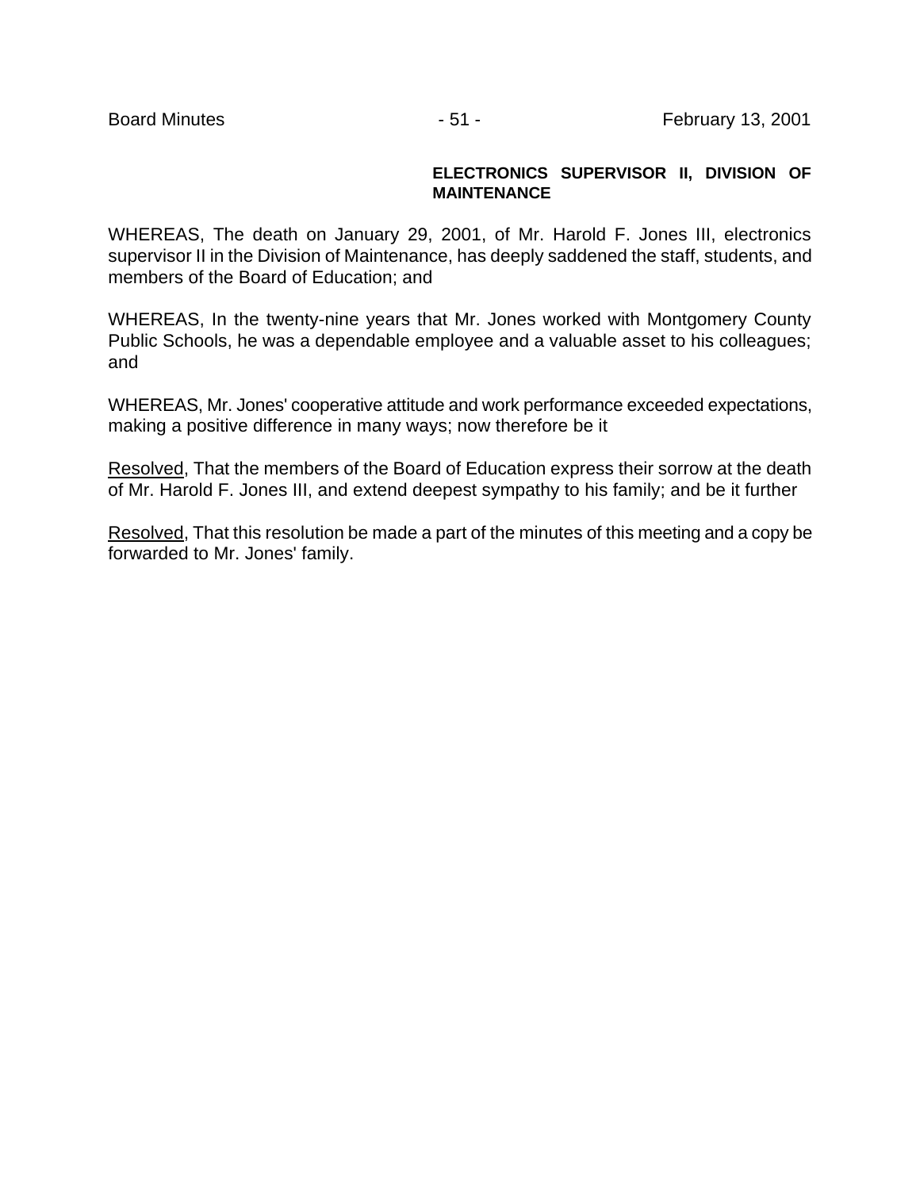**ELECTRONICS SUPERVISOR II, DIVISION OF MAINTENANCE**

WHEREAS, The death on January 29, 2001, of Mr. Harold F. Jones III, electronics supervisor II in the Division of Maintenance, has deeply saddened the staff, students, and members of the Board of Education; and

WHEREAS, In the twenty-nine years that Mr. Jones worked with Montgomery County Public Schools, he was a dependable employee and a valuable asset to his colleagues; and

WHEREAS, Mr. Jones' cooperative attitude and work performance exceeded expectations, making a positive difference in many ways; now therefore be it

Resolved, That the members of the Board of Education express their sorrow at the death of Mr. Harold F. Jones III, and extend deepest sympathy to his family; and be it further

Resolved, That this resolution be made a part of the minutes of this meeting and a copy be forwarded to Mr. Jones' family.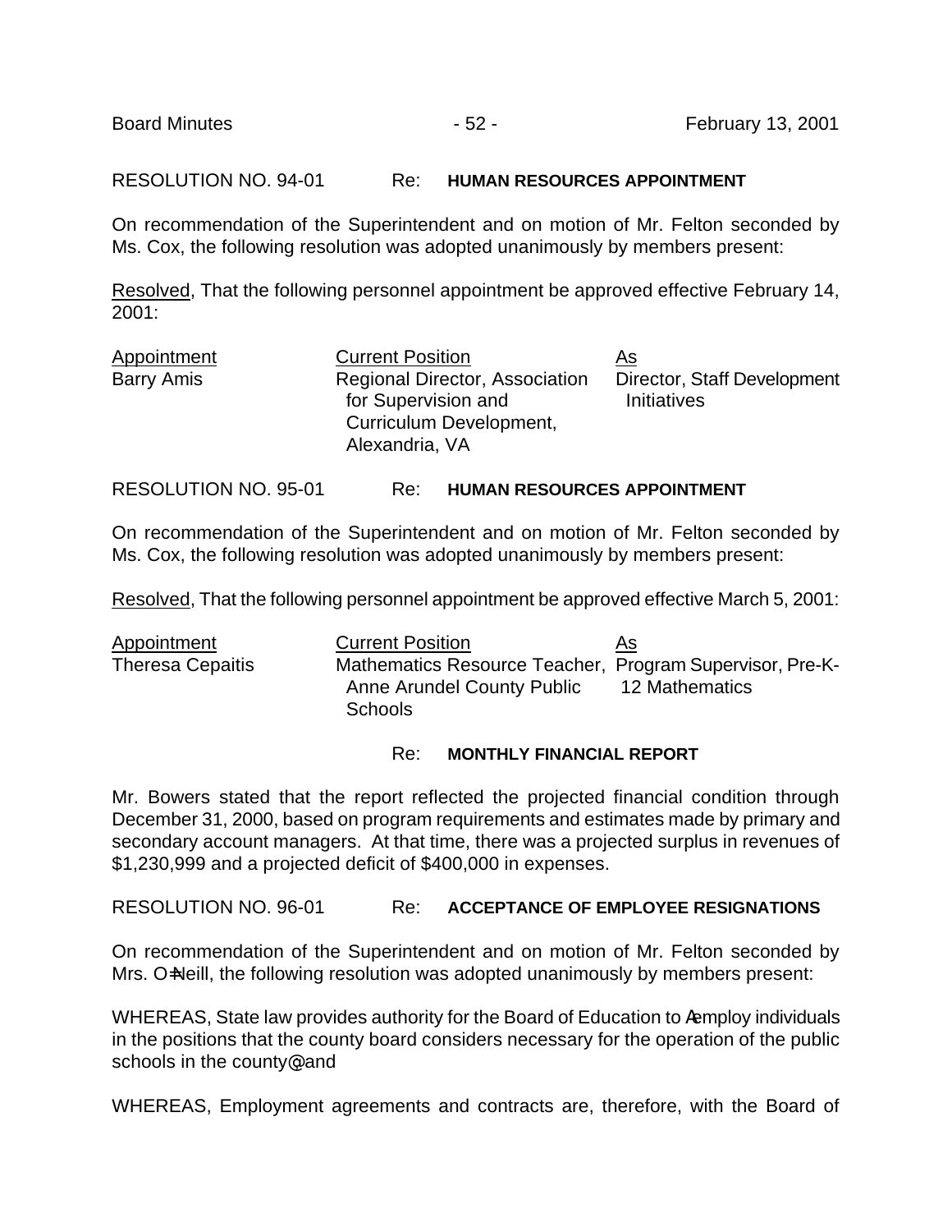RESOLUTION NO. 94-01 Re: **HUMAN RESOURCES APPOINTMENT**

On recommendation of the Superintendent and on motion of Mr. Felton seconded by Ms. Cox, the following resolution was adopted unanimously by members present:

Resolved, That the following personnel appointment be approved effective February 14, 2001:

| Appointment | Current Position | As |
|---|---|---|
| Barry Amis | Regional Director, Association for Supervision and Curriculum Development, Alexandria, VA | Director, Staff Development Initiatives |

RESOLUTION NO. 95-01 Re: **HUMAN RESOURCES APPOINTMENT**

On recommendation of the Superintendent and on motion of Mr. Felton seconded by Ms. Cox, the following resolution was adopted unanimously by members present:

Resolved, That the following personnel appointment be approved effective March 5, 2001:

| Appointment | Current Position | As |
|---|---|---|
| Theresa Cepaitis | Mathematics Resource Teacher, Anne Arundel County Public Schools | Program Supervisor, Pre-K-12 Mathematics |

Re: **MONTHLY FINANCIAL REPORT**

Mr. Bowers stated that the report reflected the projected financial condition through December 31, 2000, based on program requirements and estimates made by primary and secondary account managers. At that time, there was a projected surplus in revenues of $1,230,999 and a projected deficit of $400,000 in expenses.

RESOLUTION NO. 96-01 Re: **ACCEPTANCE OF EMPLOYEE RESIGNATIONS**

On recommendation of the Superintendent and on motion of Mr. Felton seconded by Mrs. O=Neill, the following resolution was adopted unanimously by members present:

WHEREAS, State law provides authority for the Board of Education to Aemploy individuals in the positions that the county board considers necessary for the operation of the public schools in the county@ and

WHEREAS, Employment agreements and contracts are, therefore, with the Board of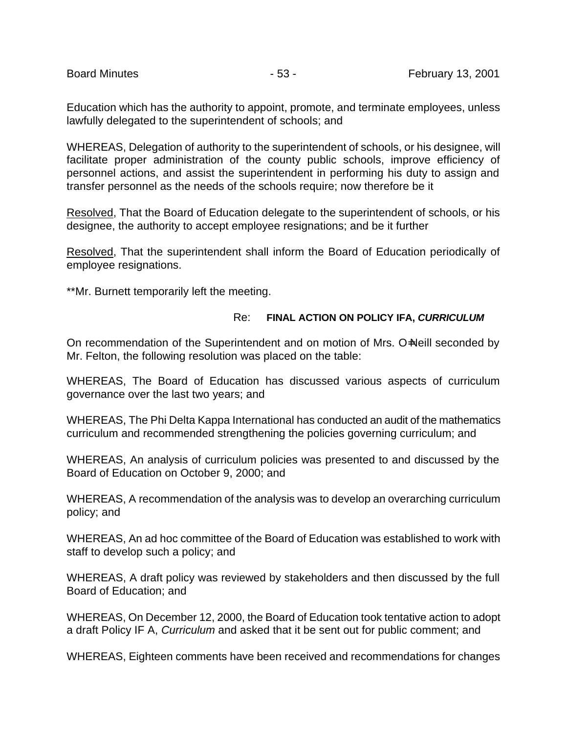Education which has the authority to appoint, promote, and terminate employees, unless lawfully delegated to the superintendent of schools; and

WHEREAS, Delegation of authority to the superintendent of schools, or his designee, will facilitate proper administration of the county public schools, improve efficiency of personnel actions, and assist the superintendent in performing his duty to assign and transfer personnel as the needs of the schools require; now therefore be it

Resolved, That the Board of Education delegate to the superintendent of schools, or his designee, the authority to accept employee resignations; and be it further

Resolved, That the superintendent shall inform the Board of Education periodically of employee resignations.

**Mr. Burnett temporarily left the meeting.

Re: **FINAL ACTION ON POLICY IFA, *CURRICULUM***

On recommendation of the Superintendent and on motion of Mrs. O=Neill seconded by Mr. Felton, the following resolution was placed on the table:

WHEREAS, The Board of Education has discussed various aspects of curriculum governance over the last two years; and

WHEREAS, The Phi Delta Kappa International has conducted an audit of the mathematics curriculum and recommended strengthening the policies governing curriculum; and

WHEREAS, An analysis of curriculum policies was presented to and discussed by the Board of Education on October 9, 2000; and

WHEREAS, A recommendation of the analysis was to develop an overarching curriculum policy; and

WHEREAS, An ad hoc committee of the Board of Education was established to work with staff to develop such a policy; and

WHEREAS, A draft policy was reviewed by stakeholders and then discussed by the full Board of Education; and

WHEREAS, On December 12, 2000, the Board of Education took tentative action to adopt a draft Policy IF A, *Curriculum* and asked that it be sent out for public comment; and

WHEREAS, Eighteen comments have been received and recommendations for changes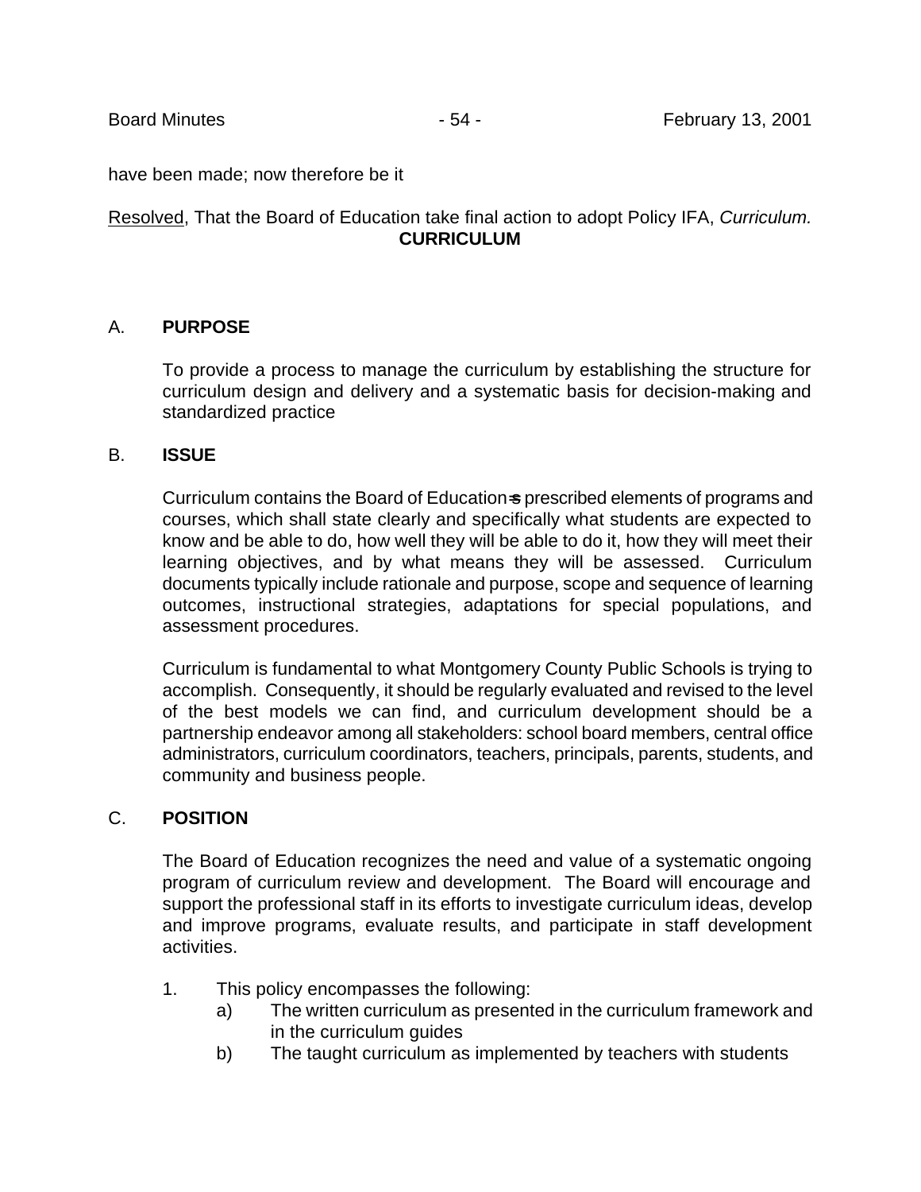have been made; now therefore be it

Resolved, That the Board of Education take final action to adopt Policy IFA, *Curriculum.*

**CURRICULUM**

A. **PURPOSE**

To provide a process to manage the curriculum by establishing the structure for curriculum design and delivery and a systematic basis for decision-making and standardized practice

B. **ISSUE**

Curriculum contains the Board of Education=s prescribed elements of programs and courses, which shall state clearly and specifically what students are expected to know and be able to do, how well they will be able to do it, how they will meet their learning objectives, and by what means they will be assessed. Curriculum documents typically include rationale and purpose, scope and sequence of learning outcomes, instructional strategies, adaptations for special populations, and assessment procedures.

Curriculum is fundamental to what Montgomery County Public Schools is trying to accomplish. Consequently, it should be regularly evaluated and revised to the level of the best models we can find, and curriculum development should be a partnership endeavor among all stakeholders: school board members, central office administrators, curriculum coordinators, teachers, principals, parents, students, and community and business people.

C. **POSITION**

The Board of Education recognizes the need and value of a systematic ongoing program of curriculum review and development. The Board will encourage and support the professional staff in its efforts to investigate curriculum ideas, develop and improve programs, evaluate results, and participate in staff development activities.

1. This policy encompasses the following:
   a) The written curriculum as presented in the curriculum framework and in the curriculum guides
   b) The taught curriculum as implemented by teachers with students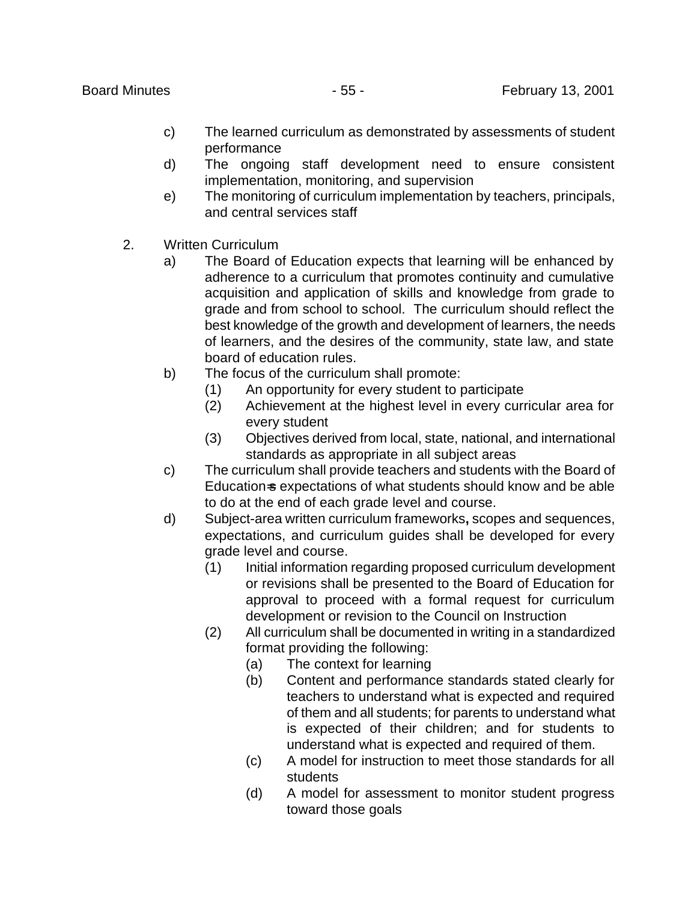c) The learned curriculum as demonstrated by assessments of student performance
d) The ongoing staff development need to ensure consistent implementation, monitoring, and supervision
e) The monitoring of curriculum implementation by teachers, principals, and central services staff

2. Written Curriculum
   a) The Board of Education expects that learning will be enhanced by adherence to a curriculum that promotes continuity and cumulative acquisition and application of skills and knowledge from grade to grade and from school to school. The curriculum should reflect the best knowledge of the growth and development of learners, the needs of learners, and the desires of the community, state law, and state board of education rules.
   b) The focus of the curriculum shall promote:
      (1) An opportunity for every student to participate
      (2) Achievement at the highest level in every curricular area for every student
      (3) Objectives derived from local, state, national, and international standards as appropriate in all subject areas
   c) The curriculum shall provide teachers and students with the Board of Education=s expectations of what students should know and be able to do at the end of each grade level and course.
   d) Subject-area written curriculum frameworks**,** scopes and sequences, expectations, and curriculum guides shall be developed for every grade level and course.
      (1) Initial information regarding proposed curriculum development or revisions shall be presented to the Board of Education for approval to proceed with a formal request for curriculum development or revision to the Council on Instruction
      (2) All curriculum shall be documented in writing in a standardized format providing the following:
         (a) The context for learning
         (b) Content and performance standards stated clearly for teachers to understand what is expected and required of them and all students; for parents to understand what is expected of their children; and for students to understand what is expected and required of them.
         (c) A model for instruction to meet those standards for all students
         (d) A model for assessment to monitor student progress toward those goals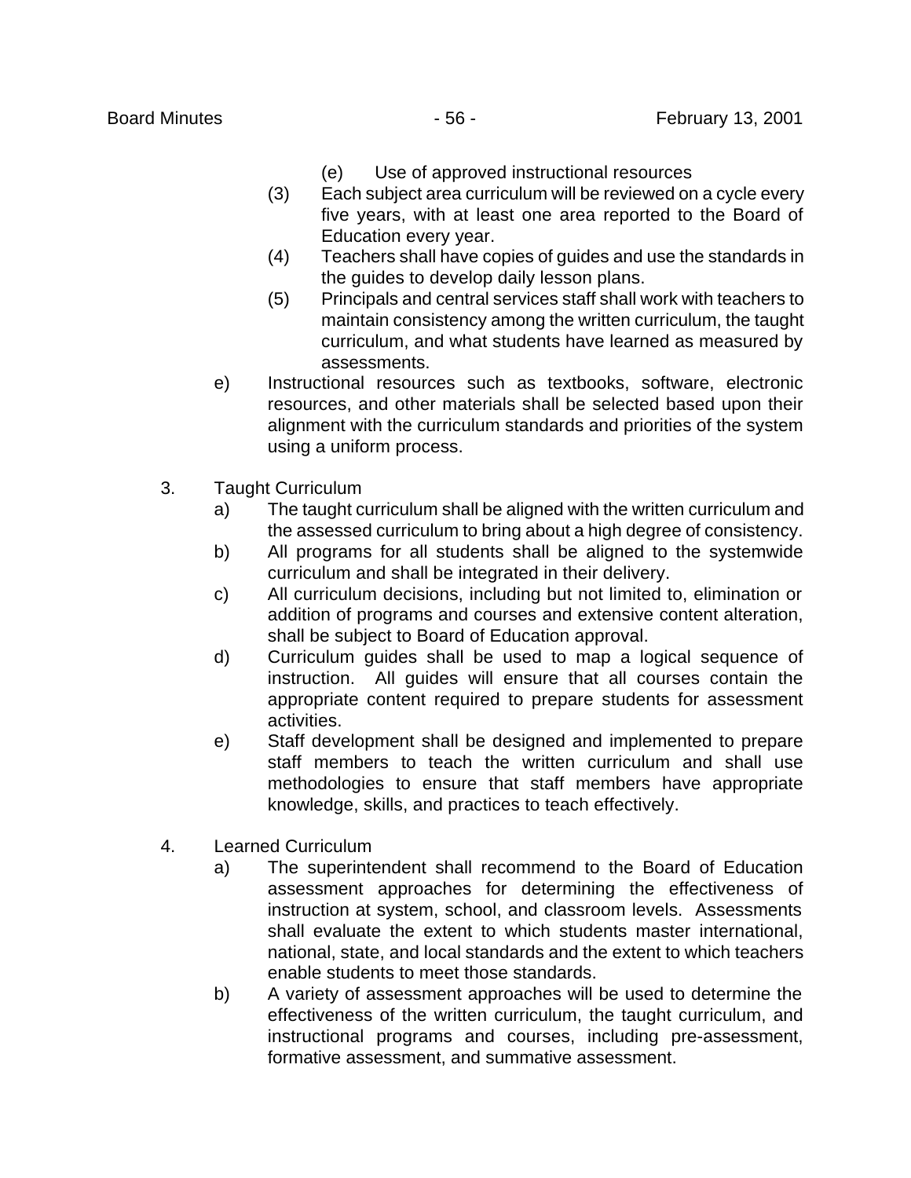(e) Use of approved instructional resources

   (3) Each subject area curriculum will be reviewed on a cycle every five years, with at least one area reported to the Board of Education every year.

   (4) Teachers shall have copies of guides and use the standards in the guides to develop daily lesson plans.

   (5) Principals and central services staff shall work with teachers to maintain consistency among the written curriculum, the taught curriculum, and what students have learned as measured by assessments.

e) Instructional resources such as textbooks, software, electronic resources, and other materials shall be selected based upon their alignment with the curriculum standards and priorities of the system using a uniform process.

3. Taught Curriculum

   a) The taught curriculum shall be aligned with the written curriculum and the assessed curriculum to bring about a high degree of consistency.

   b) All programs for all students shall be aligned to the systemwide curriculum and shall be integrated in their delivery.

   c) All curriculum decisions, including but not limited to, elimination or addition of programs and courses and extensive content alteration, shall be subject to Board of Education approval.

   d) Curriculum guides shall be used to map a logical sequence of instruction. All guides will ensure that all courses contain the appropriate content required to prepare students for assessment activities.

   e) Staff development shall be designed and implemented to prepare staff members to teach the written curriculum and shall use methodologies to ensure that staff members have appropriate knowledge, skills, and practices to teach effectively.

4. Learned Curriculum

   a) The superintendent shall recommend to the Board of Education assessment approaches for determining the effectiveness of instruction at system, school, and classroom levels. Assessments shall evaluate the extent to which students master international, national, state, and local standards and the extent to which teachers enable students to meet those standards.

   b) A variety of assessment approaches will be used to determine the effectiveness of the written curriculum, the taught curriculum, and instructional programs and courses, including pre-assessment, formative assessment, and summative assessment.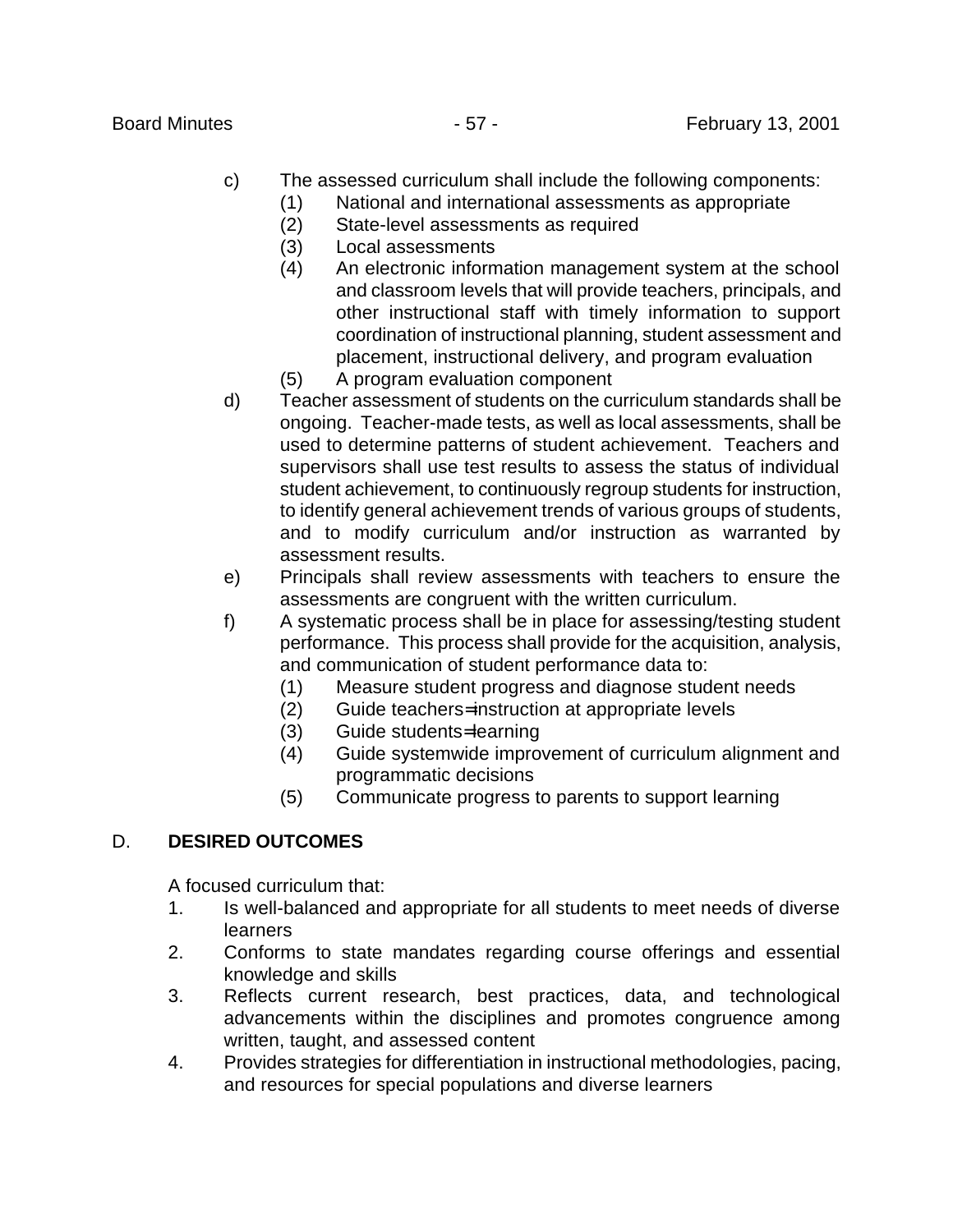c) The assessed curriculum shall include the following components:
   (1) National and international assessments as appropriate
   (2) State-level assessments as required
   (3) Local assessments
   (4) An electronic information management system at the school and classroom levels that will provide teachers, principals, and other instructional staff with timely information to support coordination of instructional planning, student assessment and placement, instructional delivery, and program evaluation
   (5) A program evaluation component

d) Teacher assessment of students on the curriculum standards shall be ongoing. Teacher-made tests, as well as local assessments, shall be used to determine patterns of student achievement. Teachers and supervisors shall use test results to assess the status of individual student achievement, to continuously regroup students for instruction, to identify general achievement trends of various groups of students, and to modify curriculum and/or instruction as warranted by assessment results.

e) Principals shall review assessments with teachers to ensure the assessments are congruent with the written curriculum.

f) A systematic process shall be in place for assessing/testing student performance. This process shall provide for the acquisition, analysis, and communication of student performance data to:
   (1) Measure student progress and diagnose student needs
   (2) Guide teachers=instruction at appropriate levels
   (3) Guide students=learning
   (4) Guide systemwide improvement of curriculum alignment and programmatic decisions
   (5) Communicate progress to parents to support learning

## D. DESIRED OUTCOMES

A focused curriculum that:

1. Is well-balanced and appropriate for all students to meet needs of diverse learners
2. Conforms to state mandates regarding course offerings and essential knowledge and skills
3. Reflects current research, best practices, data, and technological advancements within the disciplines and promotes congruence among written, taught, and assessed content
4. Provides strategies for differentiation in instructional methodologies, pacing, and resources for special populations and diverse learners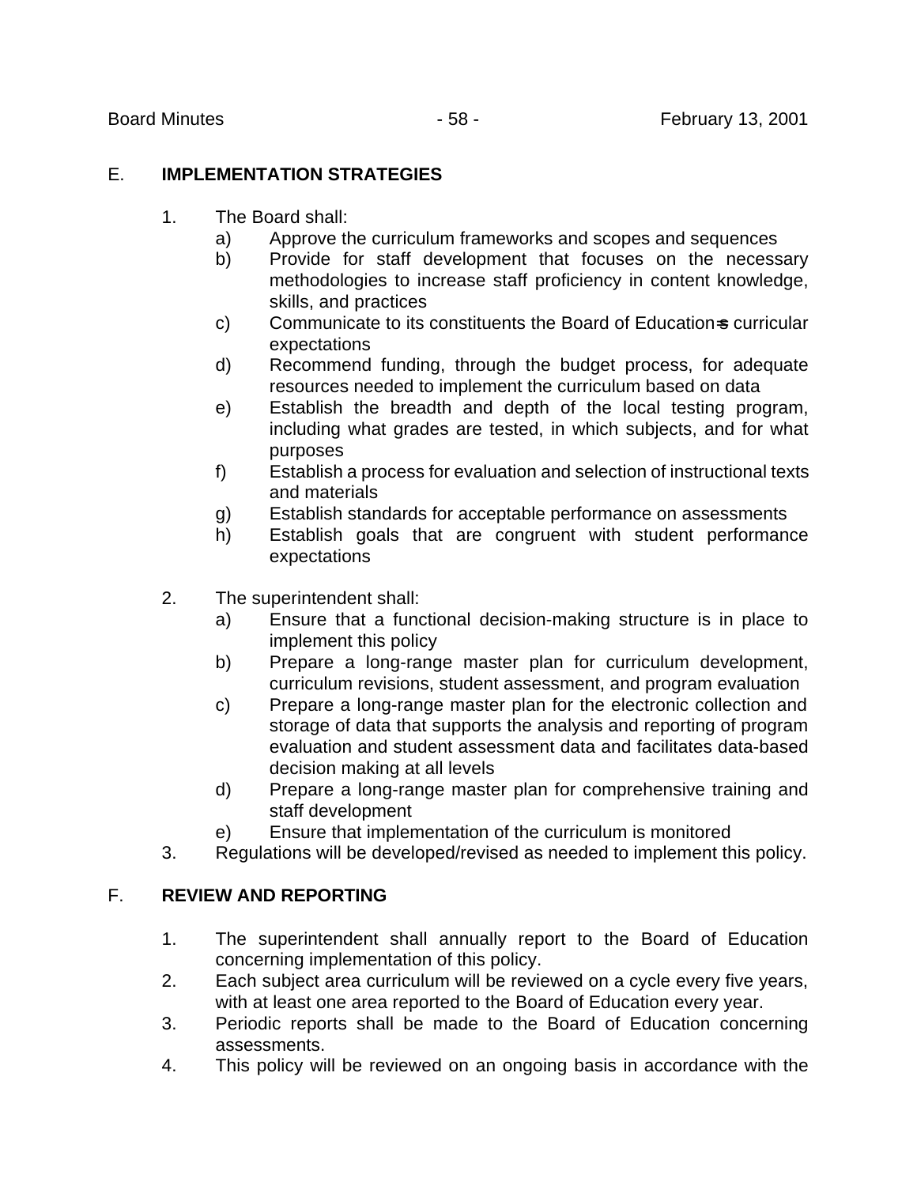## E. IMPLEMENTATION STRATEGIES

1. The Board shall:
   a) Approve the curriculum frameworks and scopes and sequences
   b) Provide for staff development that focuses on the necessary methodologies to increase staff proficiency in content knowledge, skills, and practices
   c) Communicate to its constituents the Board of Education's curricular expectations
   d) Recommend funding, through the budget process, for adequate resources needed to implement the curriculum based on data
   e) Establish the breadth and depth of the local testing program, including what grades are tested, in which subjects, and for what purposes
   f) Establish a process for evaluation and selection of instructional texts and materials
   g) Establish standards for acceptable performance on assessments
   h) Establish goals that are congruent with student performance expectations

2. The superintendent shall:
   a) Ensure that a functional decision-making structure is in place to implement this policy
   b) Prepare a long-range master plan for curriculum development, curriculum revisions, student assessment, and program evaluation
   c) Prepare a long-range master plan for the electronic collection and storage of data that supports the analysis and reporting of program evaluation and student assessment data and facilitates data-based decision making at all levels
   d) Prepare a long-range master plan for comprehensive training and staff development
   e) Ensure that implementation of the curriculum is monitored
3. Regulations will be developed/revised as needed to implement this policy.

## F. REVIEW AND REPORTING

1. The superintendent shall annually report to the Board of Education concerning implementation of this policy.
2. Each subject area curriculum will be reviewed on a cycle every five years, with at least one area reported to the Board of Education every year.
3. Periodic reports shall be made to the Board of Education concerning assessments.
4. This policy will be reviewed on an ongoing basis in accordance with the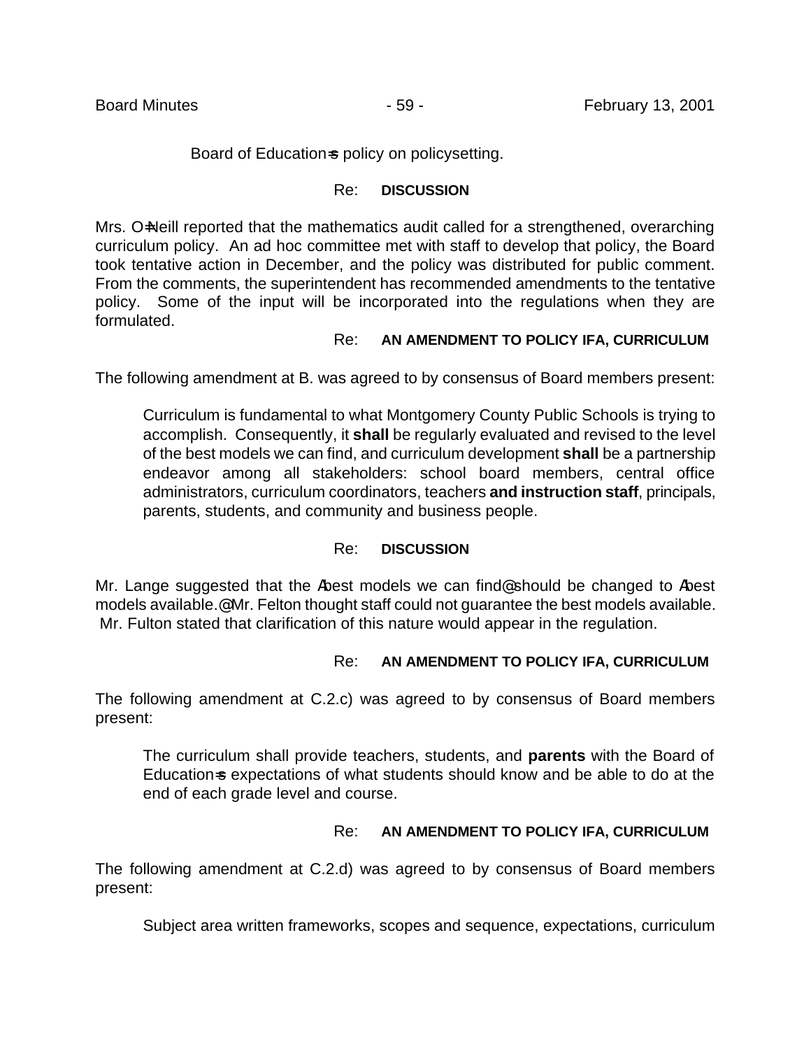Board of Education=s policy on policysetting.

Re: **DISCUSSION**

Mrs. O=Neill reported that the mathematics audit called for a strengthened, overarching curriculum policy. An ad hoc committee met with staff to develop that policy, the Board took tentative action in December, and the policy was distributed for public comment. From the comments, the superintendent has recommended amendments to the tentative policy. Some of the input will be incorporated into the regulations when they are formulated.

Re: **AN AMENDMENT TO POLICY IFA, CURRICULUM**

The following amendment at B. was agreed to by consensus of Board members present:

> Curriculum is fundamental to what Montgomery County Public Schools is trying to accomplish. Consequently, it **shall** be regularly evaluated and revised to the level of the best models we can find, and curriculum development **shall** be a partnership endeavor among all stakeholders: school board members, central office administrators, curriculum coordinators, teachers **and instruction staff**, principals, parents, students, and community and business people.

Re: **DISCUSSION**

Mr. Lange suggested that the Abest models we can find@ should be changed to Abest models available.@ Mr. Felton thought staff could not guarantee the best models available. Mr. Fulton stated that clarification of this nature would appear in the regulation.

Re: **AN AMENDMENT TO POLICY IFA, CURRICULUM**

The following amendment at C.2.c) was agreed to by consensus of Board members present:

> The curriculum shall provide teachers, students, and **parents** with the Board of Education=s expectations of what students should know and be able to do at the end of each grade level and course.

Re: **AN AMENDMENT TO POLICY IFA, CURRICULUM**

The following amendment at C.2.d) was agreed to by consensus of Board members present:

> Subject area written frameworks, scopes and sequence, expectations, curriculum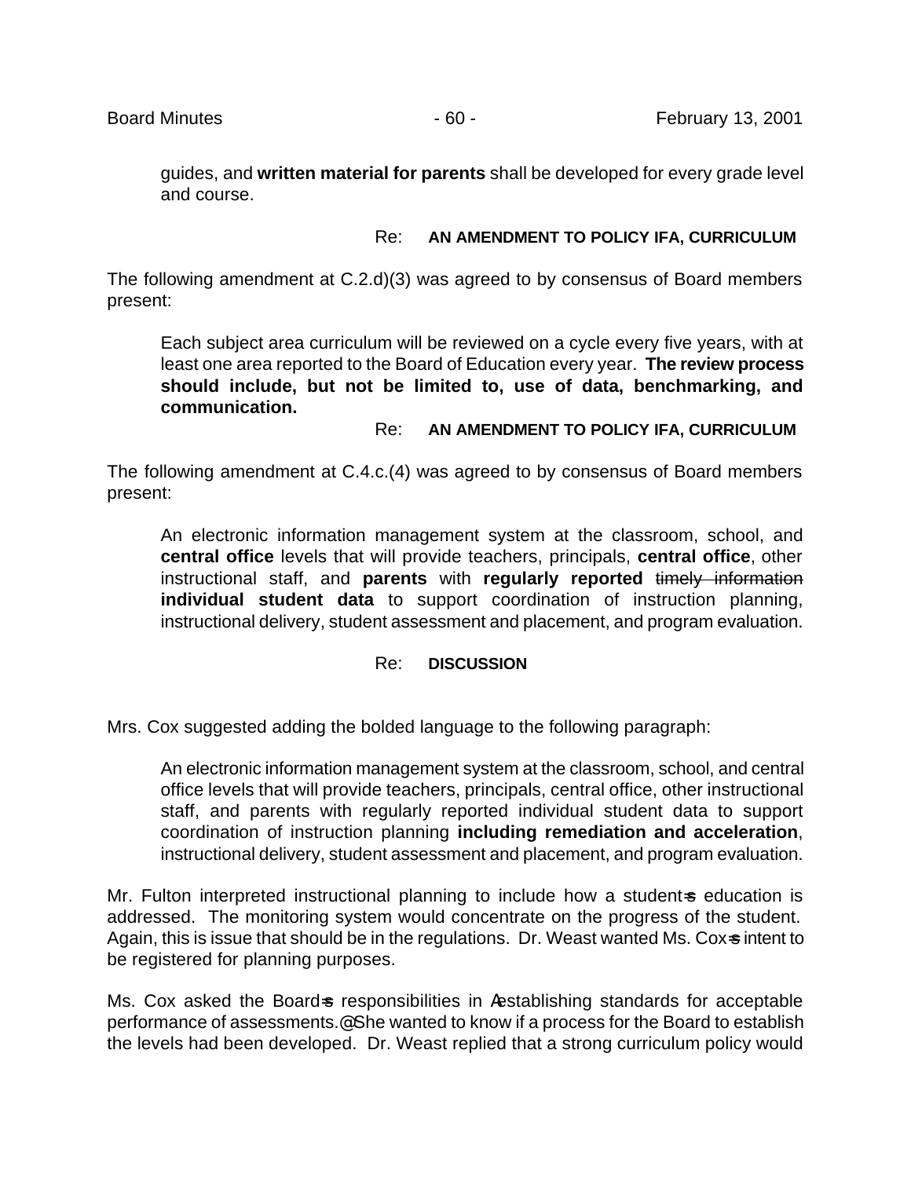guides, and **written material for parents** shall be developed for every grade level and course.

Re: **AN AMENDMENT TO POLICY IFA, CURRICULUM**

The following amendment at C.2.d)(3) was agreed to by consensus of Board members present:

> Each subject area curriculum will be reviewed on a cycle every five years, with at least one area reported to the Board of Education every year. **The review process should include, but not be limited to, use of data, benchmarking, and communication.**

Re: **AN AMENDMENT TO POLICY IFA, CURRICULUM**

The following amendment at C.4.c.(4) was agreed to by consensus of Board members present:

> An electronic information management system at the classroom, school, and **central office** levels that will provide teachers, principals, **central office**, other instructional staff, and **parents** with **regularly reported** ~~timely information~~ **individual student data** to support coordination of instruction planning, instructional delivery, student assessment and placement, and program evaluation.

Re: **DISCUSSION**

Mrs. Cox suggested adding the bolded language to the following paragraph:

> An electronic information management system at the classroom, school, and central office levels that will provide teachers, principals, central office, other instructional staff, and parents with regularly reported individual student data to support coordination of instruction planning **including remediation and acceleration**, instructional delivery, student assessment and placement, and program evaluation.

Mr. Fulton interpreted instructional planning to include how a student=s education is addressed. The monitoring system would concentrate on the progress of the student. Again, this is issue that should be in the regulations. Dr. Weast wanted Ms. Cox=s intent to be registered for planning purposes.

Ms. Cox asked the Board=s responsibilities in Aestablishing standards for acceptable performance of assessments.@ She wanted to know if a process for the Board to establish the levels had been developed. Dr. Weast replied that a strong curriculum policy would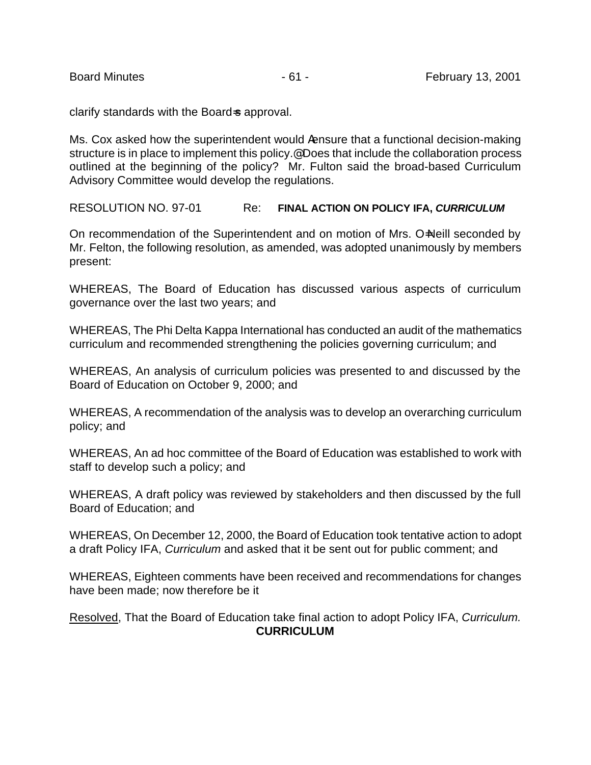clarify standards with the Board=s approval.

Ms. Cox asked how the superintendent would Aensure that a functional decision-making structure is in place to implement this policy.@ Does that include the collaboration process outlined at the beginning of the policy? Mr. Fulton said the broad-based Curriculum Advisory Committee would develop the regulations.

RESOLUTION NO. 97-01 Re: **FINAL ACTION ON POLICY IFA, *CURRICULUM***

On recommendation of the Superintendent and on motion of Mrs. O=Neill seconded by Mr. Felton, the following resolution, as amended, was adopted unanimously by members present:

WHEREAS, The Board of Education has discussed various aspects of curriculum governance over the last two years; and

WHEREAS, The Phi Delta Kappa International has conducted an audit of the mathematics curriculum and recommended strengthening the policies governing curriculum; and

WHEREAS, An analysis of curriculum policies was presented to and discussed by the Board of Education on October 9, 2000; and

WHEREAS, A recommendation of the analysis was to develop an overarching curriculum policy; and

WHEREAS, An ad hoc committee of the Board of Education was established to work with staff to develop such a policy; and

WHEREAS, A draft policy was reviewed by stakeholders and then discussed by the full Board of Education; and

WHEREAS, On December 12, 2000, the Board of Education took tentative action to adopt a draft Policy IFA, *Curriculum* and asked that it be sent out for public comment; and

WHEREAS, Eighteen comments have been received and recommendations for changes have been made; now therefore be it

Resolved, That the Board of Education take final action to adopt Policy IFA, *Curriculum.*

**CURRICULUM**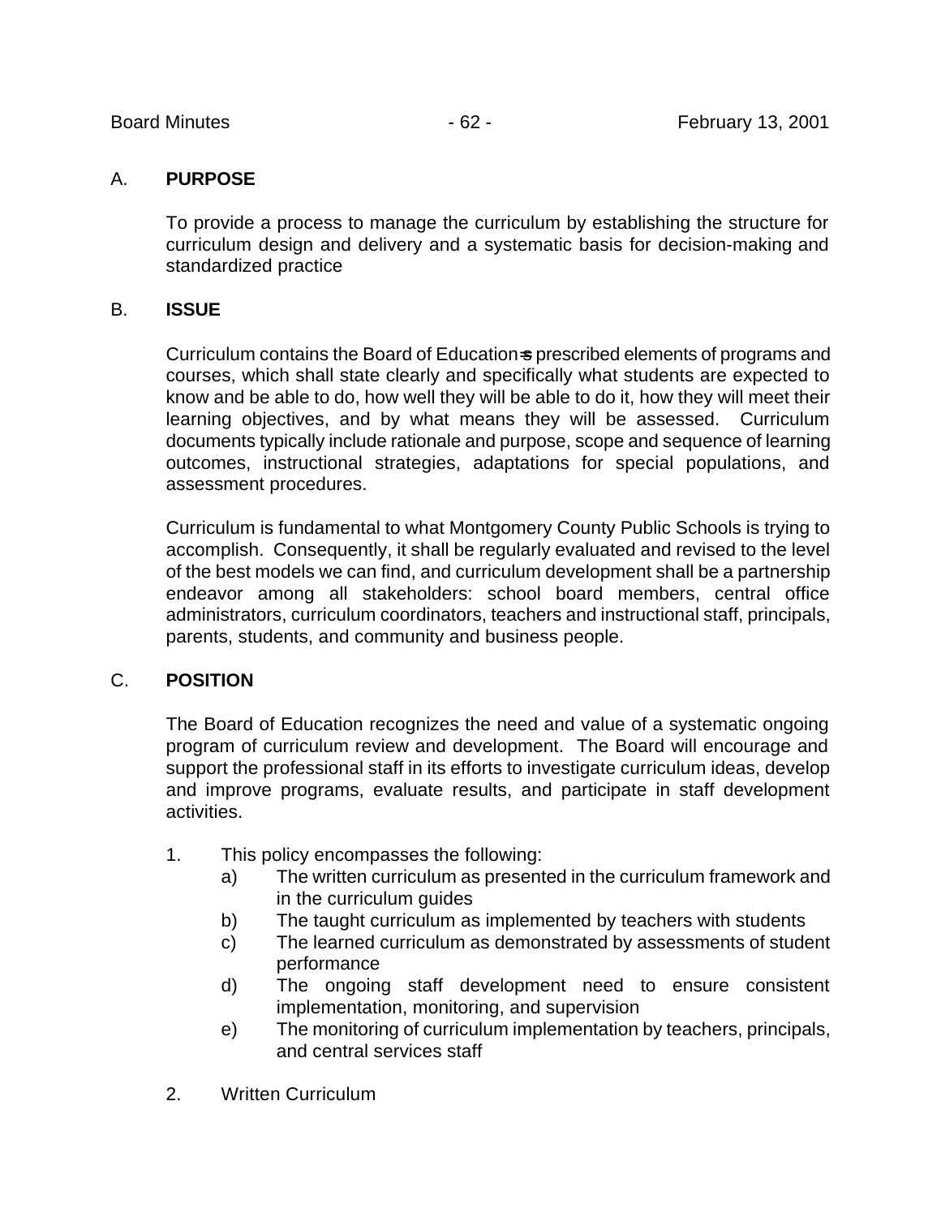A. **PURPOSE**

To provide a process to manage the curriculum by establishing the structure for curriculum design and delivery and a systematic basis for decision-making and standardized practice

B. **ISSUE**

Curriculum contains the Board of Education=s prescribed elements of programs and courses, which shall state clearly and specifically what students are expected to know and be able to do, how well they will be able to do it, how they will meet their learning objectives, and by what means they will be assessed. Curriculum documents typically include rationale and purpose, scope and sequence of learning outcomes, instructional strategies, adaptations for special populations, and assessment procedures.

Curriculum is fundamental to what Montgomery County Public Schools is trying to accomplish. Consequently, it shall be regularly evaluated and revised to the level of the best models we can find, and curriculum development shall be a partnership endeavor among all stakeholders: school board members, central office administrators, curriculum coordinators, teachers and instructional staff, principals, parents, students, and community and business people.

C. **POSITION**

The Board of Education recognizes the need and value of a systematic ongoing program of curriculum review and development. The Board will encourage and support the professional staff in its efforts to investigate curriculum ideas, develop and improve programs, evaluate results, and participate in staff development activities.

1. This policy encompasses the following:
   a) The written curriculum as presented in the curriculum framework and in the curriculum guides
   b) The taught curriculum as implemented by teachers with students
   c) The learned curriculum as demonstrated by assessments of student performance
   d) The ongoing staff development need to ensure consistent implementation, monitoring, and supervision
   e) The monitoring of curriculum implementation by teachers, principals, and central services staff

2. Written Curriculum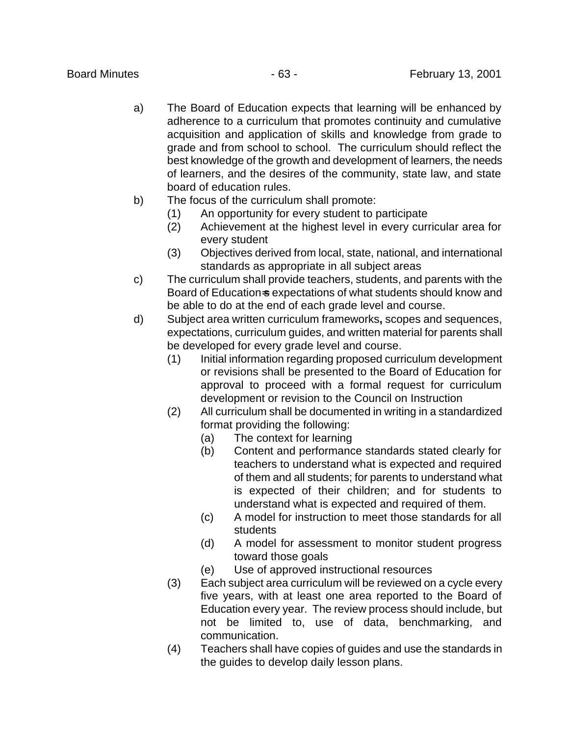a) The Board of Education expects that learning will be enhanced by adherence to a curriculum that promotes continuity and cumulative acquisition and application of skills and knowledge from grade to grade and from school to school. The curriculum should reflect the best knowledge of the growth and development of learners, the needs of learners, and the desires of the community, state law, and state board of education rules.

b) The focus of the curriculum shall promote:
   (1) An opportunity for every student to participate
   (2) Achievement at the highest level in every curricular area for every student
   (3) Objectives derived from local, state, national, and international standards as appropriate in all subject areas

c) The curriculum shall provide teachers, students, and parents with the Board of Education=s expectations of what students should know and be able to do at the end of each grade level and course.

d) Subject area written curriculum frameworks, scopes and sequences, expectations, curriculum guides, and written material for parents shall be developed for every grade level and course.
   (1) Initial information regarding proposed curriculum development or revisions shall be presented to the Board of Education for approval to proceed with a formal request for curriculum development or revision to the Council on Instruction
   (2) All curriculum shall be documented in writing in a standardized format providing the following:
      (a) The context for learning
      (b) Content and performance standards stated clearly for teachers to understand what is expected and required of them and all students; for parents to understand what is expected of their children; and for students to understand what is expected and required of them.
      (c) A model for instruction to meet those standards for all students
      (d) A model for assessment to monitor student progress toward those goals
      (e) Use of approved instructional resources
   (3) Each subject area curriculum will be reviewed on a cycle every five years, with at least one area reported to the Board of Education every year. The review process should include, but not be limited to, use of data, benchmarking, and communication.
   (4) Teachers shall have copies of guides and use the standards in the guides to develop daily lesson plans.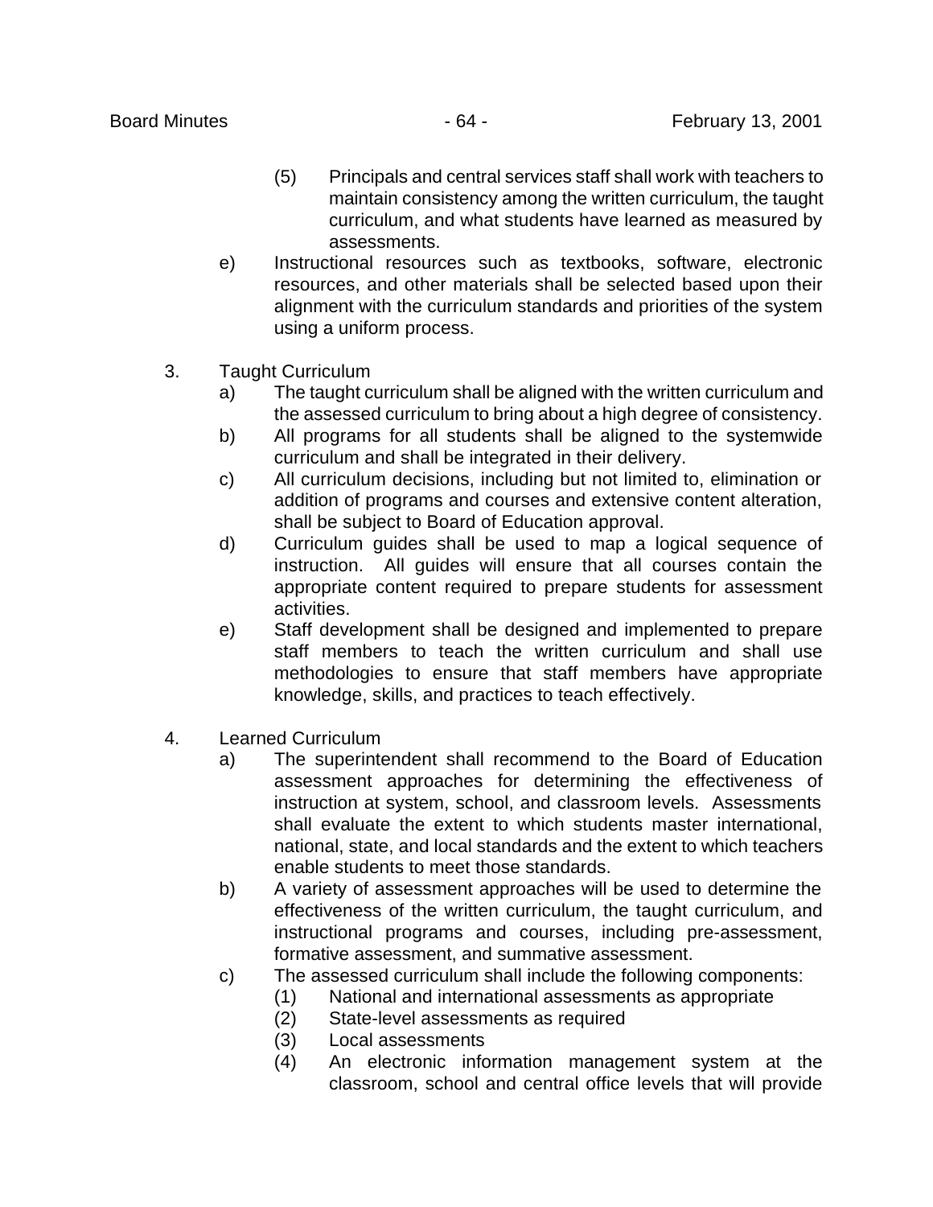(5) Principals and central services staff shall work with teachers to maintain consistency among the written curriculum, the taught curriculum, and what students have learned as measured by assessments.

e) Instructional resources such as textbooks, software, electronic resources, and other materials shall be selected based upon their alignment with the curriculum standards and priorities of the system using a uniform process.

3. Taught Curriculum
   - a) The taught curriculum shall be aligned with the written curriculum and the assessed curriculum to bring about a high degree of consistency.
   - b) All programs for all students shall be aligned to the systemwide curriculum and shall be integrated in their delivery.
   - c) All curriculum decisions, including but not limited to, elimination or addition of programs and courses and extensive content alteration, shall be subject to Board of Education approval.
   - d) Curriculum guides shall be used to map a logical sequence of instruction. All guides will ensure that all courses contain the appropriate content required to prepare students for assessment activities.
   - e) Staff development shall be designed and implemented to prepare staff members to teach the written curriculum and shall use methodologies to ensure that staff members have appropriate knowledge, skills, and practices to teach effectively.

4. Learned Curriculum
   - a) The superintendent shall recommend to the Board of Education assessment approaches for determining the effectiveness of instruction at system, school, and classroom levels. Assessments shall evaluate the extent to which students master international, national, state, and local standards and the extent to which teachers enable students to meet those standards.
   - b) A variety of assessment approaches will be used to determine the effectiveness of the written curriculum, the taught curriculum, and instructional programs and courses, including pre-assessment, formative assessment, and summative assessment.
   - c) The assessed curriculum shall include the following components:
     - (1) National and international assessments as appropriate
     - (2) State-level assessments as required
     - (3) Local assessments
     - (4) An electronic information management system at the classroom, school and central office levels that will provide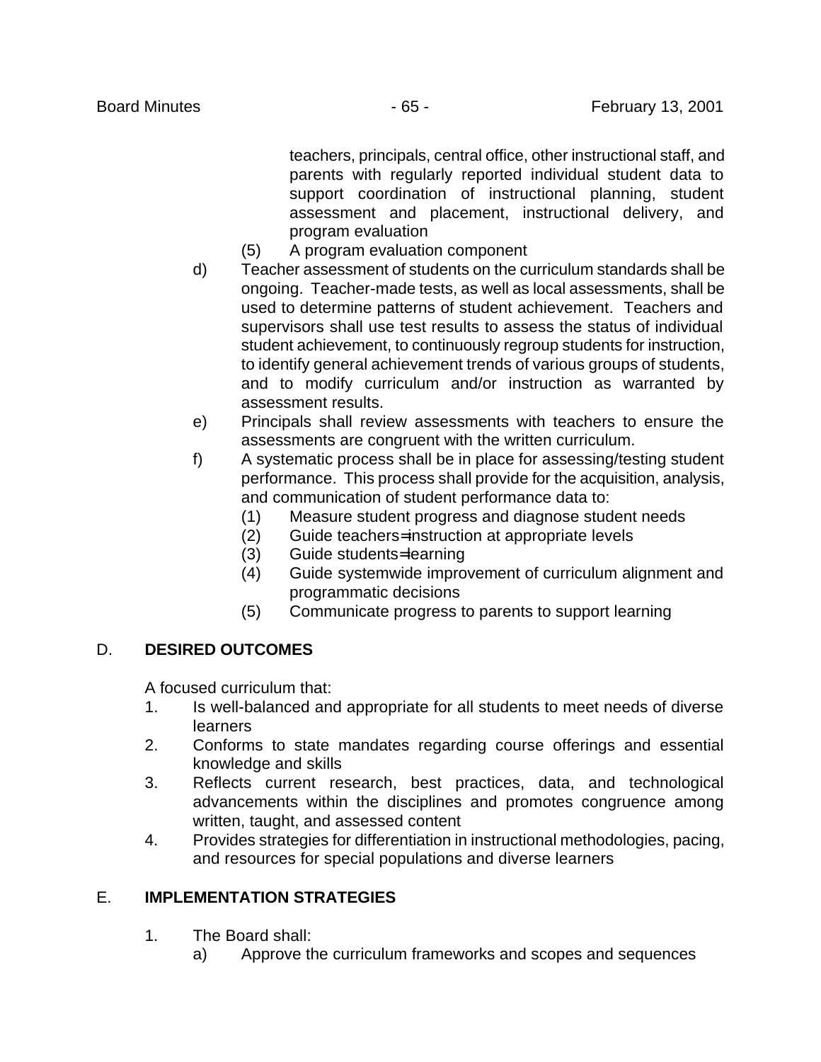teachers, principals, central office, other instructional staff, and parents with regularly reported individual student data to support coordination of instructional planning, student assessment and placement, instructional delivery, and program evaluation

(5) A program evaluation component

d) Teacher assessment of students on the curriculum standards shall be ongoing. Teacher-made tests, as well as local assessments, shall be used to determine patterns of student achievement. Teachers and supervisors shall use test results to assess the status of individual student achievement, to continuously regroup students for instruction, to identify general achievement trends of various groups of students, and to modify curriculum and/or instruction as warranted by assessment results.

e) Principals shall review assessments with teachers to ensure the assessments are congruent with the written curriculum.

f) A systematic process shall be in place for assessing/testing student performance. This process shall provide for the acquisition, analysis, and communication of student performance data to:

(1) Measure student progress and diagnose student needs
(2) Guide teachers=instruction at appropriate levels
(3) Guide students=learning
(4) Guide systemwide improvement of curriculum alignment and programmatic decisions
(5) Communicate progress to parents to support learning

D. **DESIRED OUTCOMES**

A focused curriculum that:

1. Is well-balanced and appropriate for all students to meet needs of diverse learners
2. Conforms to state mandates regarding course offerings and essential knowledge and skills
3. Reflects current research, best practices, data, and technological advancements within the disciplines and promotes congruence among written, taught, and assessed content
4. Provides strategies for differentiation in instructional methodologies, pacing, and resources for special populations and diverse learners

E. **IMPLEMENTATION STRATEGIES**

1. The Board shall:
   a) Approve the curriculum frameworks and scopes and sequences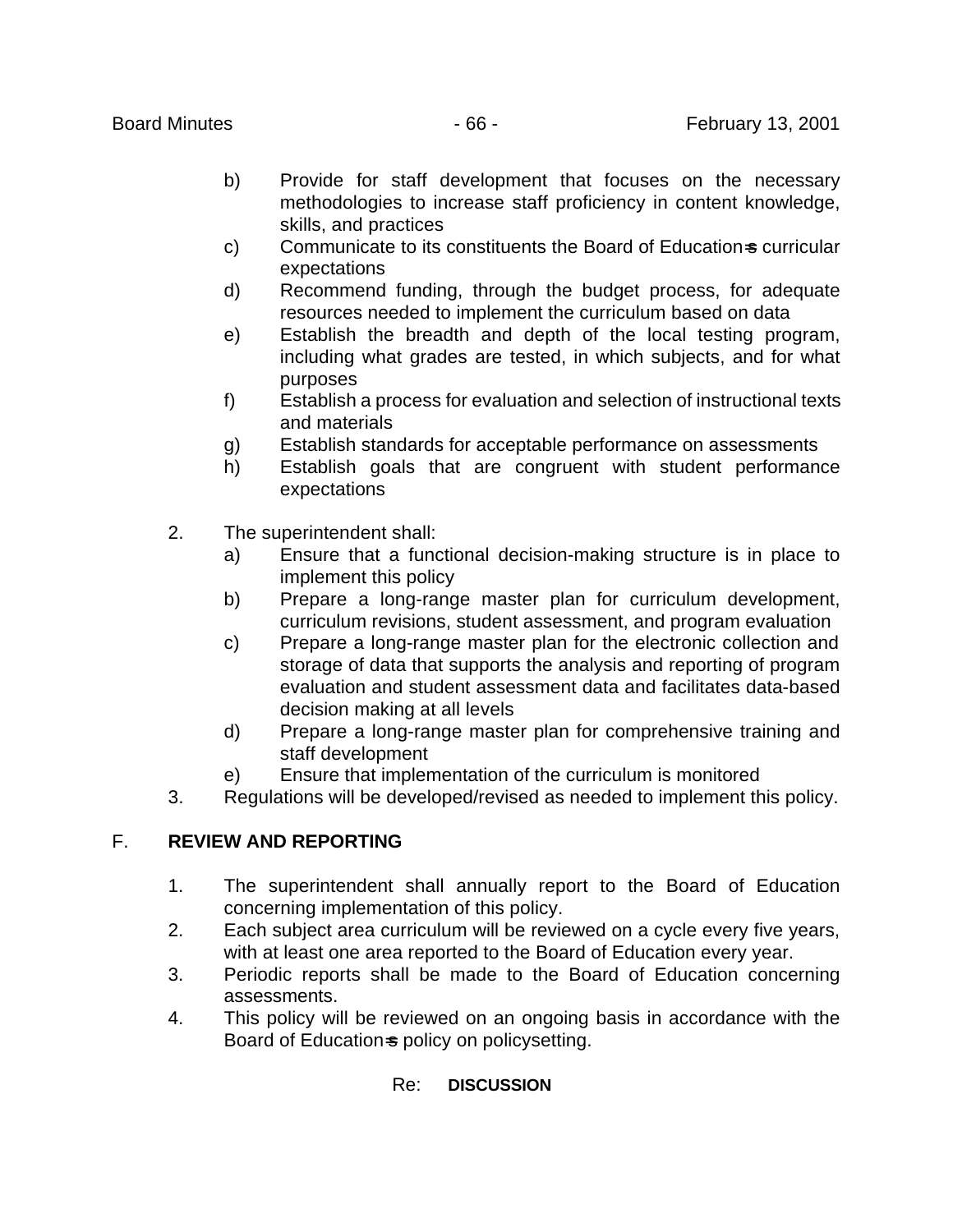b) Provide for staff development that focuses on the necessary methodologies to increase staff proficiency in content knowledge, skills, and practices
c) Communicate to its constituents the Board of Education=s curricular expectations
d) Recommend funding, through the budget process, for adequate resources needed to implement the curriculum based on data
e) Establish the breadth and depth of the local testing program, including what grades are tested, in which subjects, and for what purposes
f) Establish a process for evaluation and selection of instructional texts and materials
g) Establish standards for acceptable performance on assessments
h) Establish goals that are congruent with student performance expectations

2. The superintendent shall:
   a) Ensure that a functional decision-making structure is in place to implement this policy
   b) Prepare a long-range master plan for curriculum development, curriculum revisions, student assessment, and program evaluation
   c) Prepare a long-range master plan for the electronic collection and storage of data that supports the analysis and reporting of program evaluation and student assessment data and facilitates data-based decision making at all levels
   d) Prepare a long-range master plan for comprehensive training and staff development
   e) Ensure that implementation of the curriculum is monitored
3. Regulations will be developed/revised as needed to implement this policy.

F. **REVIEW AND REPORTING**

1. The superintendent shall annually report to the Board of Education concerning implementation of this policy.
2. Each subject area curriculum will be reviewed on a cycle every five years, with at least one area reported to the Board of Education every year.
3. Periodic reports shall be made to the Board of Education concerning assessments.
4. This policy will be reviewed on an ongoing basis in accordance with the Board of Education=s policy on policysetting.

Re: **DISCUSSION**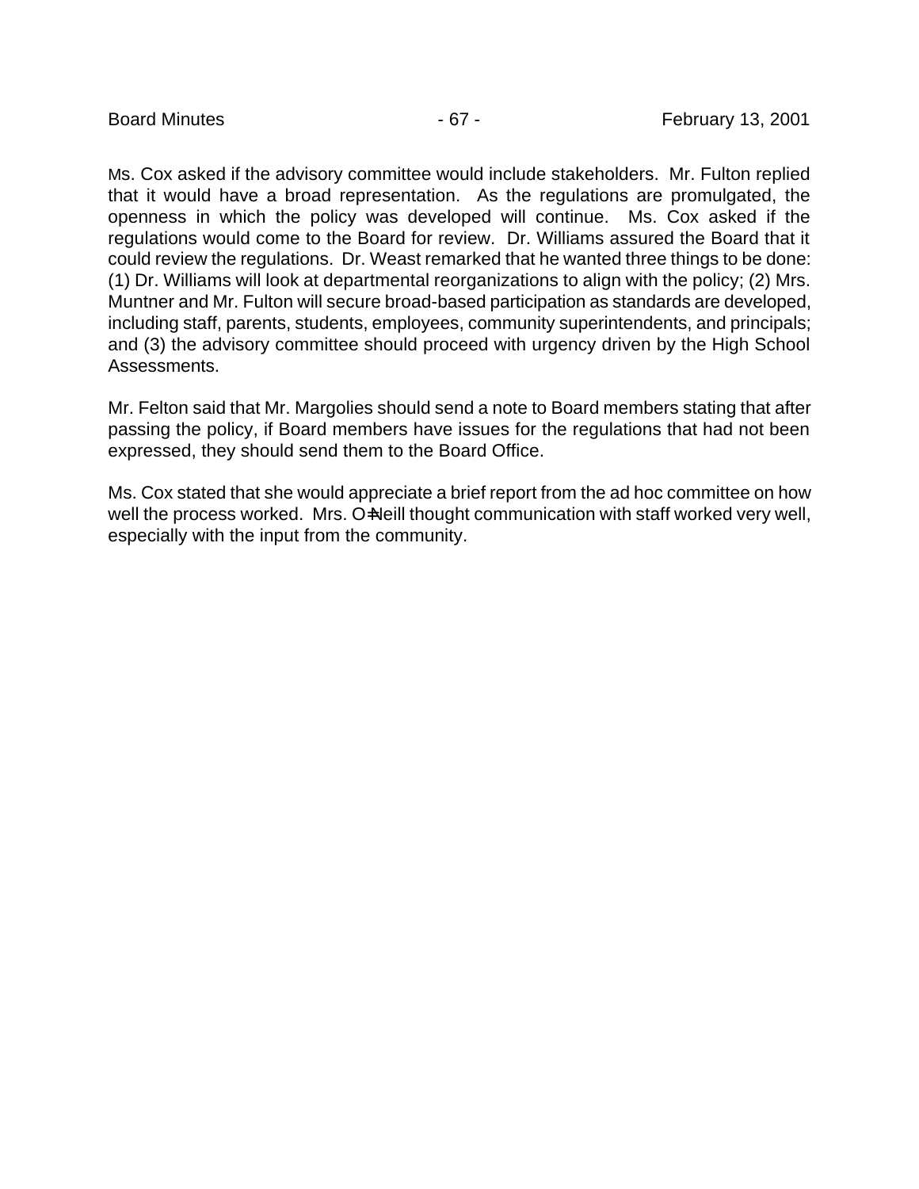Ms. Cox asked if the advisory committee would include stakeholders. Mr. Fulton replied that it would have a broad representation. As the regulations are promulgated, the openness in which the policy was developed will continue. Ms. Cox asked if the regulations would come to the Board for review. Dr. Williams assured the Board that it could review the regulations. Dr. Weast remarked that he wanted three things to be done: (1) Dr. Williams will look at departmental reorganizations to align with the policy; (2) Mrs. Muntner and Mr. Fulton will secure broad-based participation as standards are developed, including staff, parents, students, employees, community superintendents, and principals; and (3) the advisory committee should proceed with urgency driven by the High School Assessments.

Mr. Felton said that Mr. Margolies should send a note to Board members stating that after passing the policy, if Board members have issues for the regulations that had not been expressed, they should send them to the Board Office.

Ms. Cox stated that she would appreciate a brief report from the ad hoc committee on how well the process worked. Mrs. O=Neill thought communication with staff worked very well, especially with the input from the community.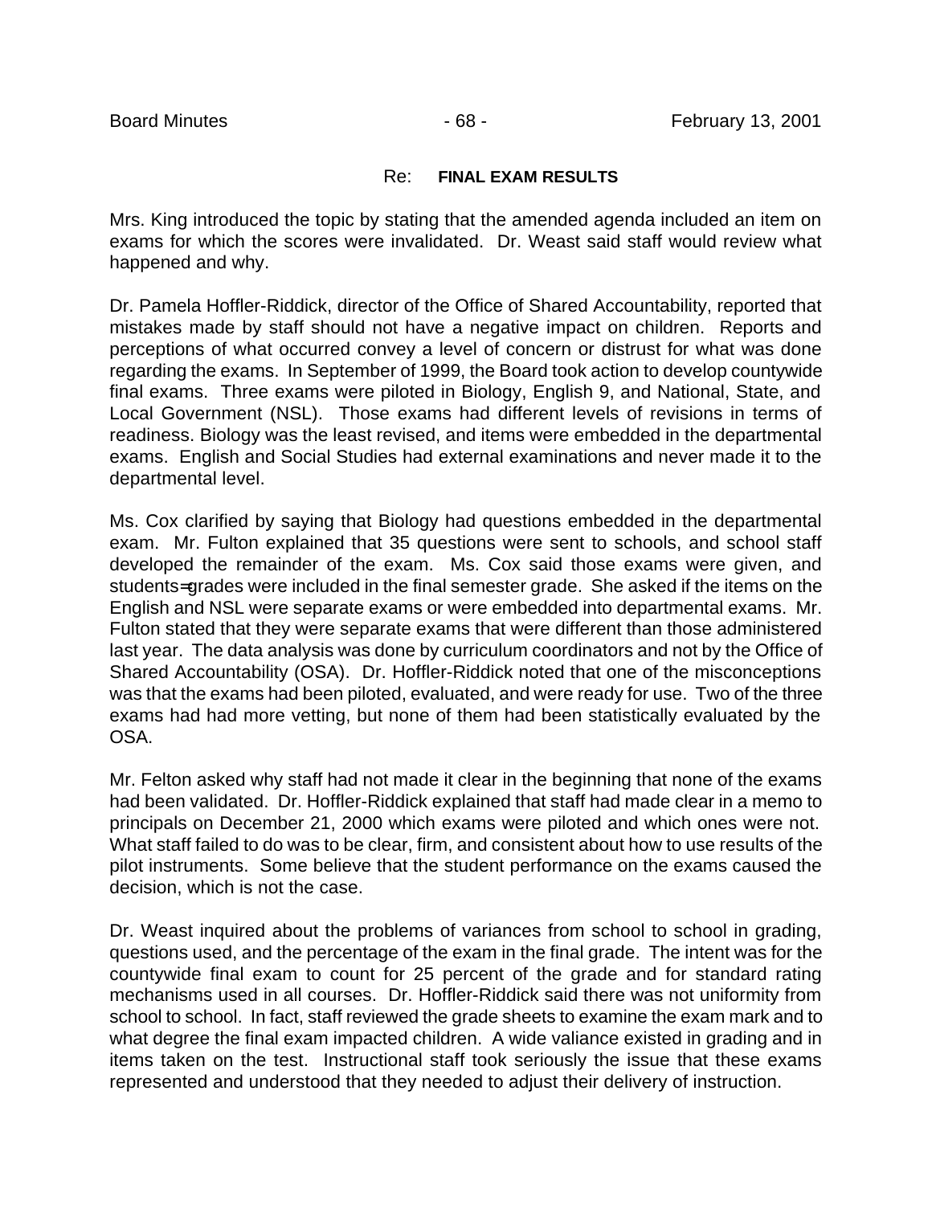Re: **FINAL EXAM RESULTS**

Mrs. King introduced the topic by stating that the amended agenda included an item on exams for which the scores were invalidated. Dr. Weast said staff would review what happened and why.

Dr. Pamela Hoffler-Riddick, director of the Office of Shared Accountability, reported that mistakes made by staff should not have a negative impact on children. Reports and perceptions of what occurred convey a level of concern or distrust for what was done regarding the exams. In September of 1999, the Board took action to develop countywide final exams. Three exams were piloted in Biology, English 9, and National, State, and Local Government (NSL). Those exams had different levels of revisions in terms of readiness. Biology was the least revised, and items were embedded in the departmental exams. English and Social Studies had external examinations and never made it to the departmental level.

Ms. Cox clarified by saying that Biology had questions embedded in the departmental exam. Mr. Fulton explained that 35 questions were sent to schools, and school staff developed the remainder of the exam. Ms. Cox said those exams were given, and students=grades were included in the final semester grade. She asked if the items on the English and NSL were separate exams or were embedded into departmental exams. Mr. Fulton stated that they were separate exams that were different than those administered last year. The data analysis was done by curriculum coordinators and not by the Office of Shared Accountability (OSA). Dr. Hoffler-Riddick noted that one of the misconceptions was that the exams had been piloted, evaluated, and were ready for use. Two of the three exams had had more vetting, but none of them had been statistically evaluated by the OSA.

Mr. Felton asked why staff had not made it clear in the beginning that none of the exams had been validated. Dr. Hoffler-Riddick explained that staff had made clear in a memo to principals on December 21, 2000 which exams were piloted and which ones were not. What staff failed to do was to be clear, firm, and consistent about how to use results of the pilot instruments. Some believe that the student performance on the exams caused the decision, which is not the case.

Dr. Weast inquired about the problems of variances from school to school in grading, questions used, and the percentage of the exam in the final grade. The intent was for the countywide final exam to count for 25 percent of the grade and for standard rating mechanisms used in all courses. Dr. Hoffler-Riddick said there was not uniformity from school to school. In fact, staff reviewed the grade sheets to examine the exam mark and to what degree the final exam impacted children. A wide valiance existed in grading and in items taken on the test. Instructional staff took seriously the issue that these exams represented and understood that they needed to adjust their delivery of instruction.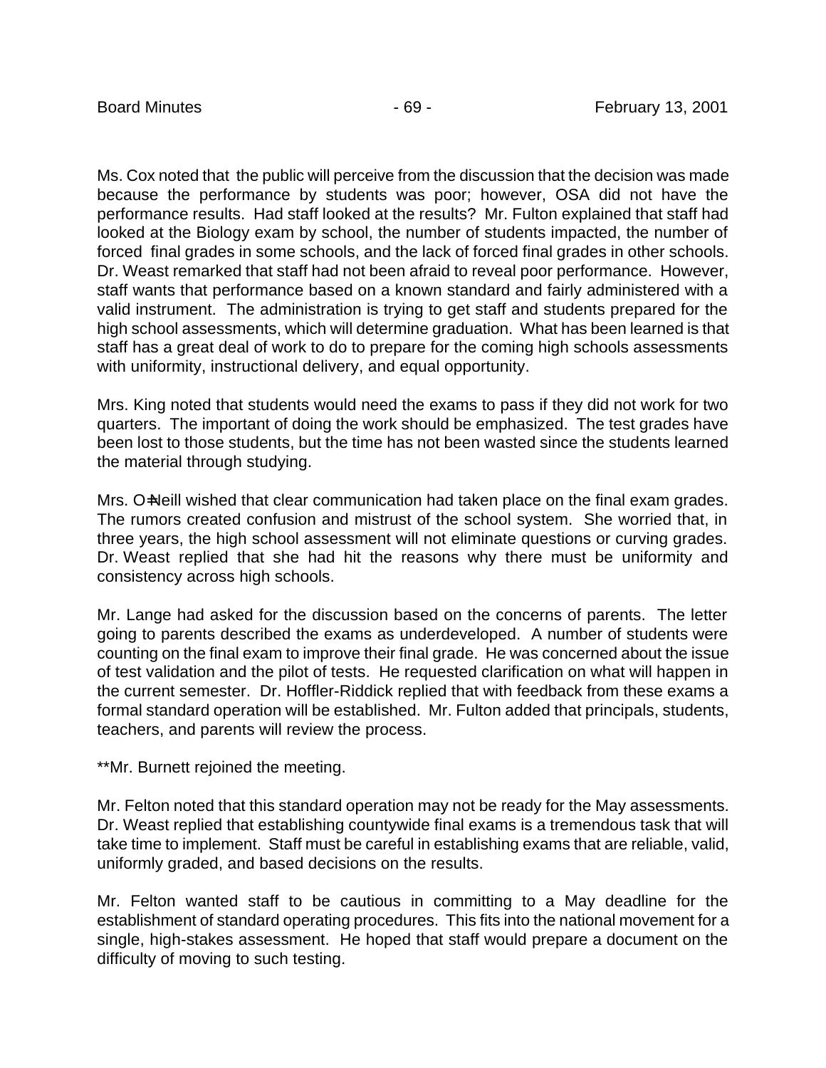Ms. Cox noted that the public will perceive from the discussion that the decision was made because the performance by students was poor; however, OSA did not have the performance results. Had staff looked at the results? Mr. Fulton explained that staff had looked at the Biology exam by school, the number of students impacted, the number of forced final grades in some schools, and the lack of forced final grades in other schools. Dr. Weast remarked that staff had not been afraid to reveal poor performance. However, staff wants that performance based on a known standard and fairly administered with a valid instrument. The administration is trying to get staff and students prepared for the high school assessments, which will determine graduation. What has been learned is that staff has a great deal of work to do to prepare for the coming high schools assessments with uniformity, instructional delivery, and equal opportunity.

Mrs. King noted that students would need the exams to pass if they did not work for two quarters. The important of doing the work should be emphasized. The test grades have been lost to those students, but the time has not been wasted since the students learned the material through studying.

Mrs. O=Neill wished that clear communication had taken place on the final exam grades. The rumors created confusion and mistrust of the school system. She worried that, in three years, the high school assessment will not eliminate questions or curving grades. Dr. Weast replied that she had hit the reasons why there must be uniformity and consistency across high schools.

Mr. Lange had asked for the discussion based on the concerns of parents. The letter going to parents described the exams as underdeveloped. A number of students were counting on the final exam to improve their final grade. He was concerned about the issue of test validation and the pilot of tests. He requested clarification on what will happen in the current semester. Dr. Hoffler-Riddick replied that with feedback from these exams a formal standard operation will be established. Mr. Fulton added that principals, students, teachers, and parents will review the process.

**Mr. Burnett rejoined the meeting.

Mr. Felton noted that this standard operation may not be ready for the May assessments. Dr. Weast replied that establishing countywide final exams is a tremendous task that will take time to implement. Staff must be careful in establishing exams that are reliable, valid, uniformly graded, and based decisions on the results.

Mr. Felton wanted staff to be cautious in committing to a May deadline for the establishment of standard operating procedures. This fits into the national movement for a single, high-stakes assessment. He hoped that staff would prepare a document on the difficulty of moving to such testing.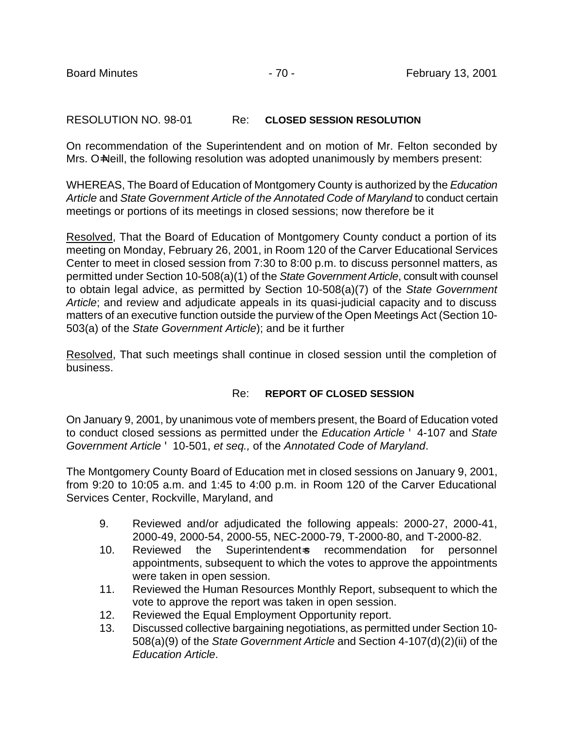RESOLUTION NO. 98-01 Re: **CLOSED SESSION RESOLUTION**

On recommendation of the Superintendent and on motion of Mr. Felton seconded by Mrs. O=Neill, the following resolution was adopted unanimously by members present:

WHEREAS, The Board of Education of Montgomery County is authorized by the *Education Article* and *State Government Article of the Annotated Code of Maryland* to conduct certain meetings or portions of its meetings in closed sessions; now therefore be it

Resolved, That the Board of Education of Montgomery County conduct a portion of its meeting on Monday, February 26, 2001, in Room 120 of the Carver Educational Services Center to meet in closed session from 7:30 to 8:00 p.m. to discuss personnel matters, as permitted under Section 10-508(a)(1) of the *State Government Article*, consult with counsel to obtain legal advice, as permitted by Section 10-508(a)(7) of the *State Government Article*; and review and adjudicate appeals in its quasi-judicial capacity and to discuss matters of an executive function outside the purview of the Open Meetings Act (Section 10-503(a) of the *State Government Article*); and be it further

Resolved, That such meetings shall continue in closed session until the completion of business.

Re: **REPORT OF CLOSED SESSION**

On January 9, 2001, by unanimous vote of members present, the Board of Education voted to conduct closed sessions as permitted under the *Education Article* ' 4-107 and *State Government Article* ' 10-501, *et seq.,* of the *Annotated Code of Maryland*.

The Montgomery County Board of Education met in closed sessions on January 9, 2001, from 9:20 to 10:05 a.m. and 1:45 to 4:00 p.m. in Room 120 of the Carver Educational Services Center, Rockville, Maryland, and

9. Reviewed and/or adjudicated the following appeals: 2000-27, 2000-41, 2000-49, 2000-54, 2000-55, NEC-2000-79, T-2000-80, and T-2000-82.
10. Reviewed the Superintendent=s recommendation for personnel appointments, subsequent to which the votes to approve the appointments were taken in open session.
11. Reviewed the Human Resources Monthly Report, subsequent to which the vote to approve the report was taken in open session.
12. Reviewed the Equal Employment Opportunity report.
13. Discussed collective bargaining negotiations, as permitted under Section 10-508(a)(9) of the *State Government Article* and Section 4-107(d)(2)(ii) of the *Education Article*.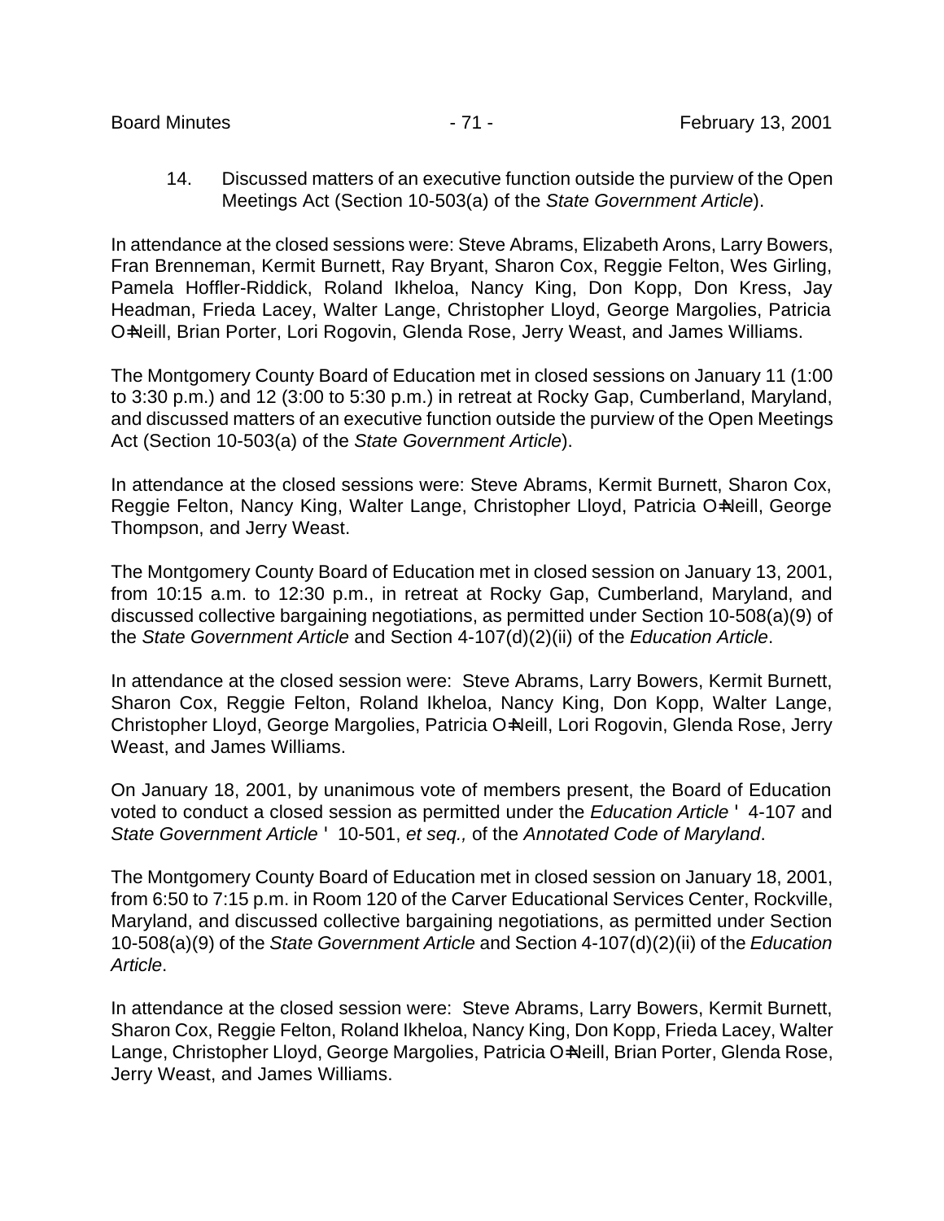14. Discussed matters of an executive function outside the purview of the Open Meetings Act (Section 10-503(a) of the *State Government Article*).

In attendance at the closed sessions were: Steve Abrams, Elizabeth Arons, Larry Bowers, Fran Brenneman, Kermit Burnett, Ray Bryant, Sharon Cox, Reggie Felton, Wes Girling, Pamela Hoffler-Riddick, Roland Ikheloa, Nancy King, Don Kopp, Don Kress, Jay Headman, Frieda Lacey, Walter Lange, Christopher Lloyd, George Margolies, Patricia O=Neill, Brian Porter, Lori Rogovin, Glenda Rose, Jerry Weast, and James Williams.

The Montgomery County Board of Education met in closed sessions on January 11 (1:00 to 3:30 p.m.) and 12 (3:00 to 5:30 p.m.) in retreat at Rocky Gap, Cumberland, Maryland, and discussed matters of an executive function outside the purview of the Open Meetings Act (Section 10-503(a) of the *State Government Article*).

In attendance at the closed sessions were: Steve Abrams, Kermit Burnett, Sharon Cox, Reggie Felton, Nancy King, Walter Lange, Christopher Lloyd, Patricia O=Neill, George Thompson, and Jerry Weast.

The Montgomery County Board of Education met in closed session on January 13, 2001, from 10:15 a.m. to 12:30 p.m., in retreat at Rocky Gap, Cumberland, Maryland, and discussed collective bargaining negotiations, as permitted under Section 10-508(a)(9) of the *State Government Article* and Section 4-107(d)(2)(ii) of the *Education Article*.

In attendance at the closed session were: Steve Abrams, Larry Bowers, Kermit Burnett, Sharon Cox, Reggie Felton, Roland Ikheloa, Nancy King, Don Kopp, Walter Lange, Christopher Lloyd, George Margolies, Patricia O=Neill, Lori Rogovin, Glenda Rose, Jerry Weast, and James Williams.

On January 18, 2001, by unanimous vote of members present, the Board of Education voted to conduct a closed session as permitted under the *Education Article* ' 4-107 and *State Government Article* ' 10-501, *et seq.,* of the *Annotated Code of Maryland*.

The Montgomery County Board of Education met in closed session on January 18, 2001, from 6:50 to 7:15 p.m. in Room 120 of the Carver Educational Services Center, Rockville, Maryland, and discussed collective bargaining negotiations, as permitted under Section 10-508(a)(9) of the *State Government Article* and Section 4-107(d)(2)(ii) of the *Education Article*.

In attendance at the closed session were: Steve Abrams, Larry Bowers, Kermit Burnett, Sharon Cox, Reggie Felton, Roland Ikheloa, Nancy King, Don Kopp, Frieda Lacey, Walter Lange, Christopher Lloyd, George Margolies, Patricia O=Neill, Brian Porter, Glenda Rose, Jerry Weast, and James Williams.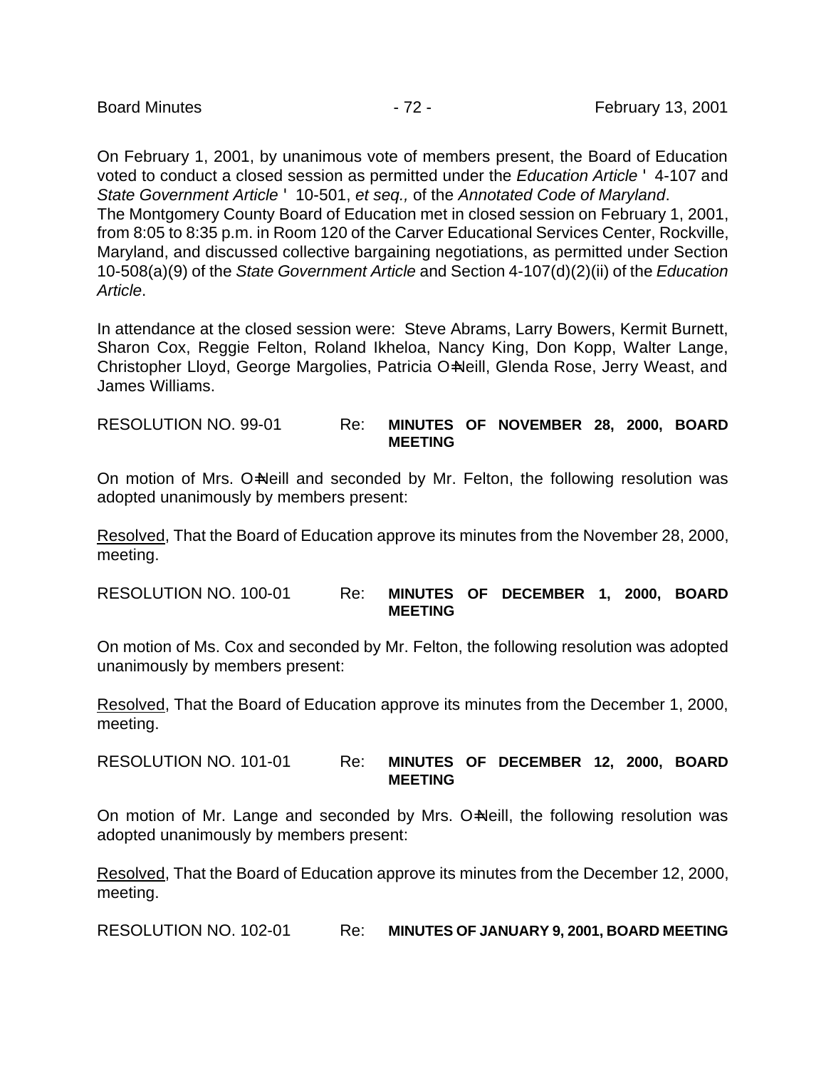On February 1, 2001, by unanimous vote of members present, the Board of Education voted to conduct a closed session as permitted under the *Education Article* ' 4-107 and *State Government Article* ' 10-501, *et seq.,* of the *Annotated Code of Maryland*.

The Montgomery County Board of Education met in closed session on February 1, 2001, from 8:05 to 8:35 p.m. in Room 120 of the Carver Educational Services Center, Rockville, Maryland, and discussed collective bargaining negotiations, as permitted under Section 10-508(a)(9) of the *State Government Article* and Section 4-107(d)(2)(ii) of the *Education Article*.

In attendance at the closed session were: Steve Abrams, Larry Bowers, Kermit Burnett, Sharon Cox, Reggie Felton, Roland Ikheloa, Nancy King, Don Kopp, Walter Lange, Christopher Lloyd, George Margolies, Patricia O=Neill, Glenda Rose, Jerry Weast, and James Williams.

RESOLUTION NO. 99-01 Re: **MINUTES OF NOVEMBER 28, 2000, BOARD MEETING**

On motion of Mrs. O=Neill and seconded by Mr. Felton, the following resolution was adopted unanimously by members present:

Resolved, That the Board of Education approve its minutes from the November 28, 2000, meeting.

RESOLUTION NO. 100-01 Re: **MINUTES OF DECEMBER 1, 2000, BOARD MEETING**

On motion of Ms. Cox and seconded by Mr. Felton, the following resolution was adopted unanimously by members present:

Resolved, That the Board of Education approve its minutes from the December 1, 2000, meeting.

RESOLUTION NO. 101-01 Re: **MINUTES OF DECEMBER 12, 2000, BOARD MEETING**

On motion of Mr. Lange and seconded by Mrs. O=Neill, the following resolution was adopted unanimously by members present:

Resolved, That the Board of Education approve its minutes from the December 12, 2000, meeting.

RESOLUTION NO. 102-01 Re: **MINUTES OF JANUARY 9, 2001, BOARD MEETING**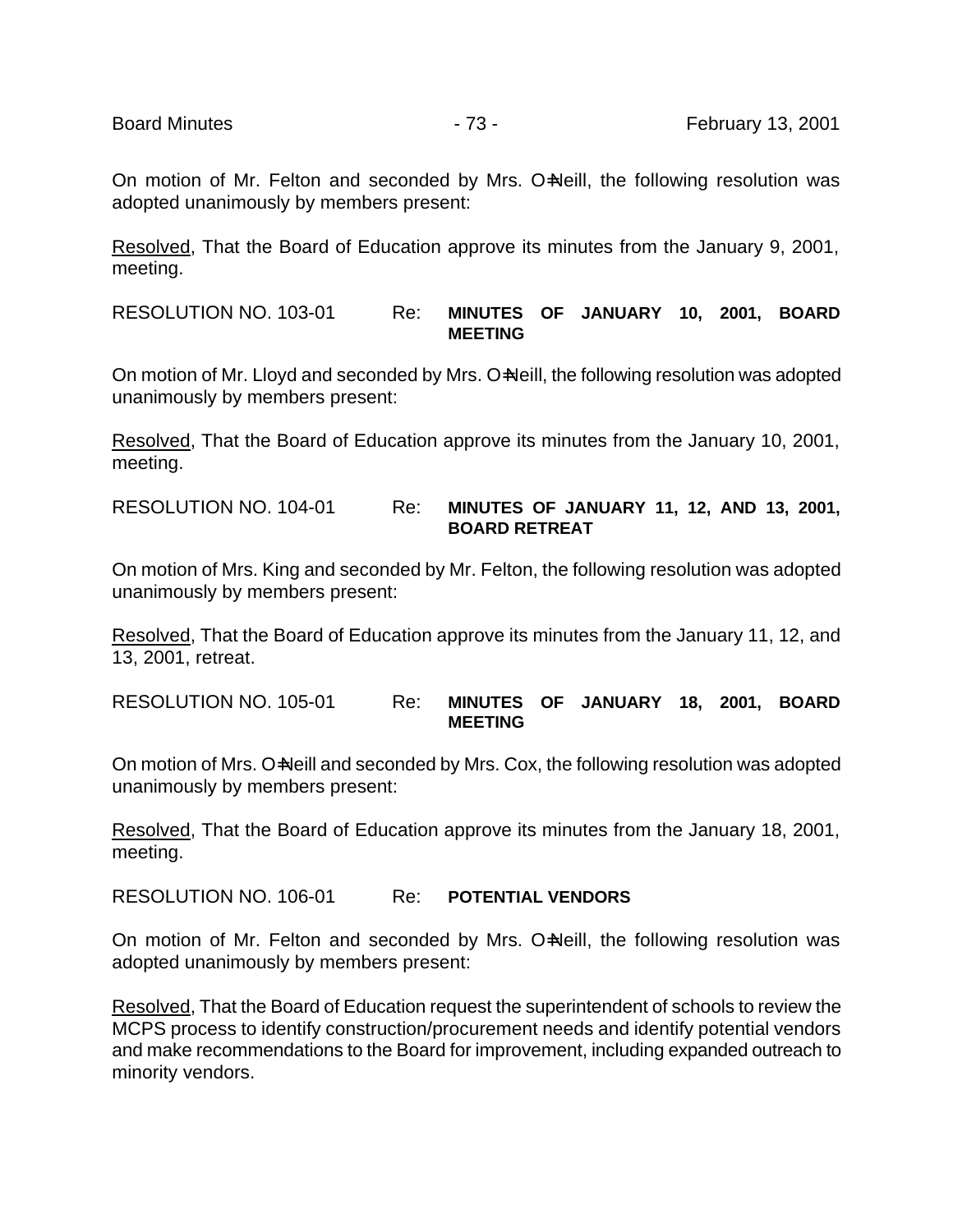On motion of Mr. Felton and seconded by Mrs. O=Neill, the following resolution was adopted unanimously by members present:

Resolved, That the Board of Education approve its minutes from the January 9, 2001, meeting.

RESOLUTION NO. 103-01 Re: **MINUTES OF JANUARY 10, 2001, BOARD MEETING**

On motion of Mr. Lloyd and seconded by Mrs. O=Neill, the following resolution was adopted unanimously by members present:

Resolved, That the Board of Education approve its minutes from the January 10, 2001, meeting.

RESOLUTION NO. 104-01 Re: **MINUTES OF JANUARY 11, 12, AND 13, 2001, BOARD RETREAT**

On motion of Mrs. King and seconded by Mr. Felton, the following resolution was adopted unanimously by members present:

Resolved, That the Board of Education approve its minutes from the January 11, 12, and 13, 2001, retreat.

RESOLUTION NO. 105-01 Re: **MINUTES OF JANUARY 18, 2001, BOARD MEETING**

On motion of Mrs. O=Neill and seconded by Mrs. Cox, the following resolution was adopted unanimously by members present:

Resolved, That the Board of Education approve its minutes from the January 18, 2001, meeting.

RESOLUTION NO. 106-01 Re: **POTENTIAL VENDORS**

On motion of Mr. Felton and seconded by Mrs. O=Neill, the following resolution was adopted unanimously by members present:

Resolved, That the Board of Education request the superintendent of schools to review the MCPS process to identify construction/procurement needs and identify potential vendors and make recommendations to the Board for improvement, including expanded outreach to minority vendors.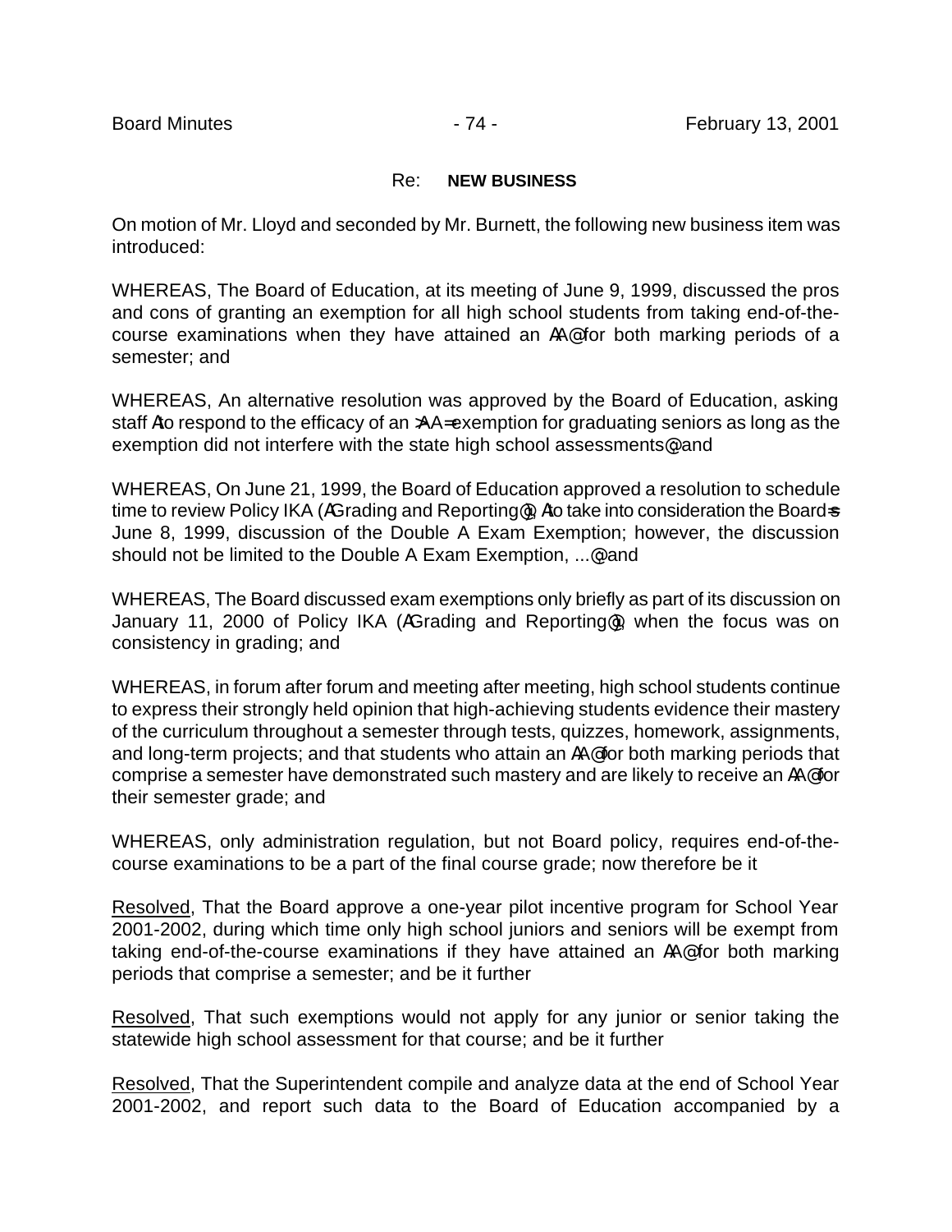Re: **NEW BUSINESS**

On motion of Mr. Lloyd and seconded by Mr. Burnett, the following new business item was introduced:

WHEREAS, The Board of Education, at its meeting of June 9, 1999, discussed the pros and cons of granting an exemption for all high school students from taking end-of-the-course examinations when they have attained an AA@ for both marking periods of a semester; and

WHEREAS, An alternative resolution was approved by the Board of Education, asking staff Ato respond to the efficacy of an >AA= exemption for graduating seniors as long as the exemption did not interfere with the state high school assessments@ and

WHEREAS, On June 21, 1999, the Board of Education approved a resolution to schedule time to review Policy IKA (AGrading and Reporting@), Ato take into consideration the Board=s June 8, 1999, discussion of the Double A Exam Exemption; however, the discussion should not be limited to the Double A Exam Exemption, ...@ and

WHEREAS, The Board discussed exam exemptions only briefly as part of its discussion on January 11, 2000 of Policy IKA (AGrading and Reporting@), when the focus was on consistency in grading; and

WHEREAS, in forum after forum and meeting after meeting, high school students continue to express their strongly held opinion that high-achieving students evidence their mastery of the curriculum throughout a semester through tests, quizzes, homework, assignments, and long-term projects; and that students who attain an AA@ for both marking periods that comprise a semester have demonstrated such mastery and are likely to receive an AA@ for their semester grade; and

WHEREAS, only administration regulation, but not Board policy, requires end-of-the-course examinations to be a part of the final course grade; now therefore be it

Resolved, That the Board approve a one-year pilot incentive program for School Year 2001-2002, during which time only high school juniors and seniors will be exempt from taking end-of-the-course examinations if they have attained an AA@ for both marking periods that comprise a semester; and be it further

Resolved, That such exemptions would not apply for any junior or senior taking the statewide high school assessment for that course; and be it further

Resolved, That the Superintendent compile and analyze data at the end of School Year 2001-2002, and report such data to the Board of Education accompanied by a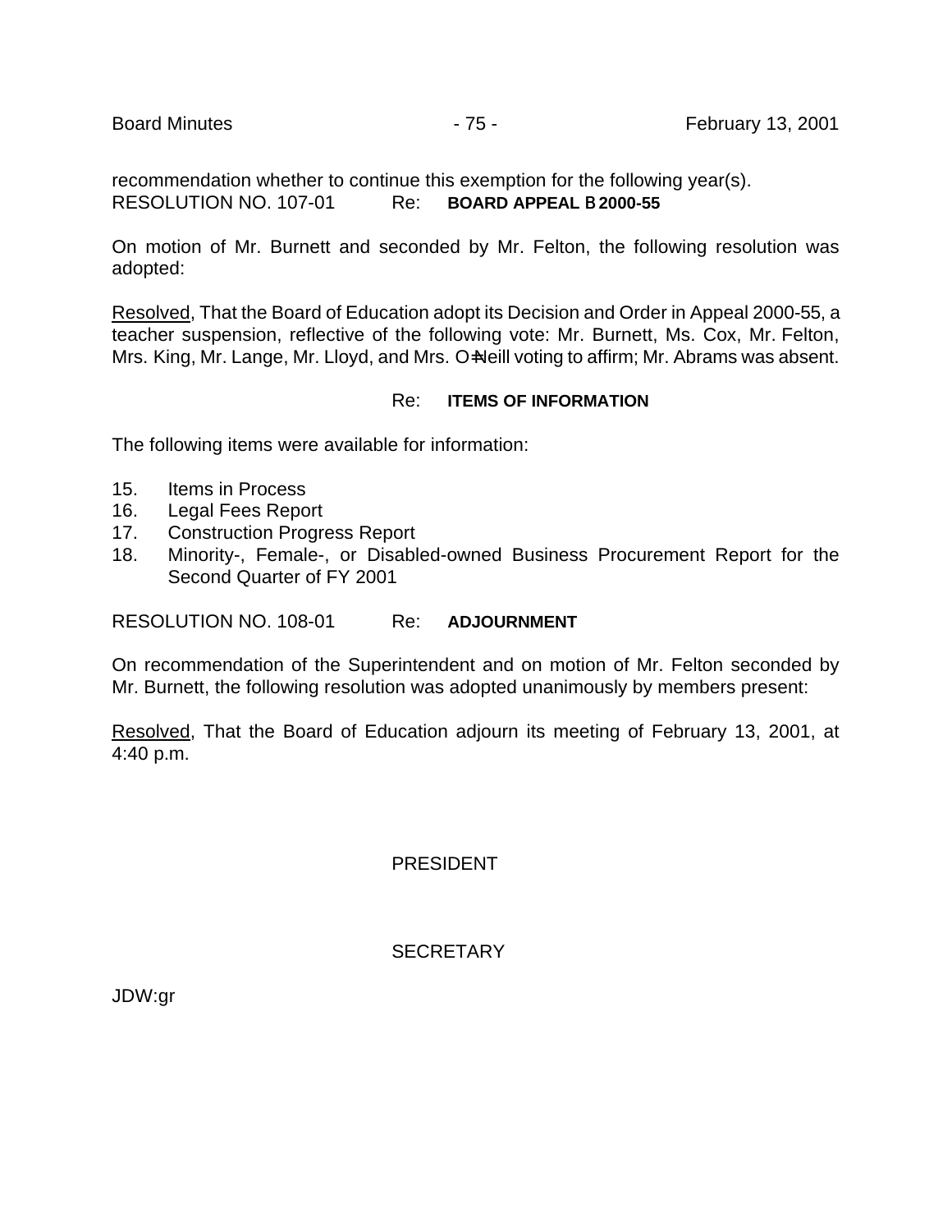recommendation whether to continue this exemption for the following year(s).

RESOLUTION NO. 107-01 Re: **BOARD APPEAL B 2000-55**

On motion of Mr. Burnett and seconded by Mr. Felton, the following resolution was adopted:

Resolved, That the Board of Education adopt its Decision and Order in Appeal 2000-55, a teacher suspension, reflective of the following vote: Mr. Burnett, Ms. Cox, Mr. Felton, Mrs. King, Mr. Lange, Mr. Lloyd, and Mrs. O=Neill voting to affirm; Mr. Abrams was absent.

Re: **ITEMS OF INFORMATION**

The following items were available for information:

15. Items in Process
16. Legal Fees Report
17. Construction Progress Report
18. Minority-, Female-, or Disabled-owned Business Procurement Report for the Second Quarter of FY 2001

RESOLUTION NO. 108-01 Re: **ADJOURNMENT**

On recommendation of the Superintendent and on motion of Mr. Felton seconded by Mr. Burnett, the following resolution was adopted unanimously by members present:

Resolved, That the Board of Education adjourn its meeting of February 13, 2001, at 4:40 p.m.

PRESIDENT

SECRETARY

JDW:gr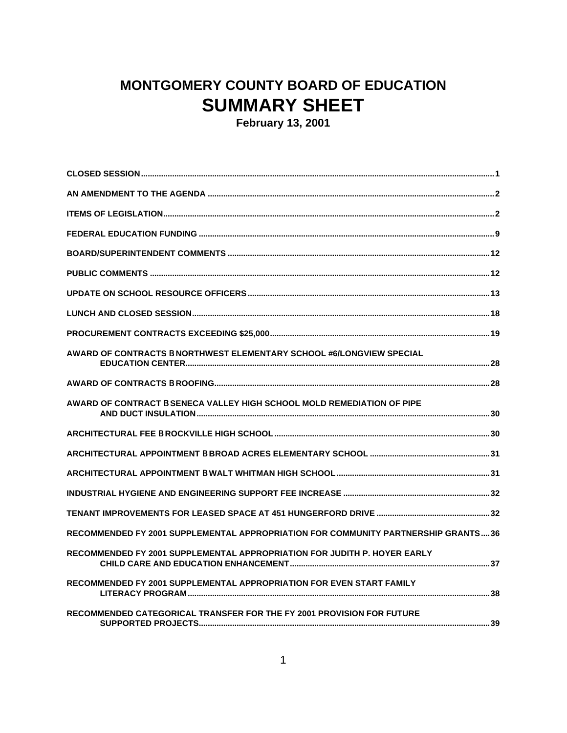# MONTGOMERY COUNTY BOARD OF EDUCATION
# SUMMARY SHEET
### February 13, 2001

CLOSED SESSION....1

AN AMENDMENT TO THE AGENDA....2

ITEMS OF LEGISLATION....2

FEDERAL EDUCATION FUNDING....9

BOARD/SUPERINTENDENT COMMENTS....12

PUBLIC COMMENTS....12

UPDATE ON SCHOOL RESOURCE OFFICERS....13

LUNCH AND CLOSED SESSION....18

PROCUREMENT CONTRACTS EXCEEDING $25,000....19

AWARD OF CONTRACTS B NORTHWEST ELEMENTARY SCHOOL #6/LONGVIEW SPECIAL EDUCATION CENTER....28

AWARD OF CONTRACTS B ROOFING....28

AWARD OF CONTRACT B SENECA VALLEY HIGH SCHOOL MOLD REMEDIATION OF PIPE AND DUCT INSULATION....30

ARCHITECTURAL FEE B ROCKVILLE HIGH SCHOOL....30

ARCHITECTURAL APPOINTMENT B BROAD ACRES ELEMENTARY SCHOOL....31

ARCHITECTURAL APPOINTMENT B WALT WHITMAN HIGH SCHOOL....31

INDUSTRIAL HYGIENE AND ENGINEERING SUPPORT FEE INCREASE....32

TENANT IMPROVEMENTS FOR LEASED SPACE AT 451 HUNGERFORD DRIVE....32

RECOMMENDED FY 2001 SUPPLEMENTAL APPROPRIATION FOR COMMUNITY PARTNERSHIP GRANTS....36

RECOMMENDED FY 2001 SUPPLEMENTAL APPROPRIATION FOR JUDITH P. HOYER EARLY CHILD CARE AND EDUCATION ENHANCEMENT....37

RECOMMENDED FY 2001 SUPPLEMENTAL APPROPRIATION FOR EVEN START FAMILY LITERACY PROGRAM....38

RECOMMENDED CATEGORICAL TRANSFER FOR THE FY 2001 PROVISION FOR FUTURE SUPPORTED PROJECTS....39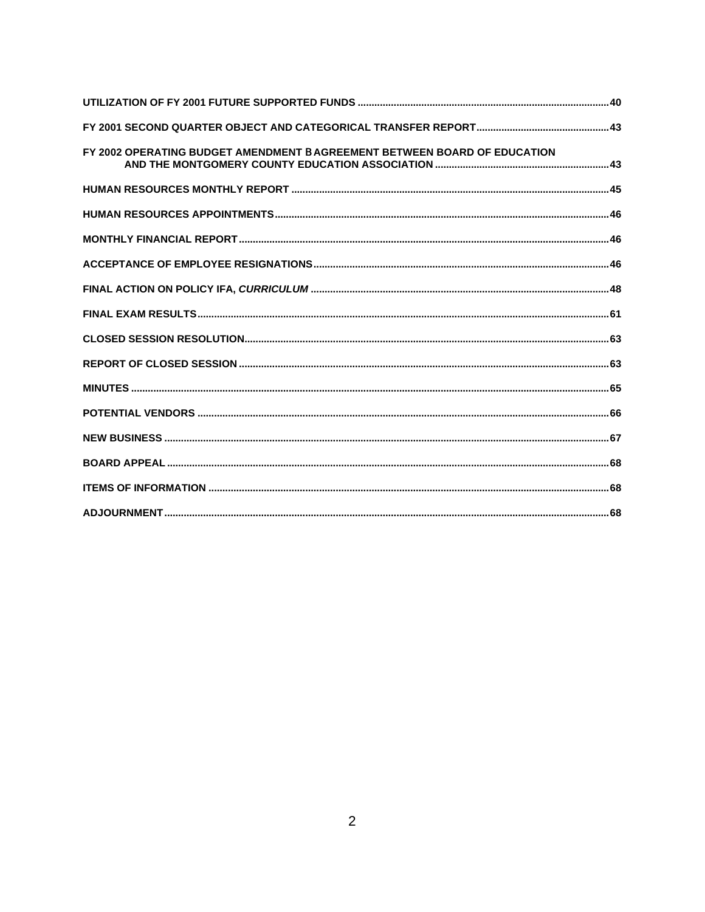**UTILIZATION OF FY 2001 FUTURE SUPPORTED FUNDS** .......... 40

**FY 2001 SECOND QUARTER OBJECT AND CATEGORICAL TRANSFER REPORT** .......... 43

**FY 2002 OPERATING BUDGET AMENDMENT B AGREEMENT BETWEEN BOARD OF EDUCATION AND THE MONTGOMERY COUNTY EDUCATION ASSOCIATION** .......... 43

**HUMAN RESOURCES MONTHLY REPORT** .......... 45

**HUMAN RESOURCES APPOINTMENTS** .......... 46

**MONTHLY FINANCIAL REPORT** .......... 46

**ACCEPTANCE OF EMPLOYEE RESIGNATIONS** .......... 46

**FINAL ACTION ON POLICY IFA, *CURRICULUM*** .......... 48

**FINAL EXAM RESULTS** .......... 61

**CLOSED SESSION RESOLUTION** .......... 63

**REPORT OF CLOSED SESSION** .......... 63

**MINUTES** .......... 65

**POTENTIAL VENDORS** .......... 66

**NEW BUSINESS** .......... 67

**BOARD APPEAL** .......... 68

**ITEMS OF INFORMATION** .......... 68

**ADJOURNMENT** .......... 68